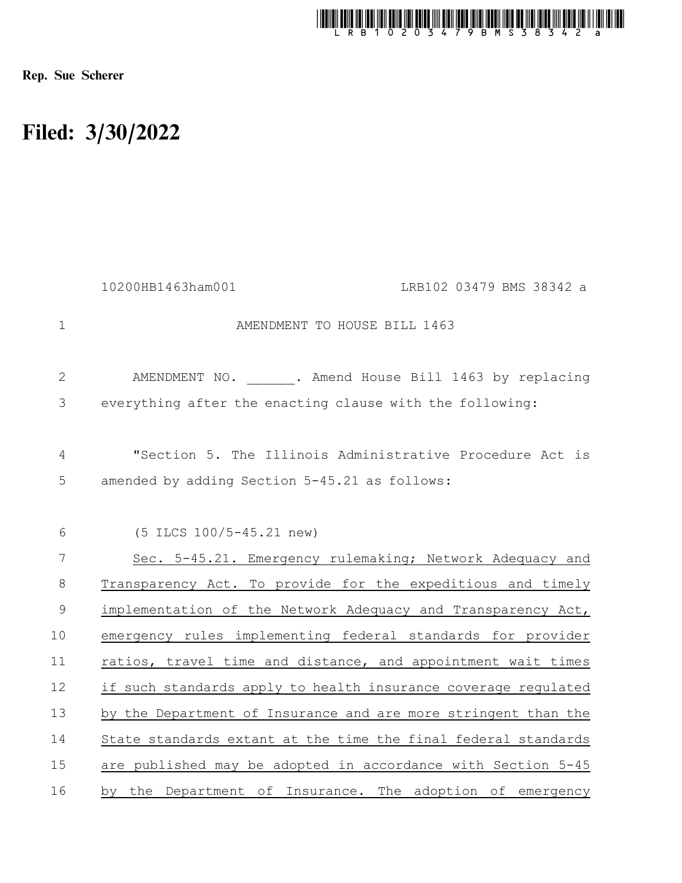Rep. Sue Scherer

# Filed: 3/30/2022

10200HB1463ham001 LRB102 03479 BMS 38342 a

AMENDMENT TO HOUSE BILL 1463

AMENDMENT NO. ______. Amend House Bill 1463 by replacing everything after the enacting clause with the following:

"Section 5. The Illinois Administrative Procedure Act is amended by adding Section 5-45.21 as follows:

(5 ILCS 100/5-45.21 new)

Sec. 5-45.21. Emergency rulemaking; Network Adequacy and Transparency Act. To provide for the expeditious and timely implementation of the Network Adequacy and Transparency Act, emergency rules implementing federal standards for provider ratios, travel time and distance, and appointment wait times if such standards apply to health insurance coverage regulated by the Department of Insurance and are more stringent than the State standards extant at the time the final federal standards are published may be adopted in accordance with Section 5-45 by the Department of Insurance. The adoption of emergency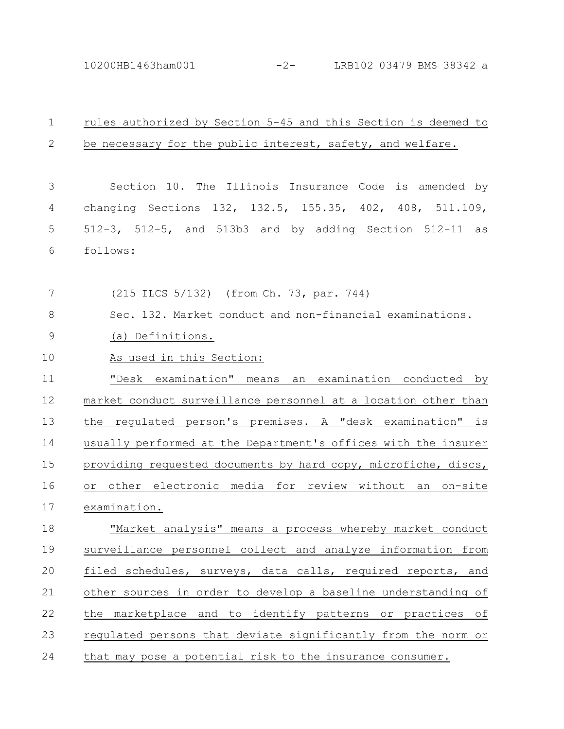rules authorized by Section 5-45 and this Section is deemed to be necessary for the public interest, safety, and welfare.

Section 10. The Illinois Insurance Code is amended by changing Sections 132, 132.5, 155.35, 402, 408, 511.109, 512-3, 512-5, and 513b3 and by adding Section 512-11 as follows:

(215 ILCS 5/132) (from Ch. 73, par. 744)

Sec. 132. Market conduct and non-financial examinations.

(a) Definitions.

As used in this Section:

"Desk examination" means an examination conducted by market conduct surveillance personnel at a location other than the regulated person's premises. A "desk examination" is usually performed at the Department's offices with the insurer providing requested documents by hard copy, microfiche, discs, or other electronic media for review without an on-site examination.

"Market analysis" means a process whereby market conduct surveillance personnel collect and analyze information from filed schedules, surveys, data calls, required reports, and other sources in order to develop a baseline understanding of the marketplace and to identify patterns or practices of regulated persons that deviate significantly from the norm or that may pose a potential risk to the insurance consumer.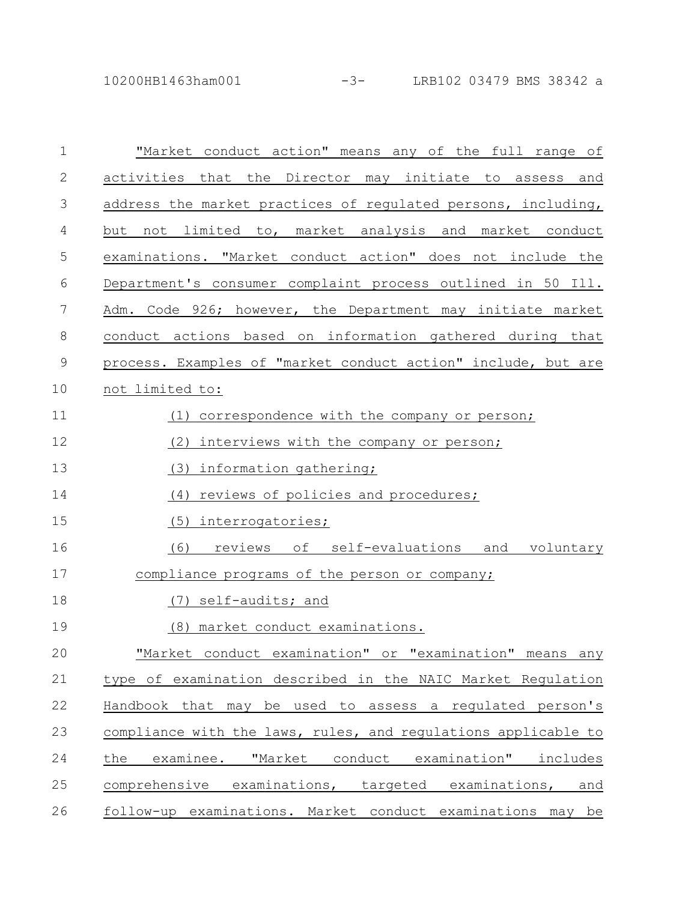"Market conduct action" means any of the full range of activities that the Director may initiate to assess and address the market practices of regulated persons, including, but not limited to, market analysis and market conduct examinations. "Market conduct action" does not include the Department's consumer complaint process outlined in 50 Ill. Adm. Code 926; however, the Department may initiate market conduct actions based on information gathered during that process. Examples of "market conduct action" include, but are not limited to:

(1) correspondence with the company or person;

(2) interviews with the company or person;

(3) information gathering;

(4) reviews of policies and procedures;

(5) interrogatories;

(6) reviews of self-evaluations and voluntary compliance programs of the person or company;

(7) self-audits; and

(8) market conduct examinations.

"Market conduct examination" or "examination" means any type of examination described in the NAIC Market Regulation Handbook that may be used to assess a regulated person's compliance with the laws, rules, and regulations applicable to the examinee. "Market conduct examination" includes comprehensive examinations, targeted examinations, and follow-up examinations. Market conduct examinations may be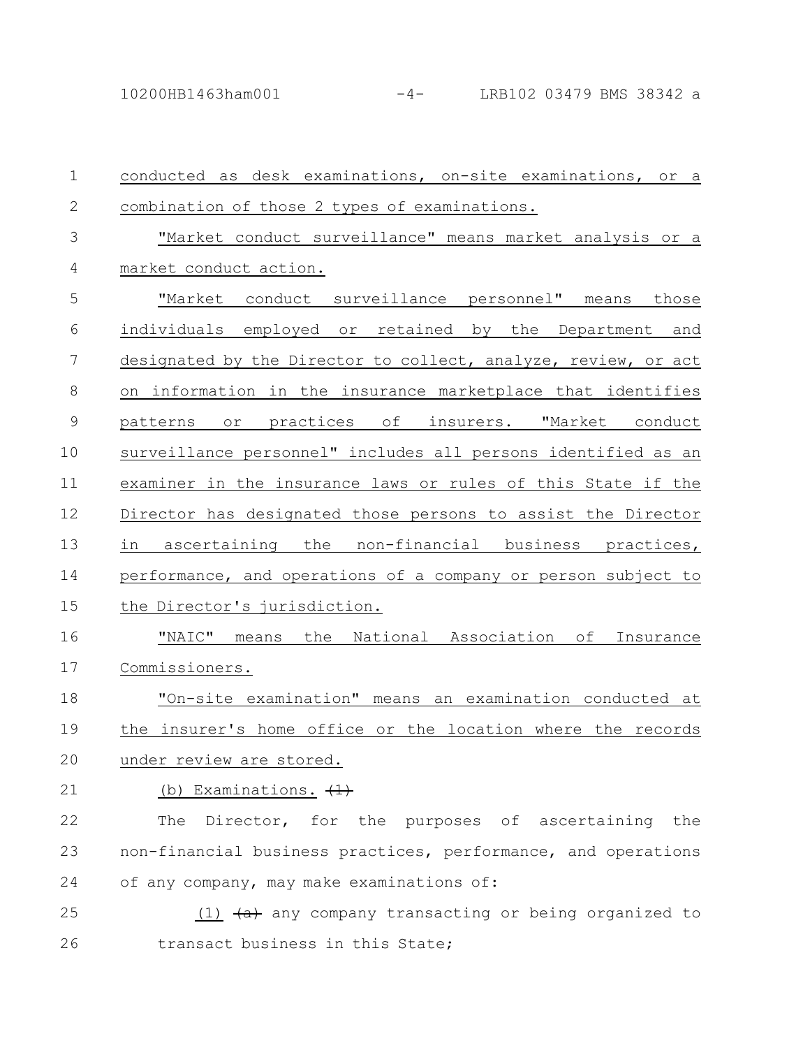conducted as desk examinations, on-site examinations, or a combination of those 2 types of examinations.

"Market conduct surveillance" means market analysis or a market conduct action.

"Market conduct surveillance personnel" means those individuals employed or retained by the Department and designated by the Director to collect, analyze, review, or act on information in the insurance marketplace that identifies patterns or practices of insurers. "Market conduct surveillance personnel" includes all persons identified as an examiner in the insurance laws or rules of this State if the Director has designated those persons to assist the Director in ascertaining the non-financial business practices, performance, and operations of a company or person subject to the Director's jurisdiction.

"NAIC" means the National Association of Insurance Commissioners.

"On-site examination" means an examination conducted at the insurer's home office or the location where the records under review are stored.

(b) Examinations. ~~(1)~~

The Director, for the purposes of ascertaining the non-financial business practices, performance, and operations of any company, may make examinations of:

(1) ~~(a)~~ any company transacting or being organized to transact business in this State;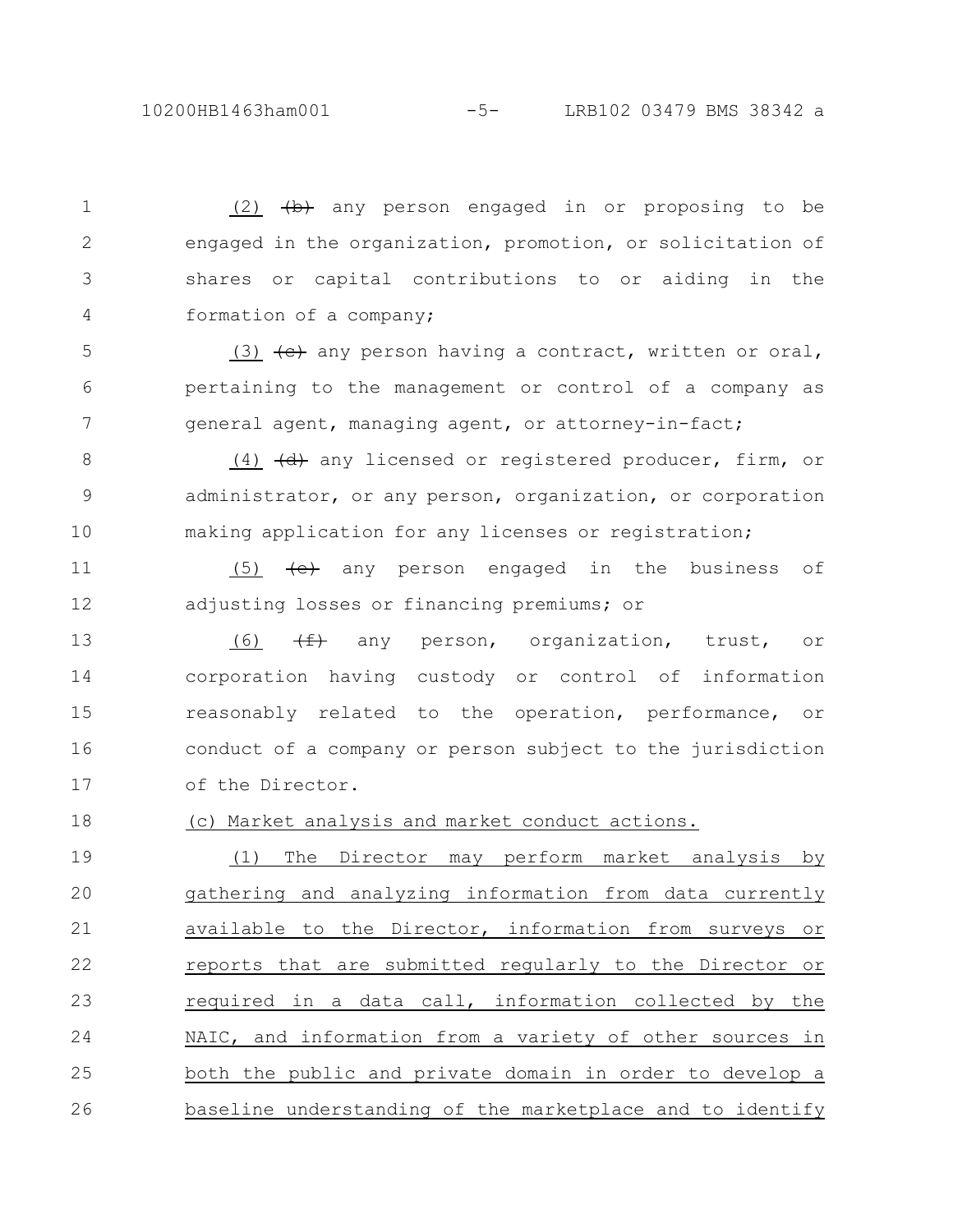(2) ~~(b)~~ any person engaged in or proposing to be engaged in the organization, promotion, or solicitation of shares or capital contributions to or aiding in the formation of a company;

(3) ~~(c)~~ any person having a contract, written or oral, pertaining to the management or control of a company as general agent, managing agent, or attorney-in-fact;

(4) ~~(d)~~ any licensed or registered producer, firm, or administrator, or any person, organization, or corporation making application for any licenses or registration;

(5) ~~(e)~~ any person engaged in the business of adjusting losses or financing premiums; or

(6) ~~(f)~~ any person, organization, trust, or corporation having custody or control of information reasonably related to the operation, performance, or conduct of a company or person subject to the jurisdiction of the Director.

(c) Market analysis and market conduct actions.

(1) The Director may perform market analysis by gathering and analyzing information from data currently available to the Director, information from surveys or reports that are submitted regularly to the Director or required in a data call, information collected by the NAIC, and information from a variety of other sources in both the public and private domain in order to develop a baseline understanding of the marketplace and to identify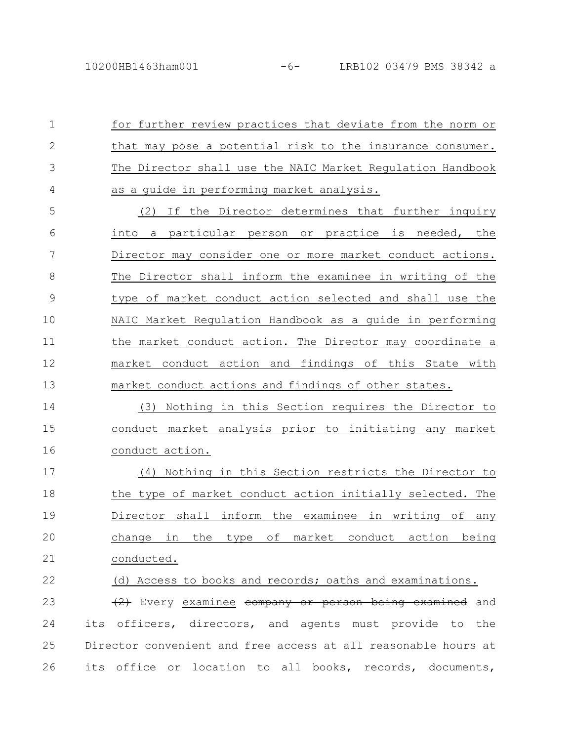for further review practices that deviate from the norm or that may pose a potential risk to the insurance consumer. The Director shall use the NAIC Market Regulation Handbook as a guide in performing market analysis.

(2) If the Director determines that further inquiry into a particular person or practice is needed, the Director may consider one or more market conduct actions. The Director shall inform the examinee in writing of the type of market conduct action selected and shall use the NAIC Market Regulation Handbook as a guide in performing the market conduct action. The Director may coordinate a market conduct action and findings of this State with market conduct actions and findings of other states.

(3) Nothing in this Section requires the Director to conduct market analysis prior to initiating any market conduct action.

(4) Nothing in this Section restricts the Director to the type of market conduct action initially selected. The Director shall inform the examinee in writing of any change in the type of market conduct action being conducted.

(d) Access to books and records; oaths and examinations.

~~(2)~~ Every examinee ~~company or person being examined~~ and its officers, directors, and agents must provide to the Director convenient and free access at all reasonable hours at its office or location to all books, records, documents,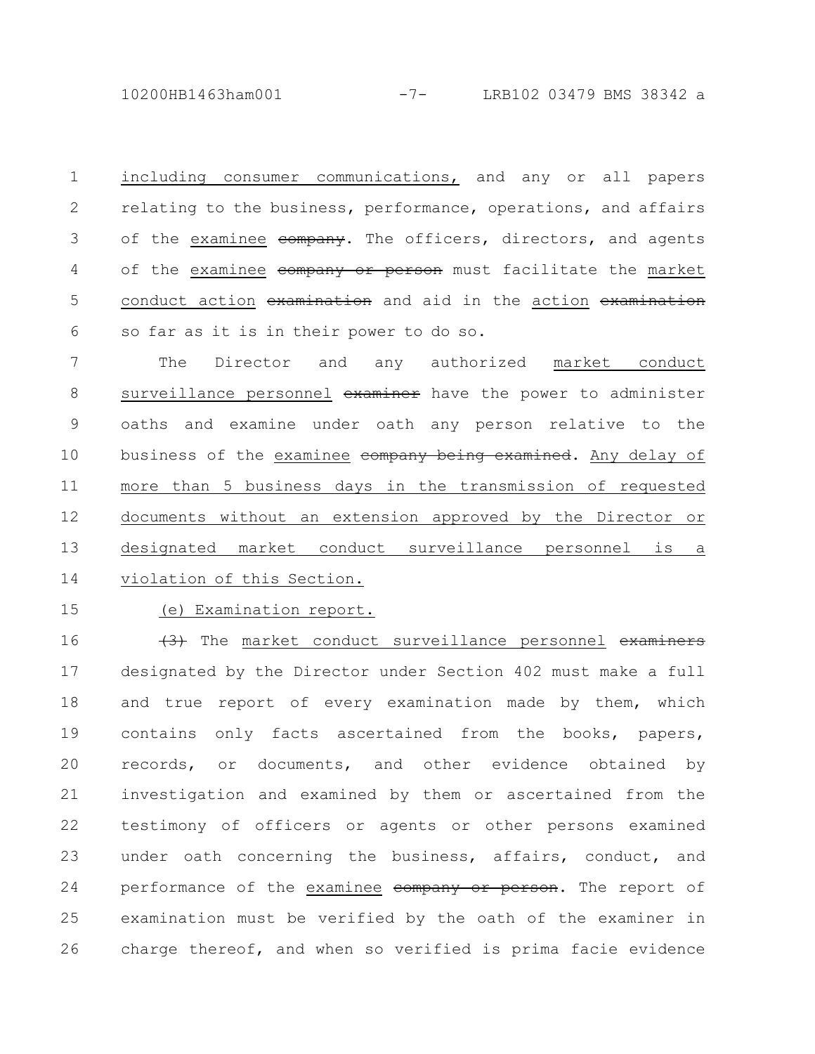including consumer communications, and any or all papers relating to the business, performance, operations, and affairs of the examinee ~~company~~. The officers, directors, and agents of the examinee ~~company or person~~ must facilitate the market conduct action ~~examination~~ and aid in the action ~~examination~~ so far as it is in their power to do so.

The Director and any authorized market conduct surveillance personnel ~~examiner~~ have the power to administer oaths and examine under oath any person relative to the business of the examinee ~~company being examined~~. Any delay of more than 5 business days in the transmission of requested documents without an extension approved by the Director or designated market conduct surveillance personnel is a violation of this Section.

(e) Examination report.

~~(3)~~ The market conduct surveillance personnel ~~examiners~~ designated by the Director under Section 402 must make a full and true report of every examination made by them, which contains only facts ascertained from the books, papers, records, or documents, and other evidence obtained by investigation and examined by them or ascertained from the testimony of officers or agents or other persons examined under oath concerning the business, affairs, conduct, and performance of the examinee ~~company or person~~. The report of examination must be verified by the oath of the examiner in charge thereof, and when so verified is prima facie evidence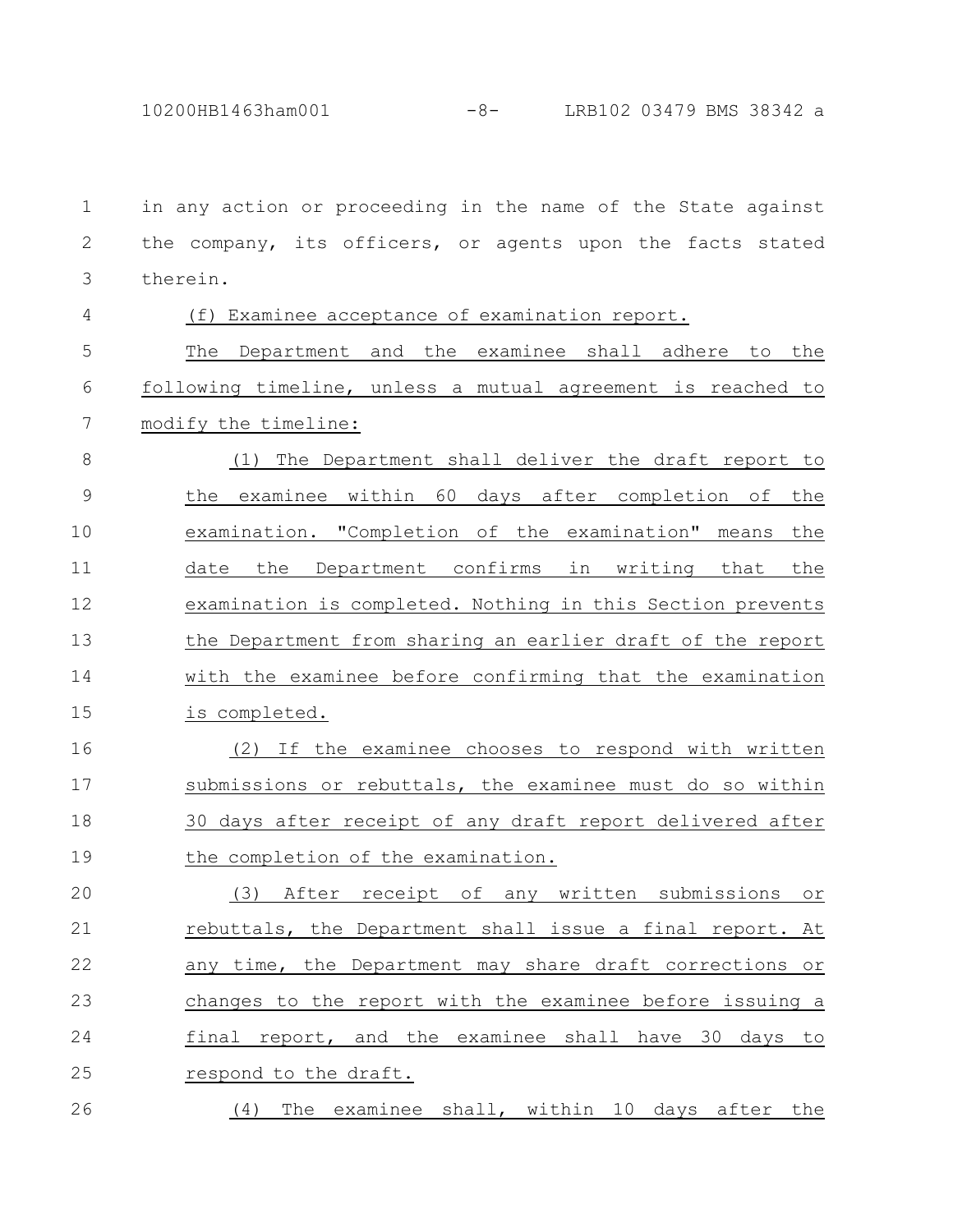in any action or proceeding in the name of the State against the company, its officers, or agents upon the facts stated therein.

(f) Examinee acceptance of examination report.

The Department and the examinee shall adhere to the following timeline, unless a mutual agreement is reached to modify the timeline:

(1) The Department shall deliver the draft report to the examinee within 60 days after completion of the examination. "Completion of the examination" means the date the Department confirms in writing that the examination is completed. Nothing in this Section prevents the Department from sharing an earlier draft of the report with the examinee before confirming that the examination is completed.

(2) If the examinee chooses to respond with written submissions or rebuttals, the examinee must do so within 30 days after receipt of any draft report delivered after the completion of the examination.

(3) After receipt of any written submissions or rebuttals, the Department shall issue a final report. At any time, the Department may share draft corrections or changes to the report with the examinee before issuing a final report, and the examinee shall have 30 days to respond to the draft.

(4) The examinee shall, within 10 days after the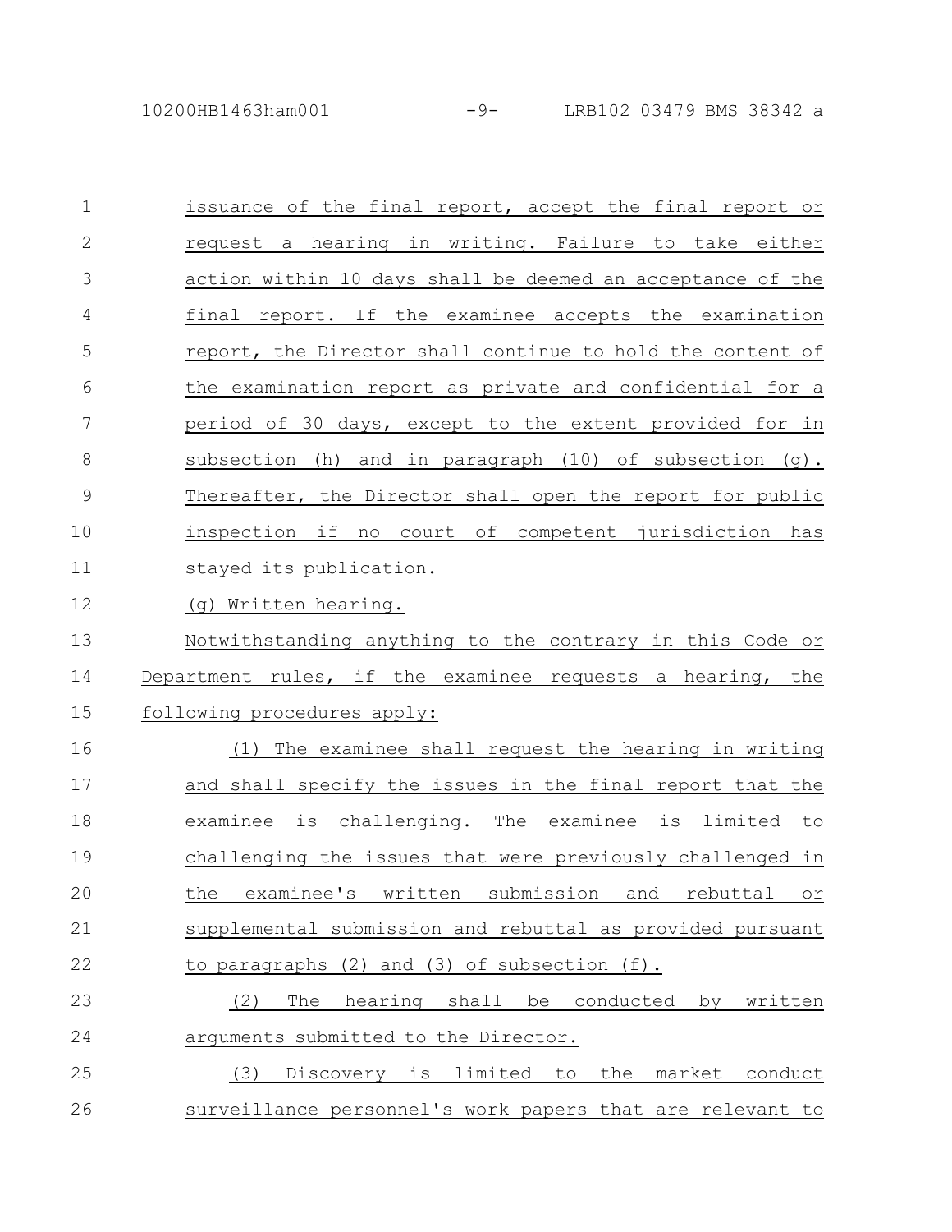issuance of the final report, accept the final report or request a hearing in writing. Failure to take either action within 10 days shall be deemed an acceptance of the final report. If the examinee accepts the examination report, the Director shall continue to hold the content of the examination report as private and confidential for a period of 30 days, except to the extent provided for in subsection (h) and in paragraph (10) of subsection (g). Thereafter, the Director shall open the report for public inspection if no court of competent jurisdiction has stayed its publication.

(g) Written hearing.

Notwithstanding anything to the contrary in this Code or Department rules, if the examinee requests a hearing, the following procedures apply:

(1) The examinee shall request the hearing in writing and shall specify the issues in the final report that the examinee is challenging. The examinee is limited to challenging the issues that were previously challenged in the examinee's written submission and rebuttal or supplemental submission and rebuttal as provided pursuant to paragraphs (2) and (3) of subsection (f).

(2) The hearing shall be conducted by written arguments submitted to the Director.

(3) Discovery is limited to the market conduct surveillance personnel's work papers that are relevant to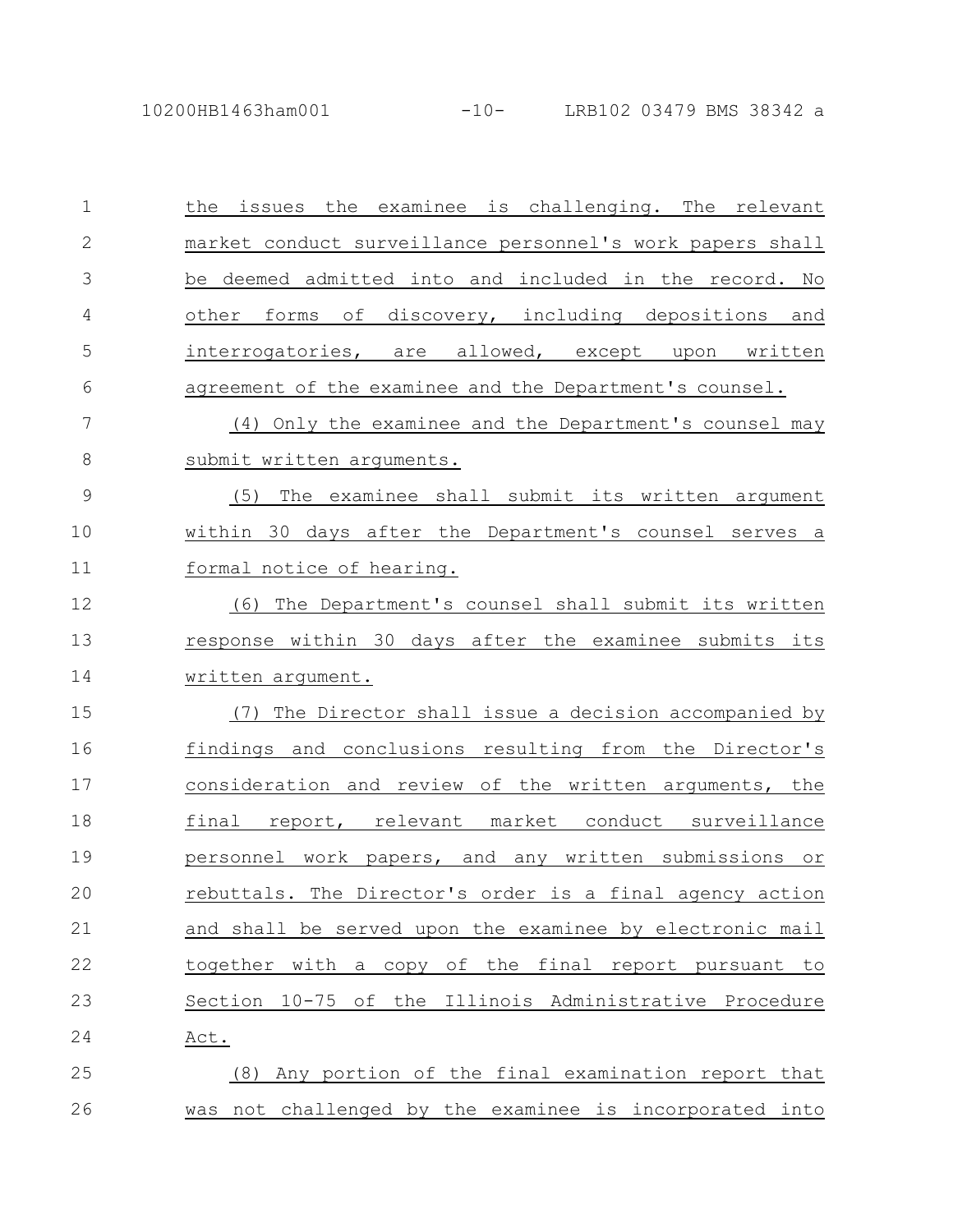the issues the examinee is challenging. The relevant market conduct surveillance personnel's work papers shall be deemed admitted into and included in the record. No other forms of discovery, including depositions and interrogatories, are allowed, except upon written agreement of the examinee and the Department's counsel.

(4) Only the examinee and the Department's counsel may submit written arguments.

(5) The examinee shall submit its written argument within 30 days after the Department's counsel serves a formal notice of hearing.

(6) The Department's counsel shall submit its written response within 30 days after the examinee submits its written argument.

(7) The Director shall issue a decision accompanied by findings and conclusions resulting from the Director's consideration and review of the written arguments, the final report, relevant market conduct surveillance personnel work papers, and any written submissions or rebuttals. The Director's order is a final agency action and shall be served upon the examinee by electronic mail together with a copy of the final report pursuant to Section 10-75 of the Illinois Administrative Procedure Act.

(8) Any portion of the final examination report that was not challenged by the examinee is incorporated into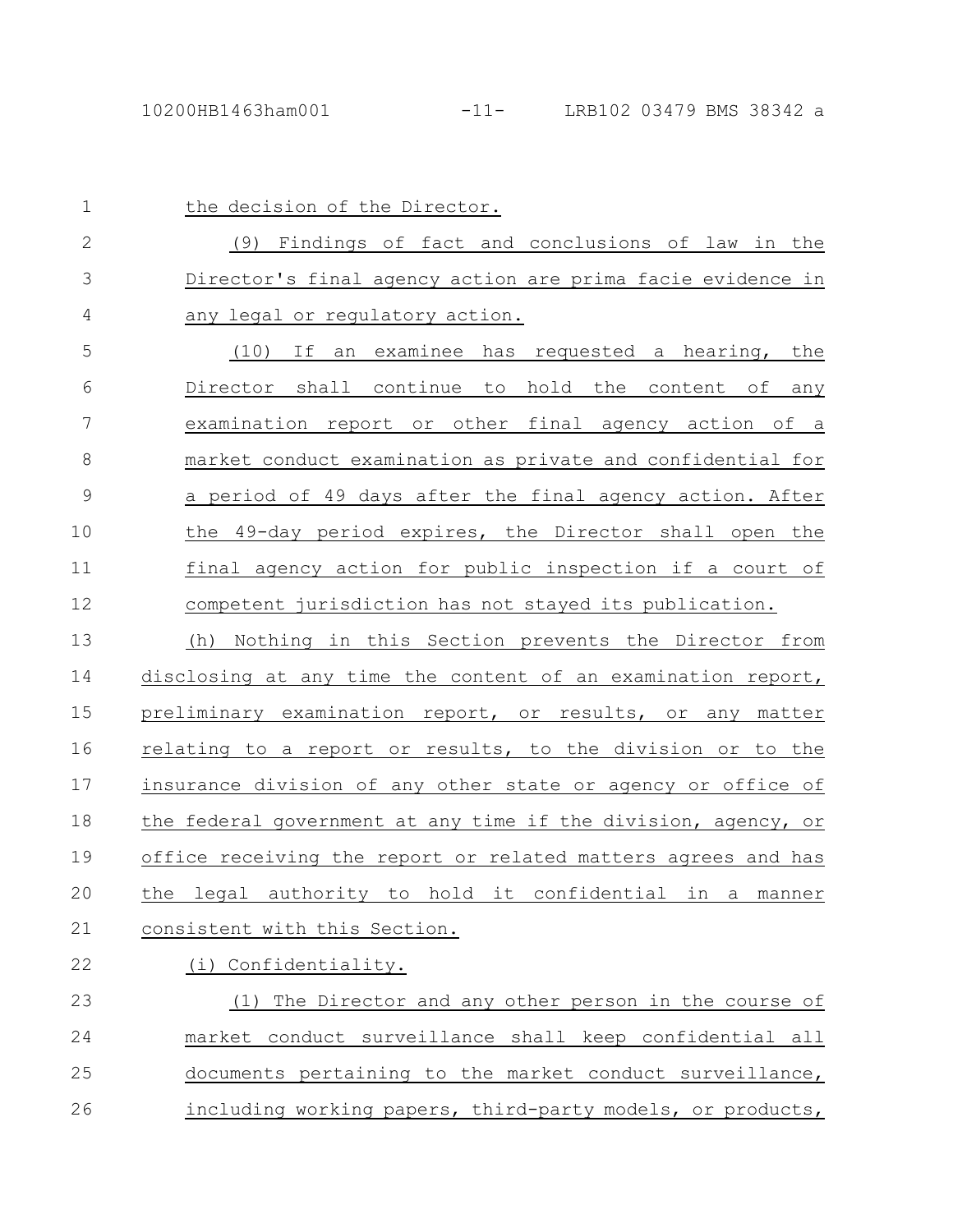the decision of the Director.

(9) Findings of fact and conclusions of law in the Director's final agency action are prima facie evidence in any legal or regulatory action.

(10) If an examinee has requested a hearing, the Director shall continue to hold the content of any examination report or other final agency action of a market conduct examination as private and confidential for a period of 49 days after the final agency action. After the 49-day period expires, the Director shall open the final agency action for public inspection if a court of competent jurisdiction has not stayed its publication.

(h) Nothing in this Section prevents the Director from disclosing at any time the content of an examination report, preliminary examination report, or results, or any matter relating to a report or results, to the division or to the insurance division of any other state or agency or office of the federal government at any time if the division, agency, or office receiving the report or related matters agrees and has the legal authority to hold it confidential in a manner consistent with this Section.

(i) Confidentiality.

(1) The Director and any other person in the course of market conduct surveillance shall keep confidential all documents pertaining to the market conduct surveillance, including working papers, third-party models, or products,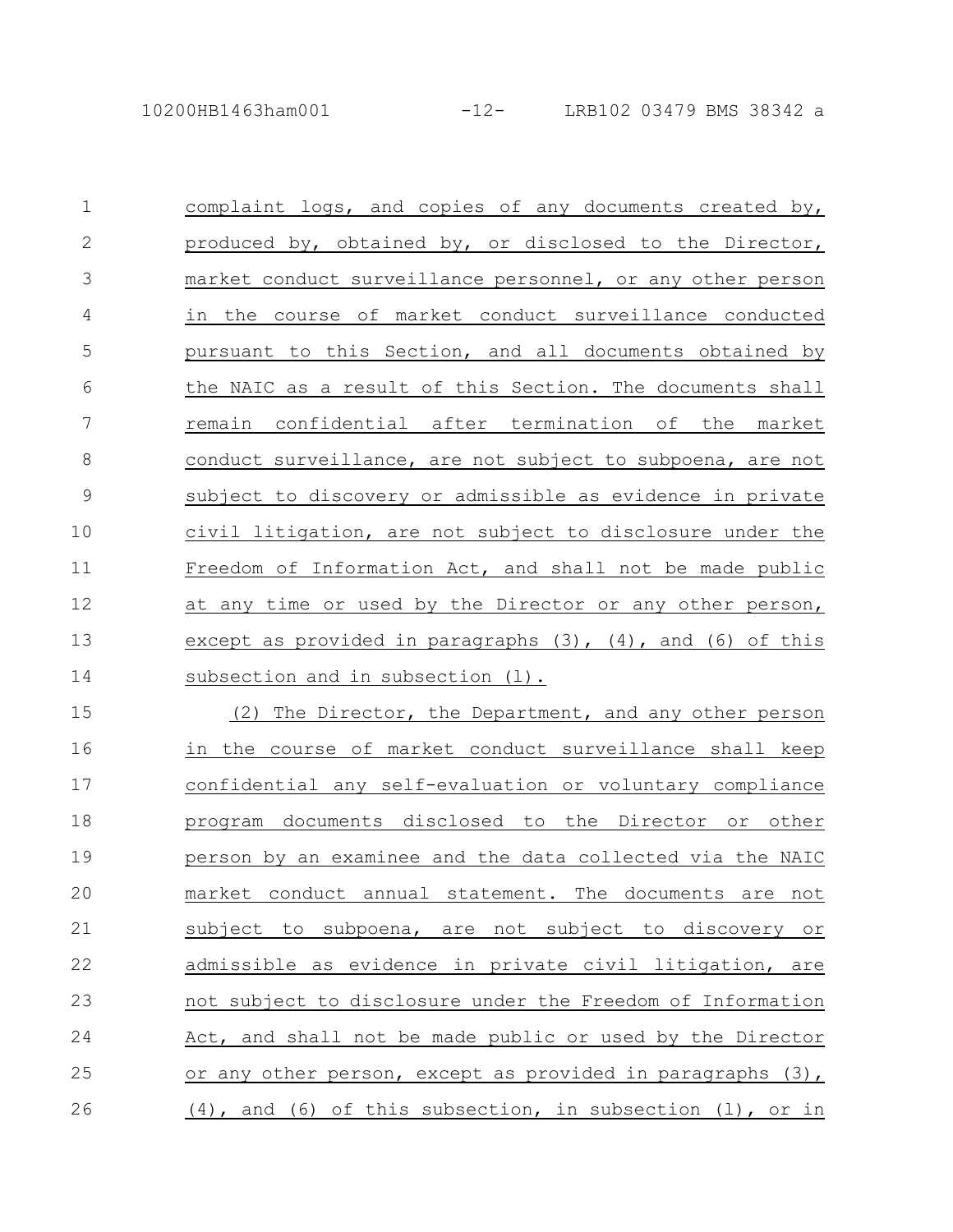complaint logs, and copies of any documents created by, produced by, obtained by, or disclosed to the Director, market conduct surveillance personnel, or any other person in the course of market conduct surveillance conducted pursuant to this Section, and all documents obtained by the NAIC as a result of this Section. The documents shall remain confidential after termination of the market conduct surveillance, are not subject to subpoena, are not subject to discovery or admissible as evidence in private civil litigation, are not subject to disclosure under the Freedom of Information Act, and shall not be made public at any time or used by the Director or any other person, except as provided in paragraphs (3), (4), and (6) of this subsection and in subsection (l).

(2) The Director, the Department, and any other person in the course of market conduct surveillance shall keep confidential any self-evaluation or voluntary compliance program documents disclosed to the Director or other person by an examinee and the data collected via the NAIC market conduct annual statement. The documents are not subject to subpoena, are not subject to discovery or admissible as evidence in private civil litigation, are not subject to disclosure under the Freedom of Information Act, and shall not be made public or used by the Director or any other person, except as provided in paragraphs (3), (4), and (6) of this subsection, in subsection (l), or in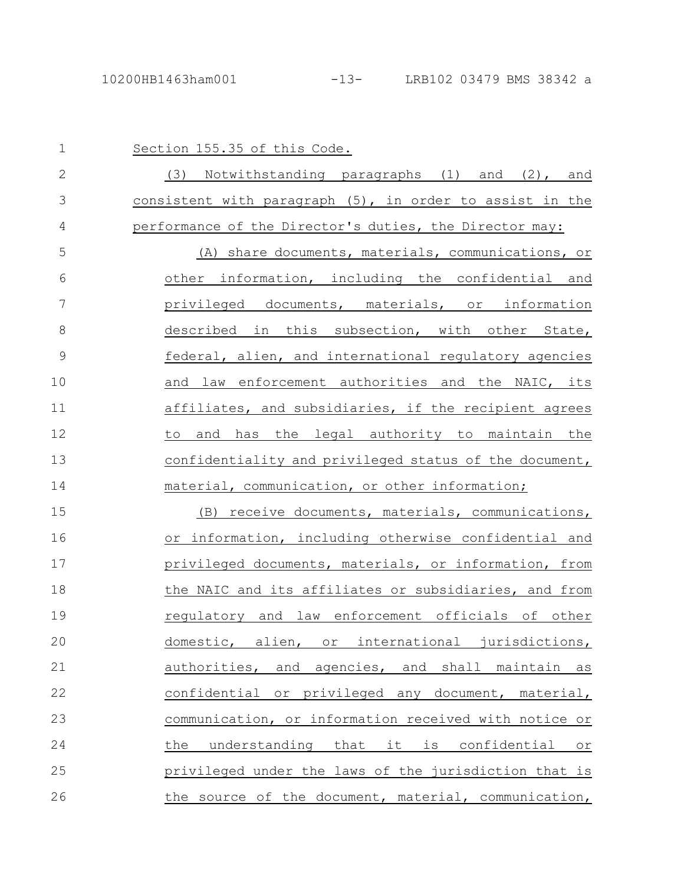Section 155.35 of this Code.

(3) Notwithstanding paragraphs (1) and (2), and consistent with paragraph (5), in order to assist in the performance of the Director's duties, the Director may:

(A) share documents, materials, communications, or other information, including the confidential and privileged documents, materials, or information described in this subsection, with other State, federal, alien, and international regulatory agencies and law enforcement authorities and the NAIC, its affiliates, and subsidiaries, if the recipient agrees to and has the legal authority to maintain the confidentiality and privileged status of the document, material, communication, or other information;

(B) receive documents, materials, communications, or information, including otherwise confidential and privileged documents, materials, or information, from the NAIC and its affiliates or subsidiaries, and from regulatory and law enforcement officials of other domestic, alien, or international jurisdictions, authorities, and agencies, and shall maintain as confidential or privileged any document, material, communication, or information received with notice or the understanding that it is confidential or privileged under the laws of the jurisdiction that is the source of the document, material, communication,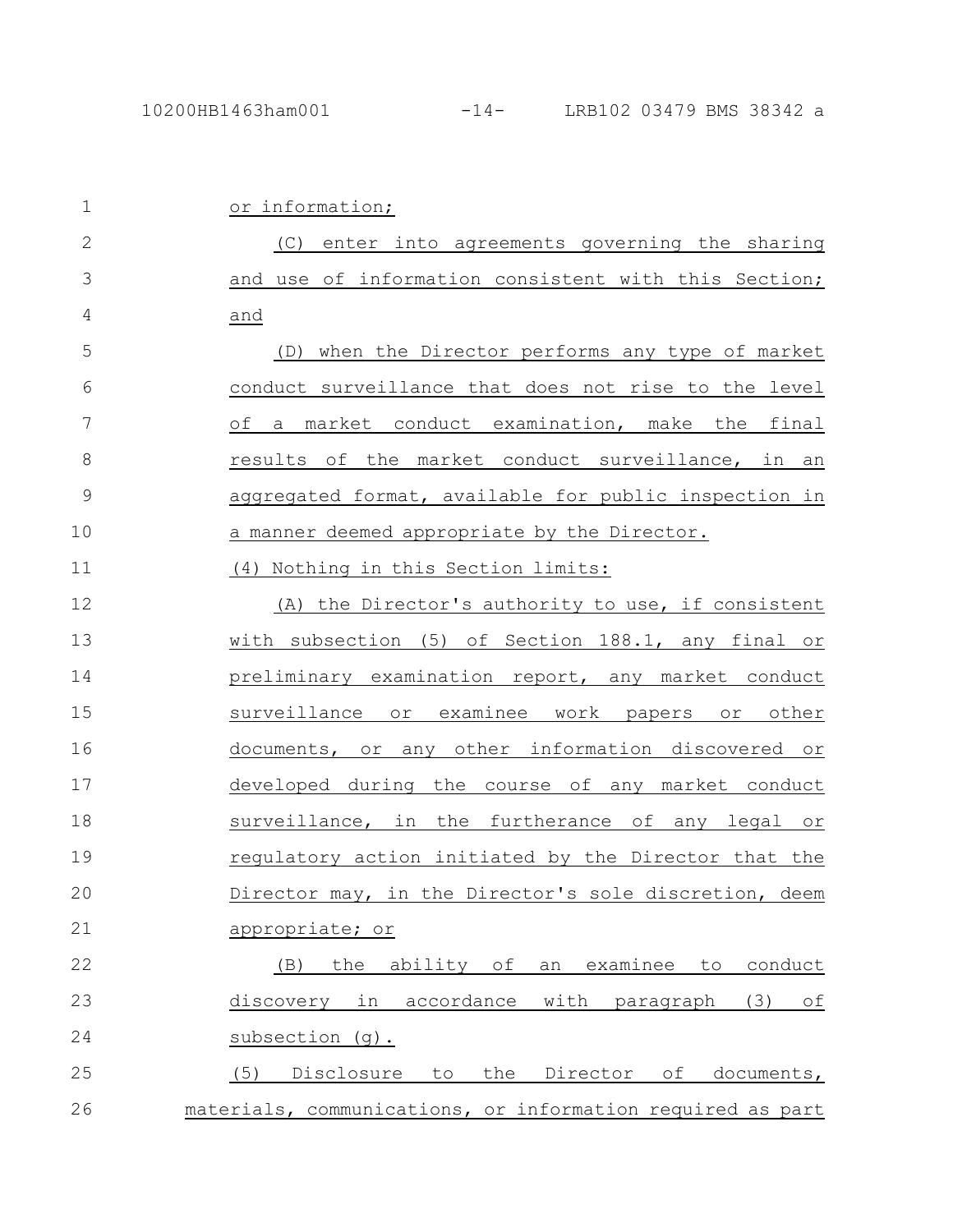or information;

(C) enter into agreements governing the sharing and use of information consistent with this Section; and

(D) when the Director performs any type of market conduct surveillance that does not rise to the level of a market conduct examination, make the final results of the market conduct surveillance, in an aggregated format, available for public inspection in a manner deemed appropriate by the Director.

(4) Nothing in this Section limits:

(A) the Director's authority to use, if consistent with subsection (5) of Section 188.1, any final or preliminary examination report, any market conduct surveillance or examinee work papers or other documents, or any other information discovered or developed during the course of any market conduct surveillance, in the furtherance of any legal or regulatory action initiated by the Director that the Director may, in the Director's sole discretion, deem appropriate; or

(B) the ability of an examinee to conduct discovery in accordance with paragraph (3) of subsection (g).

(5) Disclosure to the Director of documents, materials, communications, or information required as part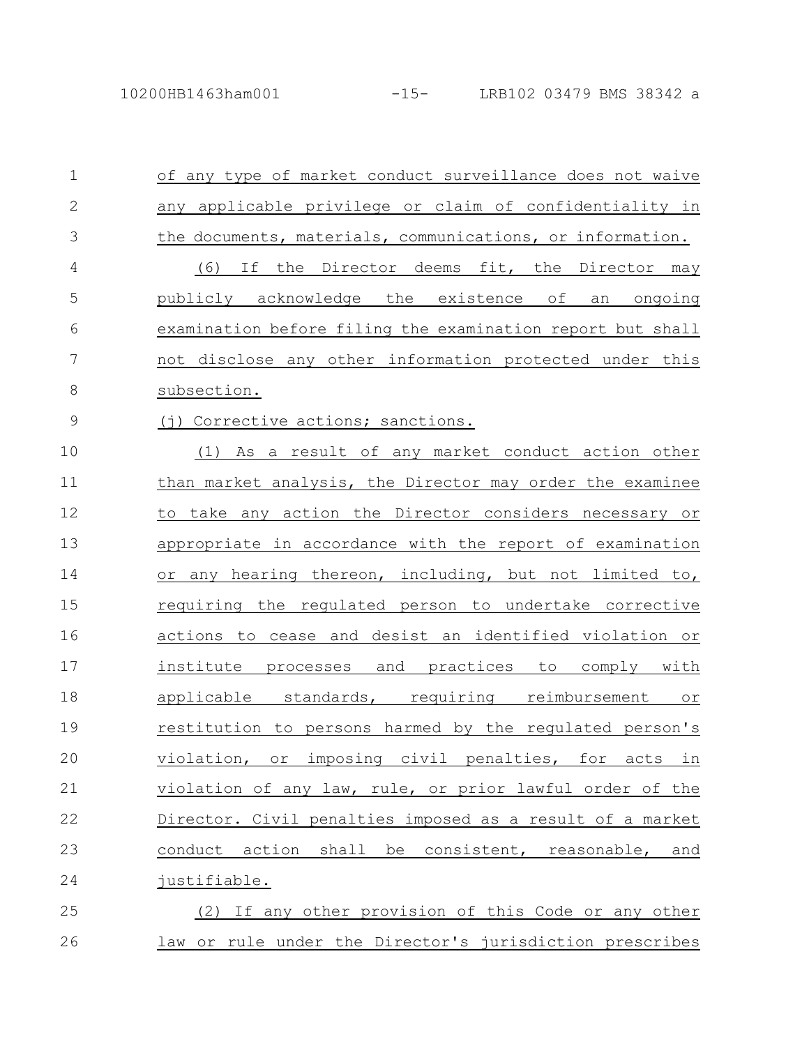of any type of market conduct surveillance does not waive any applicable privilege or claim of confidentiality in the documents, materials, communications, or information.

(6) If the Director deems fit, the Director may publicly acknowledge the existence of an ongoing examination before filing the examination report but shall not disclose any other information protected under this subsection.

(j) Corrective actions; sanctions.

(1) As a result of any market conduct action other than market analysis, the Director may order the examinee to take any action the Director considers necessary or appropriate in accordance with the report of examination or any hearing thereon, including, but not limited to, requiring the regulated person to undertake corrective actions to cease and desist an identified violation or institute processes and practices to comply with applicable standards, requiring reimbursement or restitution to persons harmed by the regulated person's violation, or imposing civil penalties, for acts in violation of any law, rule, or prior lawful order of the Director. Civil penalties imposed as a result of a market conduct action shall be consistent, reasonable, and justifiable.

(2) If any other provision of this Code or any other law or rule under the Director's jurisdiction prescribes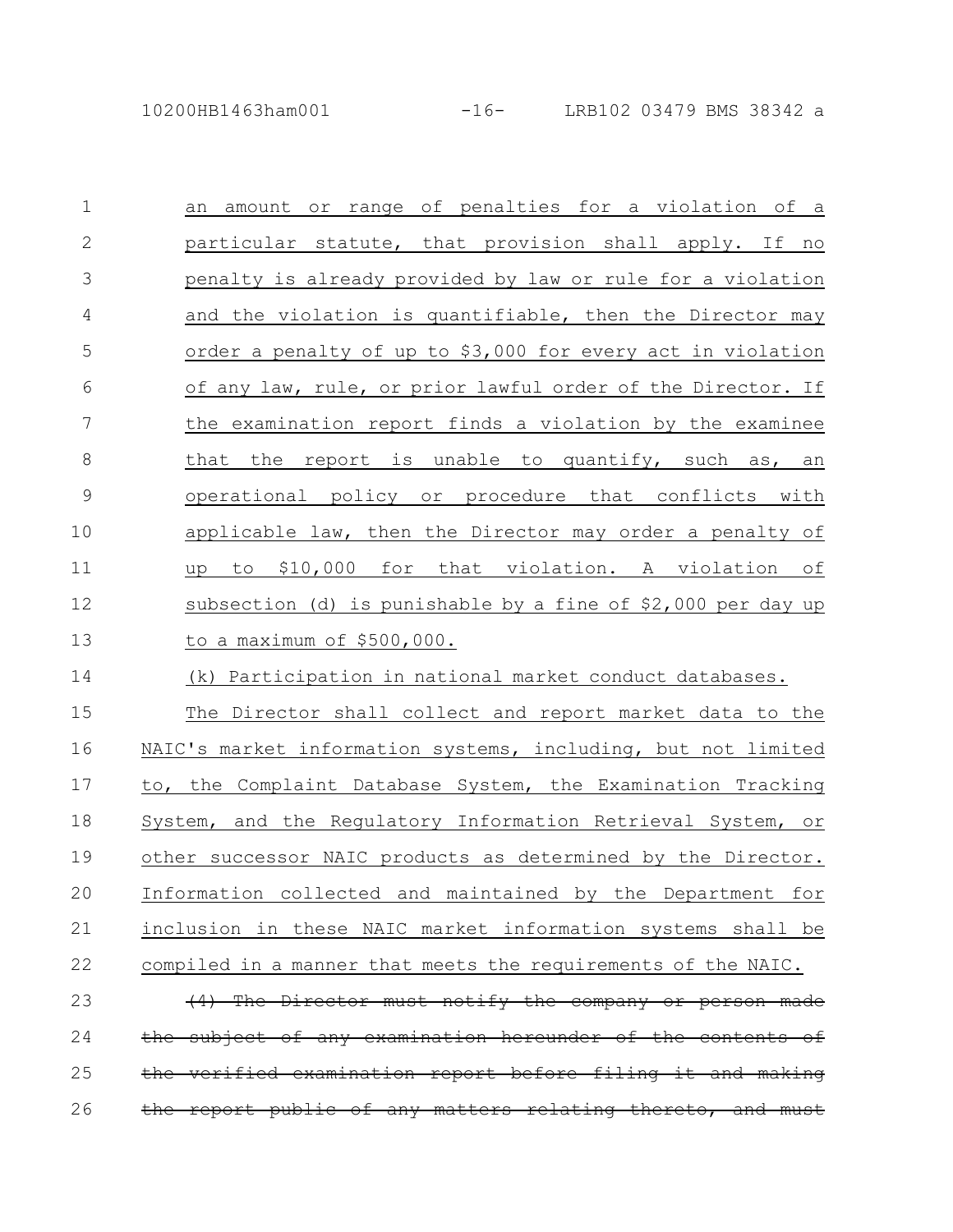an amount or range of penalties for a violation of a particular statute, that provision shall apply. If no penalty is already provided by law or rule for a violation and the violation is quantifiable, then the Director may order a penalty of up to $3,000 for every act in violation of any law, rule, or prior lawful order of the Director. If the examination report finds a violation by the examinee that the report is unable to quantify, such as, an operational policy or procedure that conflicts with applicable law, then the Director may order a penalty of up to $10,000 for that violation. A violation of subsection (d) is punishable by a fine of $2,000 per day up to a maximum of $500,000.

(k) Participation in national market conduct databases.

The Director shall collect and report market data to the NAIC's market information systems, including, but not limited to, the Complaint Database System, the Examination Tracking System, and the Regulatory Information Retrieval System, or other successor NAIC products as determined by the Director. Information collected and maintained by the Department for inclusion in these NAIC market information systems shall be compiled in a manner that meets the requirements of the NAIC.

~~(4) The Director must notify the company or person made the subject of any examination hereunder of the contents of the verified examination report before filing it and making the report public of any matters relating thereto, and must~~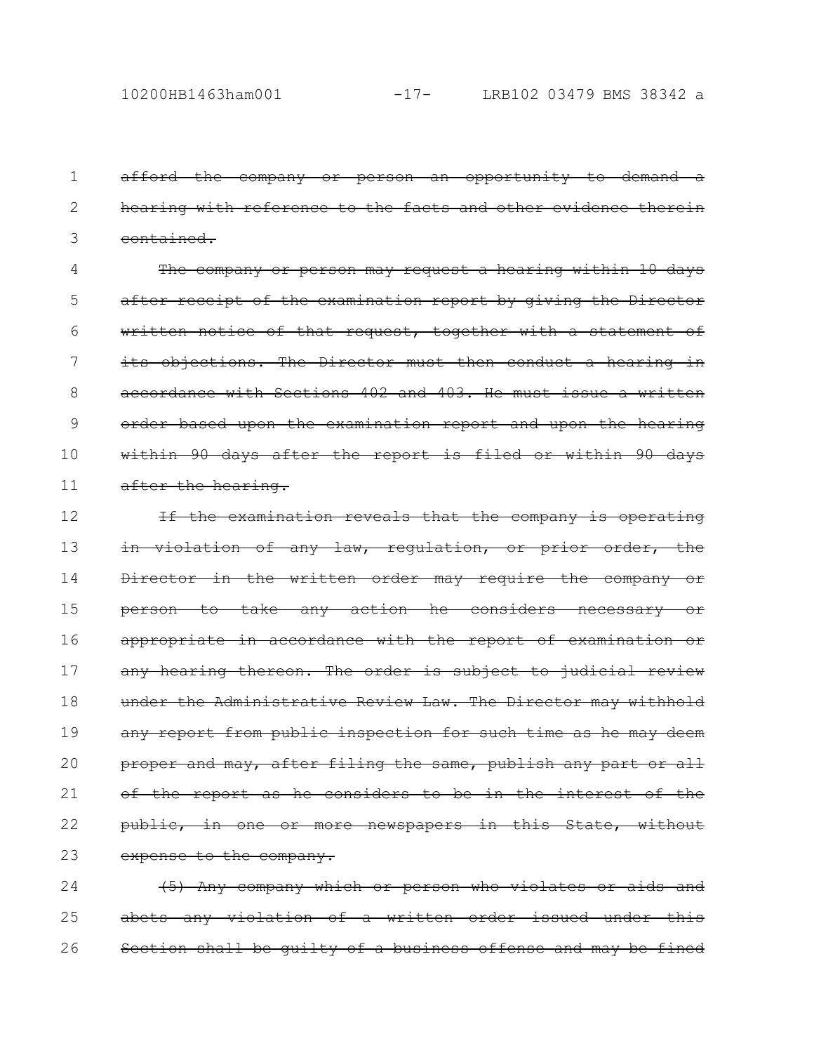~~afford the company or person an opportunity to demand a hearing with reference to the facts and other evidence therein contained.~~

~~The company or person may request a hearing within 10 days after receipt of the examination report by giving the Director written notice of that request, together with a statement of its objections. The Director must then conduct a hearing in accordance with Sections 402 and 403. He must issue a written order based upon the examination report and upon the hearing within 90 days after the report is filed or within 90 days after the hearing.~~

~~If the examination reveals that the company is operating in violation of any law, regulation, or prior order, the Director in the written order may require the company or person to take any action he considers necessary or appropriate in accordance with the report of examination or any hearing thereon. The order is subject to judicial review under the Administrative Review Law. The Director may withhold any report from public inspection for such time as he may deem proper and may, after filing the same, publish any part or all of the report as he considers to be in the interest of the public, in one or more newspapers in this State, without expense to the company.~~

~~(5) Any company which or person who violates or aids and abets any violation of a written order issued under this Section shall be guilty of a business offense and may be fined~~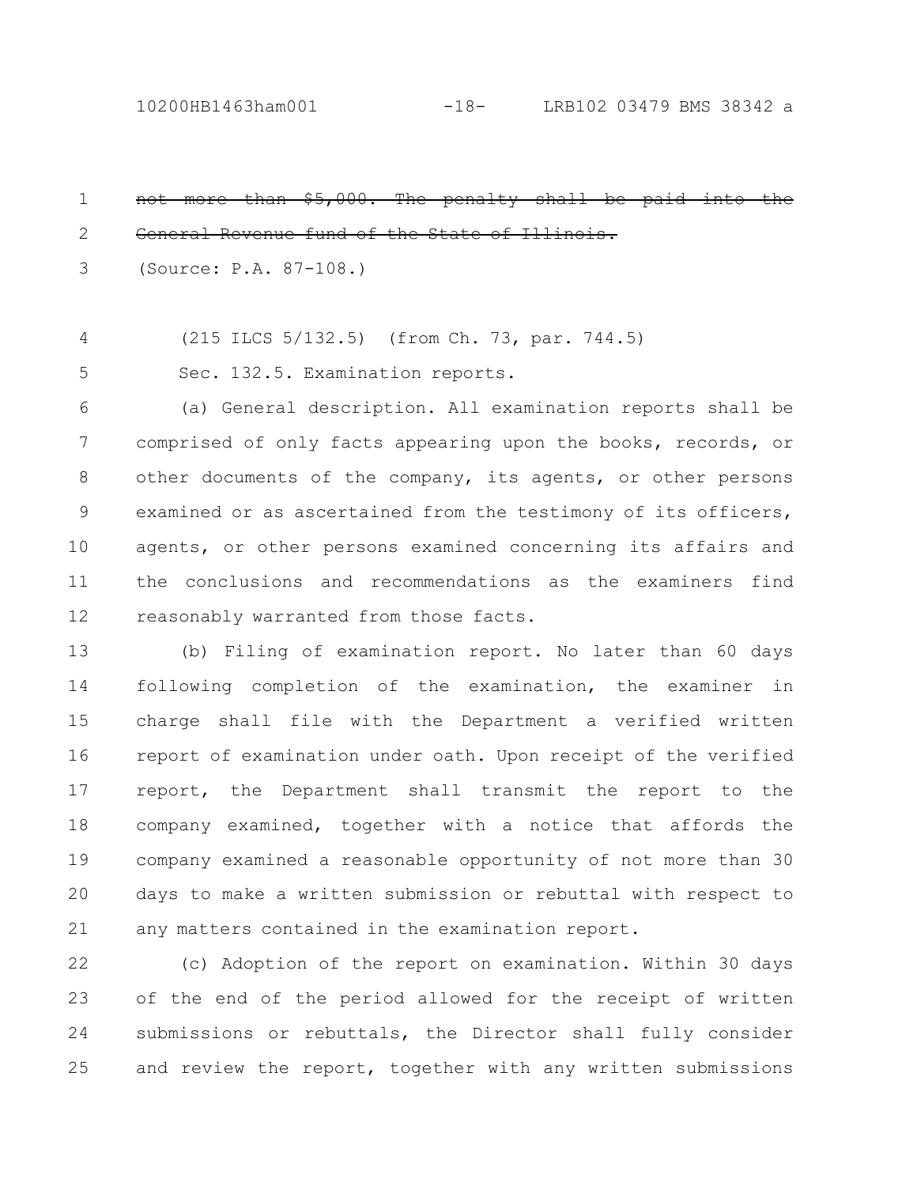~~not more than $5,000. The penalty shall be paid into the General Revenue fund of the State of Illinois.~~

(Source: P.A. 87-108.)

(215 ILCS 5/132.5) (from Ch. 73, par. 744.5)

Sec. 132.5. Examination reports.

(a) General description. All examination reports shall be comprised of only facts appearing upon the books, records, or other documents of the company, its agents, or other persons examined or as ascertained from the testimony of its officers, agents, or other persons examined concerning its affairs and the conclusions and recommendations as the examiners find reasonably warranted from those facts.

(b) Filing of examination report. No later than 60 days following completion of the examination, the examiner in charge shall file with the Department a verified written report of examination under oath. Upon receipt of the verified report, the Department shall transmit the report to the company examined, together with a notice that affords the company examined a reasonable opportunity of not more than 30 days to make a written submission or rebuttal with respect to any matters contained in the examination report.

(c) Adoption of the report on examination. Within 30 days of the end of the period allowed for the receipt of written submissions or rebuttals, the Director shall fully consider and review the report, together with any written submissions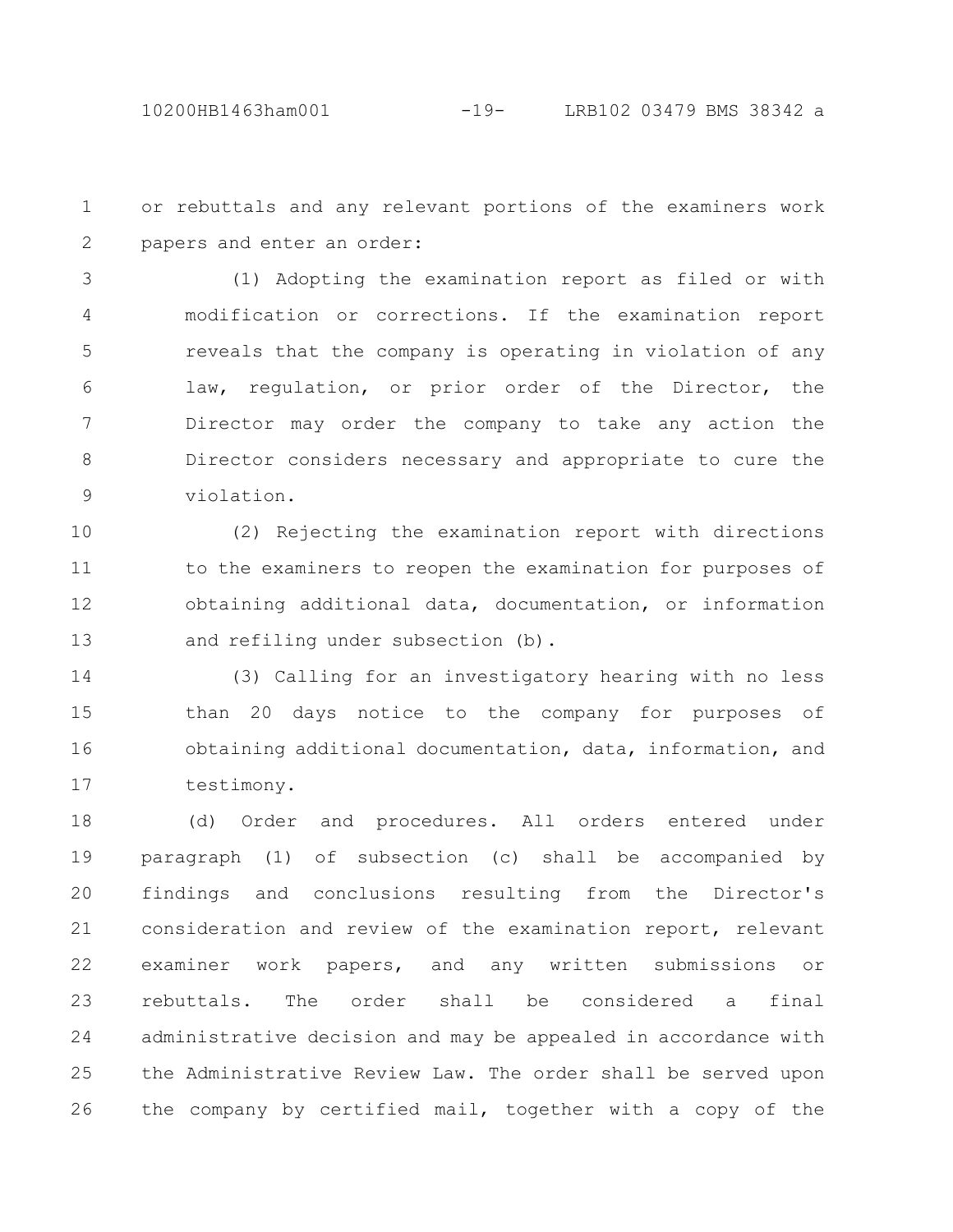or rebuttals and any relevant portions of the examiners work papers and enter an order:

(1) Adopting the examination report as filed or with modification or corrections. If the examination report reveals that the company is operating in violation of any law, regulation, or prior order of the Director, the Director may order the company to take any action the Director considers necessary and appropriate to cure the violation.

(2) Rejecting the examination report with directions to the examiners to reopen the examination for purposes of obtaining additional data, documentation, or information and refiling under subsection (b).

(3) Calling for an investigatory hearing with no less than 20 days notice to the company for purposes of obtaining additional documentation, data, information, and testimony.

(d) Order and procedures. All orders entered under paragraph (1) of subsection (c) shall be accompanied by findings and conclusions resulting from the Director's consideration and review of the examination report, relevant examiner work papers, and any written submissions or rebuttals. The order shall be considered a final administrative decision and may be appealed in accordance with the Administrative Review Law. The order shall be served upon the company by certified mail, together with a copy of the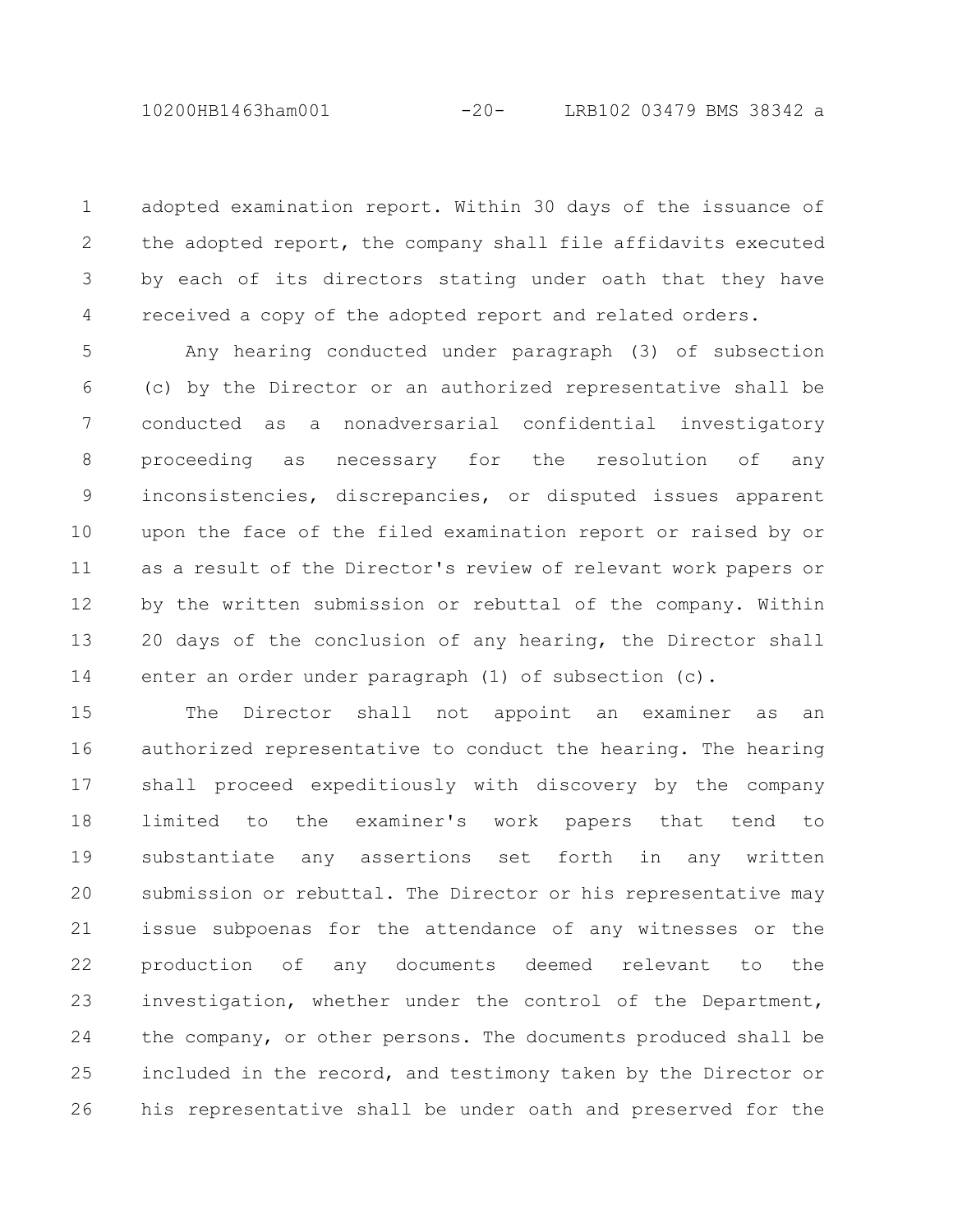adopted examination report. Within 30 days of the issuance of the adopted report, the company shall file affidavits executed by each of its directors stating under oath that they have received a copy of the adopted report and related orders.

Any hearing conducted under paragraph (3) of subsection (c) by the Director or an authorized representative shall be conducted as a nonadversarial confidential investigatory proceeding as necessary for the resolution of any inconsistencies, discrepancies, or disputed issues apparent upon the face of the filed examination report or raised by or as a result of the Director's review of relevant work papers or by the written submission or rebuttal of the company. Within 20 days of the conclusion of any hearing, the Director shall enter an order under paragraph (1) of subsection (c).

The Director shall not appoint an examiner as an authorized representative to conduct the hearing. The hearing shall proceed expeditiously with discovery by the company limited to the examiner's work papers that tend to substantiate any assertions set forth in any written submission or rebuttal. The Director or his representative may issue subpoenas for the attendance of any witnesses or the production of any documents deemed relevant to the investigation, whether under the control of the Department, the company, or other persons. The documents produced shall be included in the record, and testimony taken by the Director or his representative shall be under oath and preserved for the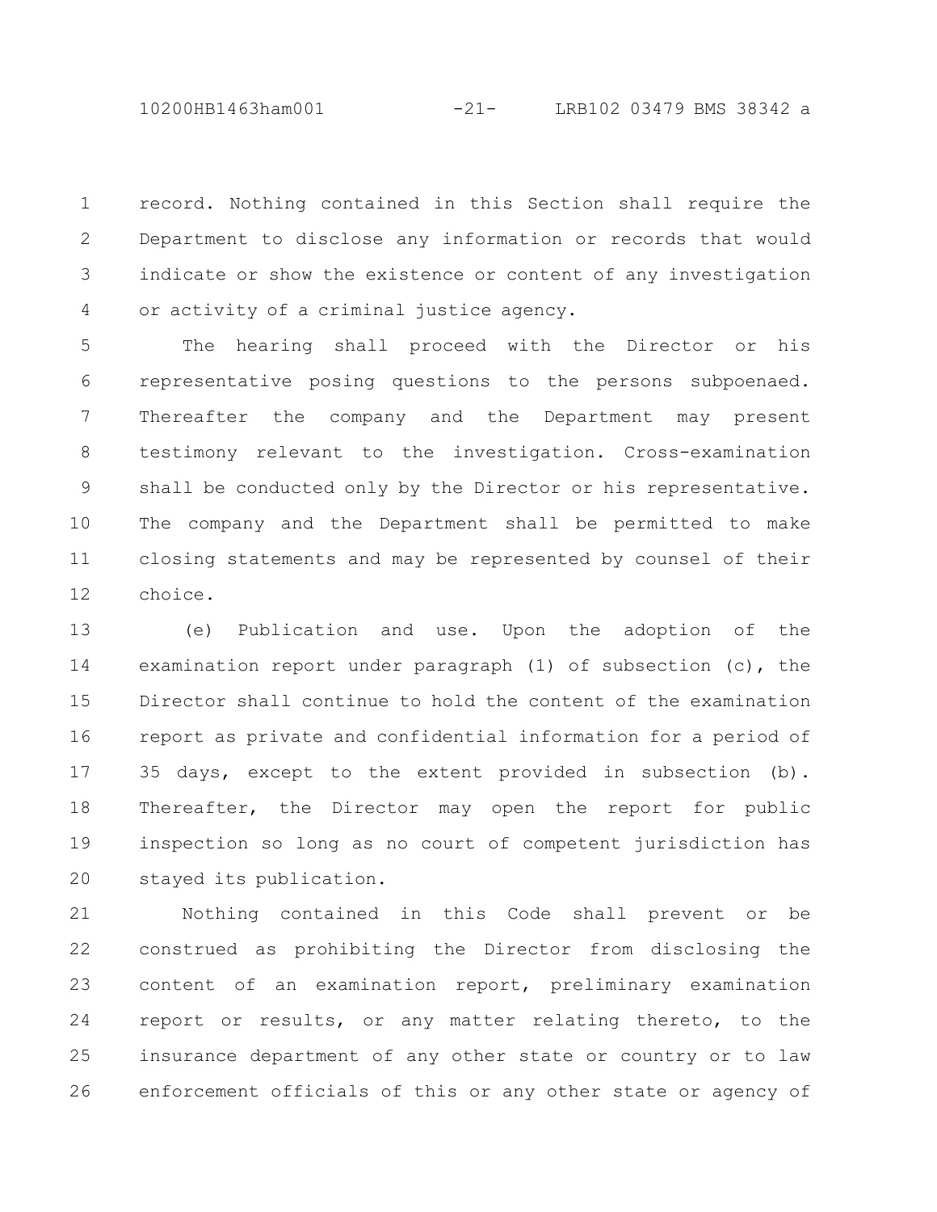record. Nothing contained in this Section shall require the Department to disclose any information or records that would indicate or show the existence or content of any investigation or activity of a criminal justice agency.

The hearing shall proceed with the Director or his representative posing questions to the persons subpoenaed. Thereafter the company and the Department may present testimony relevant to the investigation. Cross-examination shall be conducted only by the Director or his representative. The company and the Department shall be permitted to make closing statements and may be represented by counsel of their choice.

(e) Publication and use. Upon the adoption of the examination report under paragraph (1) of subsection (c), the Director shall continue to hold the content of the examination report as private and confidential information for a period of 35 days, except to the extent provided in subsection (b). Thereafter, the Director may open the report for public inspection so long as no court of competent jurisdiction has stayed its publication.

Nothing contained in this Code shall prevent or be construed as prohibiting the Director from disclosing the content of an examination report, preliminary examination report or results, or any matter relating thereto, to the insurance department of any other state or country or to law enforcement officials of this or any other state or agency of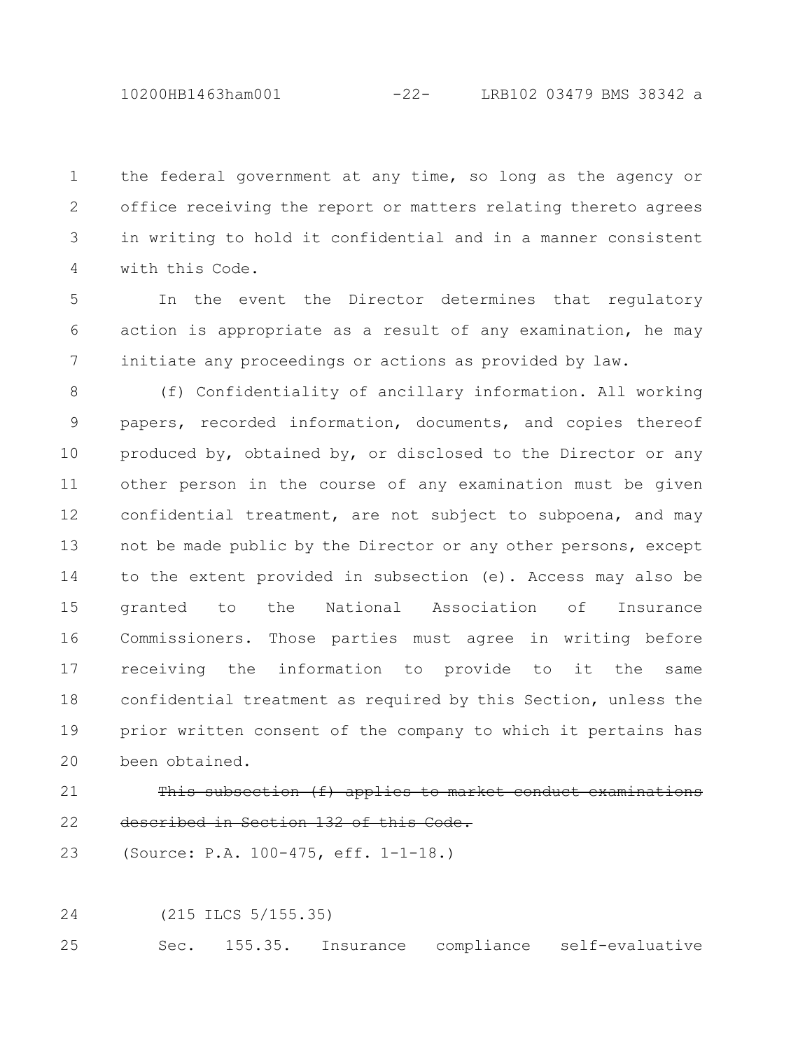the federal government at any time, so long as the agency or office receiving the report or matters relating thereto agrees in writing to hold it confidential and in a manner consistent with this Code.

In the event the Director determines that regulatory action is appropriate as a result of any examination, he may initiate any proceedings or actions as provided by law.

(f) Confidentiality of ancillary information. All working papers, recorded information, documents, and copies thereof produced by, obtained by, or disclosed to the Director or any other person in the course of any examination must be given confidential treatment, are not subject to subpoena, and may not be made public by the Director or any other persons, except to the extent provided in subsection (e). Access may also be granted to the National Association of Insurance Commissioners. Those parties must agree in writing before receiving the information to provide to it the same confidential treatment as required by this Section, unless the prior written consent of the company to which it pertains has been obtained.

~~This subsection (f) applies to market conduct examinations described in Section 132 of this Code.~~

(Source: P.A. 100-475, eff. 1-1-18.)

(215 ILCS 5/155.35)

Sec. 155.35. Insurance compliance self-evaluative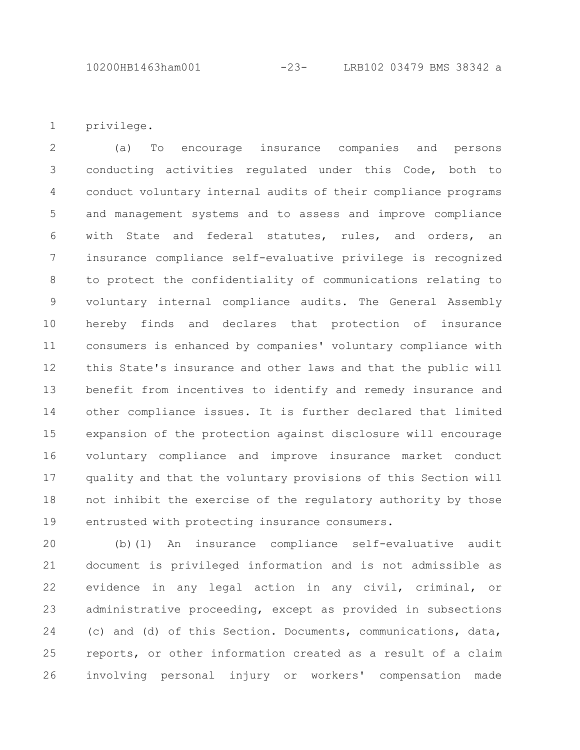privilege.

(a) To encourage insurance companies and persons conducting activities regulated under this Code, both to conduct voluntary internal audits of their compliance programs and management systems and to assess and improve compliance with State and federal statutes, rules, and orders, an insurance compliance self-evaluative privilege is recognized to protect the confidentiality of communications relating to voluntary internal compliance audits. The General Assembly hereby finds and declares that protection of insurance consumers is enhanced by companies' voluntary compliance with this State's insurance and other laws and that the public will benefit from incentives to identify and remedy insurance and other compliance issues. It is further declared that limited expansion of the protection against disclosure will encourage voluntary compliance and improve insurance market conduct quality and that the voluntary provisions of this Section will not inhibit the exercise of the regulatory authority by those entrusted with protecting insurance consumers.

(b)(1) An insurance compliance self-evaluative audit document is privileged information and is not admissible as evidence in any legal action in any civil, criminal, or administrative proceeding, except as provided in subsections (c) and (d) of this Section. Documents, communications, data, reports, or other information created as a result of a claim involving personal injury or workers' compensation made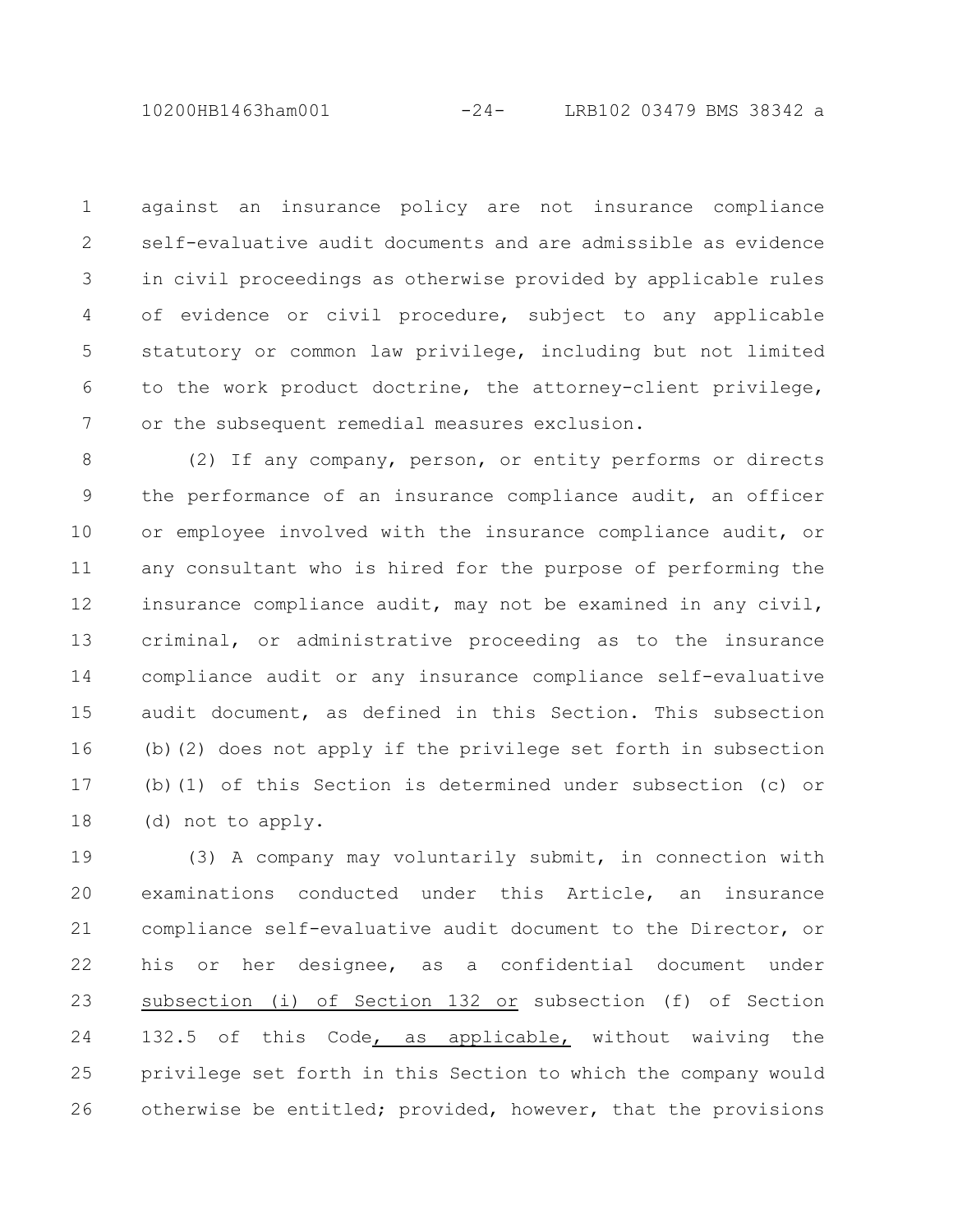against an insurance policy are not insurance compliance self-evaluative audit documents and are admissible as evidence in civil proceedings as otherwise provided by applicable rules of evidence or civil procedure, subject to any applicable statutory or common law privilege, including but not limited to the work product doctrine, the attorney-client privilege, or the subsequent remedial measures exclusion.

(2) If any company, person, or entity performs or directs the performance of an insurance compliance audit, an officer or employee involved with the insurance compliance audit, or any consultant who is hired for the purpose of performing the insurance compliance audit, may not be examined in any civil, criminal, or administrative proceeding as to the insurance compliance audit or any insurance compliance self-evaluative audit document, as defined in this Section. This subsection (b)(2) does not apply if the privilege set forth in subsection (b)(1) of this Section is determined under subsection (c) or (d) not to apply.

(3) A company may voluntarily submit, in connection with examinations conducted under this Article, an insurance compliance self-evaluative audit document to the Director, or his or her designee, as a confidential document under subsection (i) of Section 132 or subsection (f) of Section 132.5 of this Code, as applicable, without waiving the privilege set forth in this Section to which the company would otherwise be entitled; provided, however, that the provisions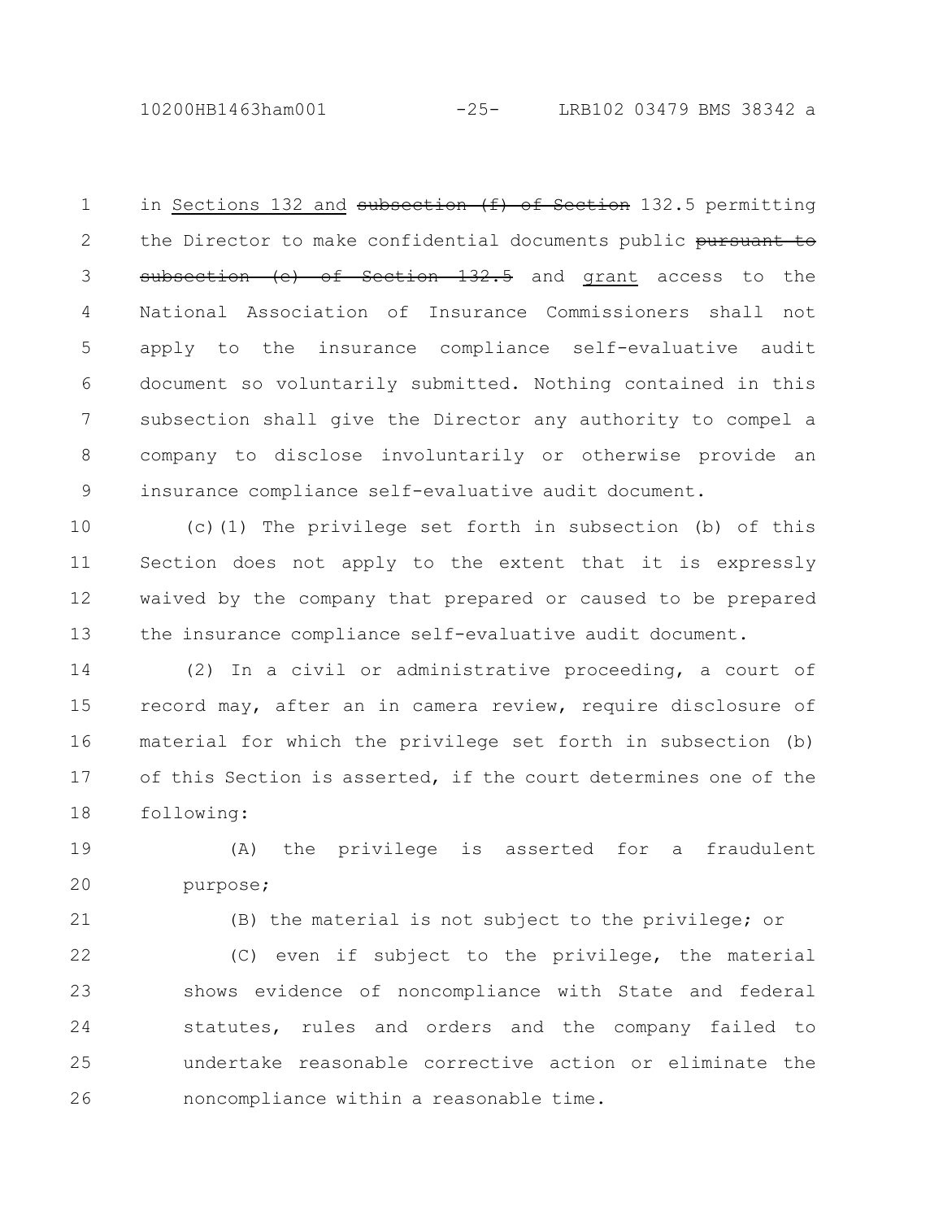in Sections 132 and ~~subsection (f) of Section~~ 132.5 permitting the Director to make confidential documents public ~~pursuant to subsection (e) of Section 132.5~~ and grant access to the National Association of Insurance Commissioners shall not apply to the insurance compliance self-evaluative audit document so voluntarily submitted. Nothing contained in this subsection shall give the Director any authority to compel a company to disclose involuntarily or otherwise provide an insurance compliance self-evaluative audit document.

(c)(1) The privilege set forth in subsection (b) of this Section does not apply to the extent that it is expressly waived by the company that prepared or caused to be prepared the insurance compliance self-evaluative audit document.

(2) In a civil or administrative proceeding, a court of record may, after an in camera review, require disclosure of material for which the privilege set forth in subsection (b) of this Section is asserted, if the court determines one of the following:

(A) the privilege is asserted for a fraudulent purpose;

(B) the material is not subject to the privilege; or

(C) even if subject to the privilege, the material shows evidence of noncompliance with State and federal statutes, rules and orders and the company failed to undertake reasonable corrective action or eliminate the noncompliance within a reasonable time.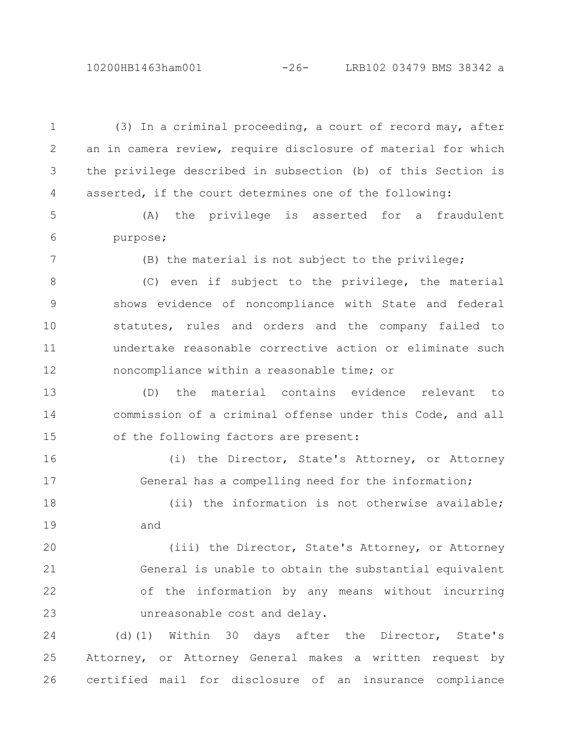(3) In a criminal proceeding, a court of record may, after an in camera review, require disclosure of material for which the privilege described in subsection (b) of this Section is asserted, if the court determines one of the following:

(A) the privilege is asserted for a fraudulent purpose;

(B) the material is not subject to the privilege;

(C) even if subject to the privilege, the material shows evidence of noncompliance with State and federal statutes, rules and orders and the company failed to undertake reasonable corrective action or eliminate such noncompliance within a reasonable time; or

(D) the material contains evidence relevant to commission of a criminal offense under this Code, and all of the following factors are present:

(i) the Director, State's Attorney, or Attorney General has a compelling need for the information;

(ii) the information is not otherwise available; and

(iii) the Director, State's Attorney, or Attorney General is unable to obtain the substantial equivalent of the information by any means without incurring unreasonable cost and delay.

(d)(1) Within 30 days after the Director, State's Attorney, or Attorney General makes a written request by certified mail for disclosure of an insurance compliance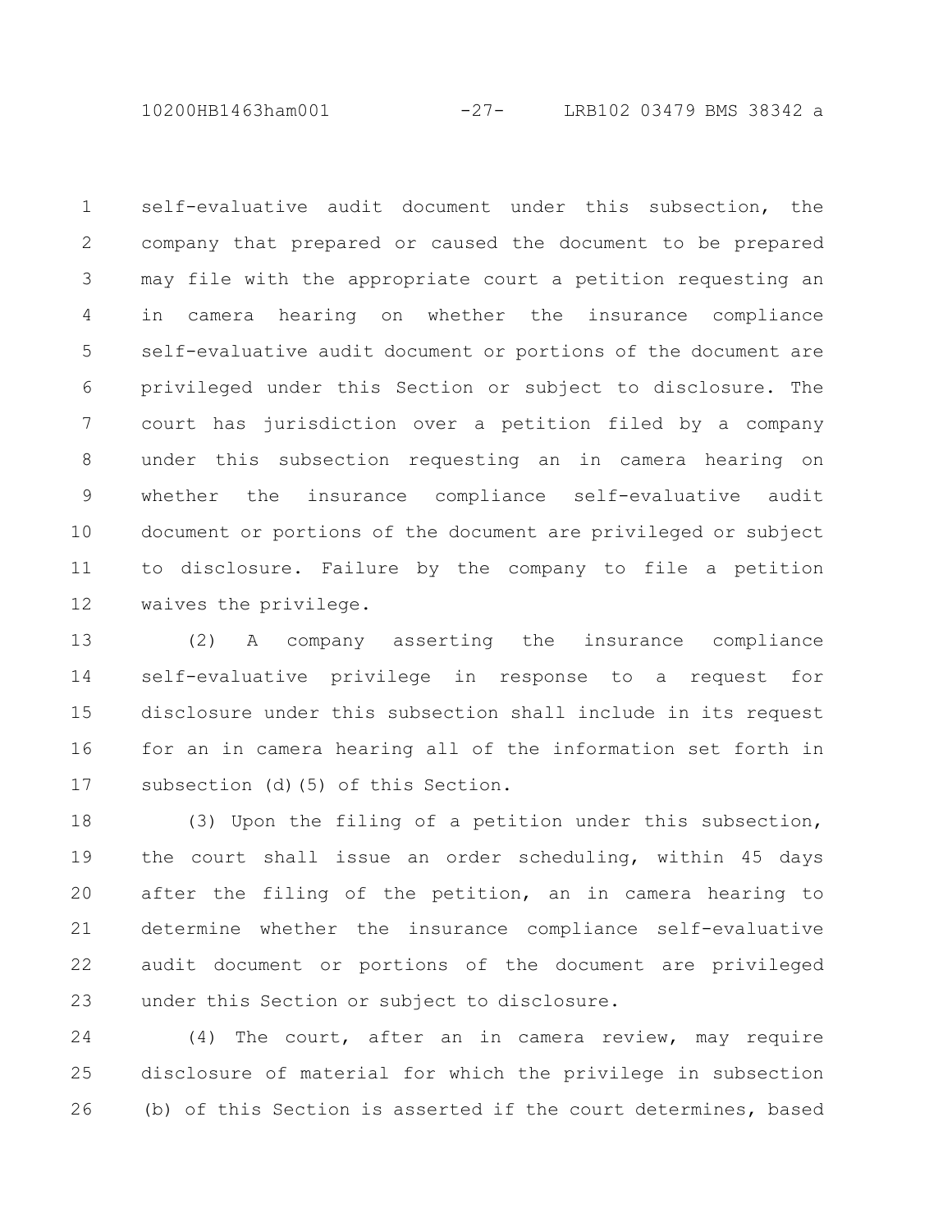self-evaluative audit document under this subsection, the company that prepared or caused the document to be prepared may file with the appropriate court a petition requesting an in camera hearing on whether the insurance compliance self-evaluative audit document or portions of the document are privileged under this Section or subject to disclosure. The court has jurisdiction over a petition filed by a company under this subsection requesting an in camera hearing on whether the insurance compliance self-evaluative audit document or portions of the document are privileged or subject to disclosure. Failure by the company to file a petition waives the privilege.

(2) A company asserting the insurance compliance self-evaluative privilege in response to a request for disclosure under this subsection shall include in its request for an in camera hearing all of the information set forth in subsection (d)(5) of this Section.

(3) Upon the filing of a petition under this subsection, the court shall issue an order scheduling, within 45 days after the filing of the petition, an in camera hearing to determine whether the insurance compliance self-evaluative audit document or portions of the document are privileged under this Section or subject to disclosure.

(4) The court, after an in camera review, may require disclosure of material for which the privilege in subsection (b) of this Section is asserted if the court determines, based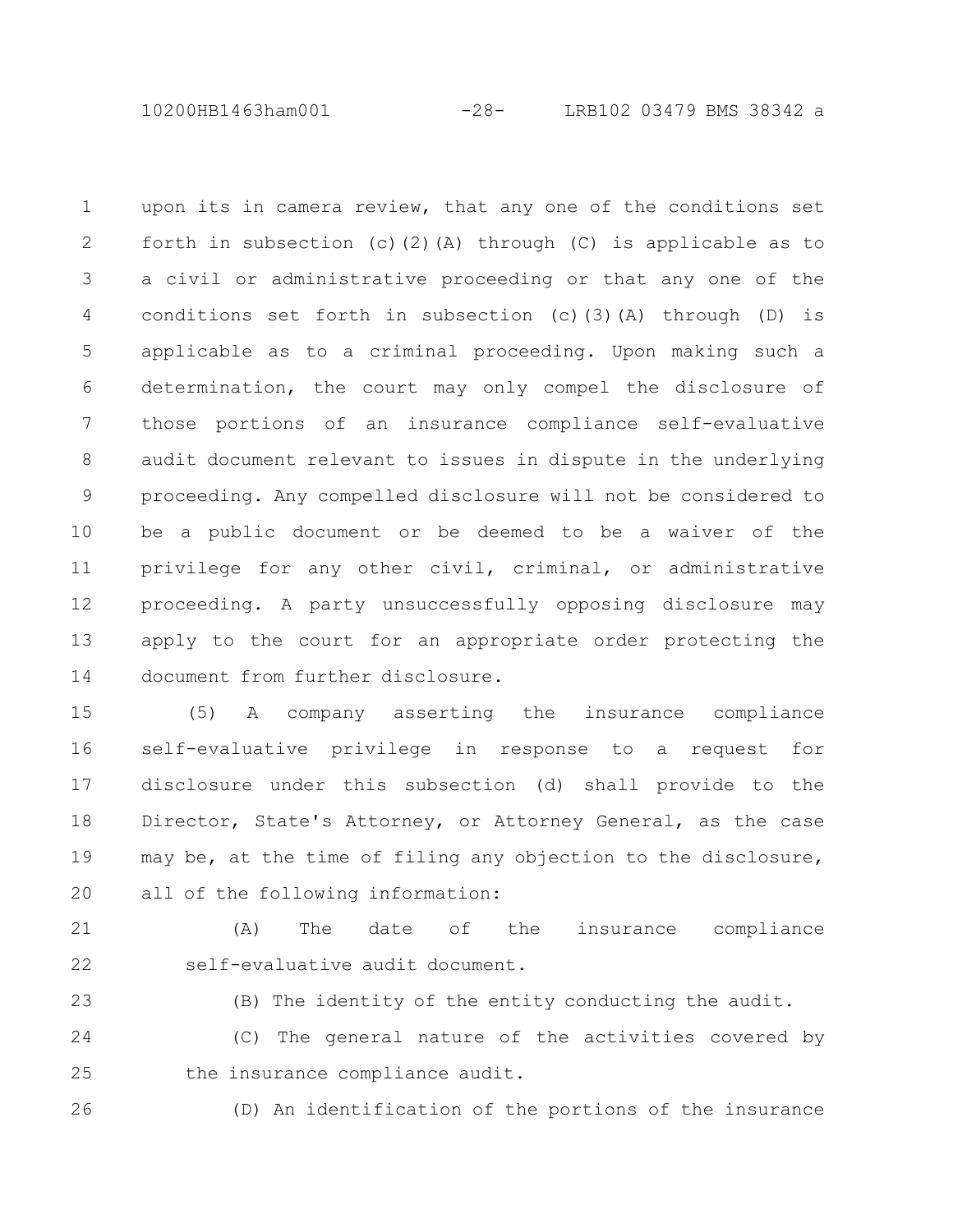upon its in camera review, that any one of the conditions set forth in subsection (c)(2)(A) through (C) is applicable as to a civil or administrative proceeding or that any one of the conditions set forth in subsection (c)(3)(A) through (D) is applicable as to a criminal proceeding. Upon making such a determination, the court may only compel the disclosure of those portions of an insurance compliance self-evaluative audit document relevant to issues in dispute in the underlying proceeding. Any compelled disclosure will not be considered to be a public document or be deemed to be a waiver of the privilege for any other civil, criminal, or administrative proceeding. A party unsuccessfully opposing disclosure may apply to the court for an appropriate order protecting the document from further disclosure.

(5) A company asserting the insurance compliance self-evaluative privilege in response to a request for disclosure under this subsection (d) shall provide to the Director, State's Attorney, or Attorney General, as the case may be, at the time of filing any objection to the disclosure, all of the following information:

(A) The date of the insurance compliance self-evaluative audit document.

(B) The identity of the entity conducting the audit.

(C) The general nature of the activities covered by the insurance compliance audit.

(D) An identification of the portions of the insurance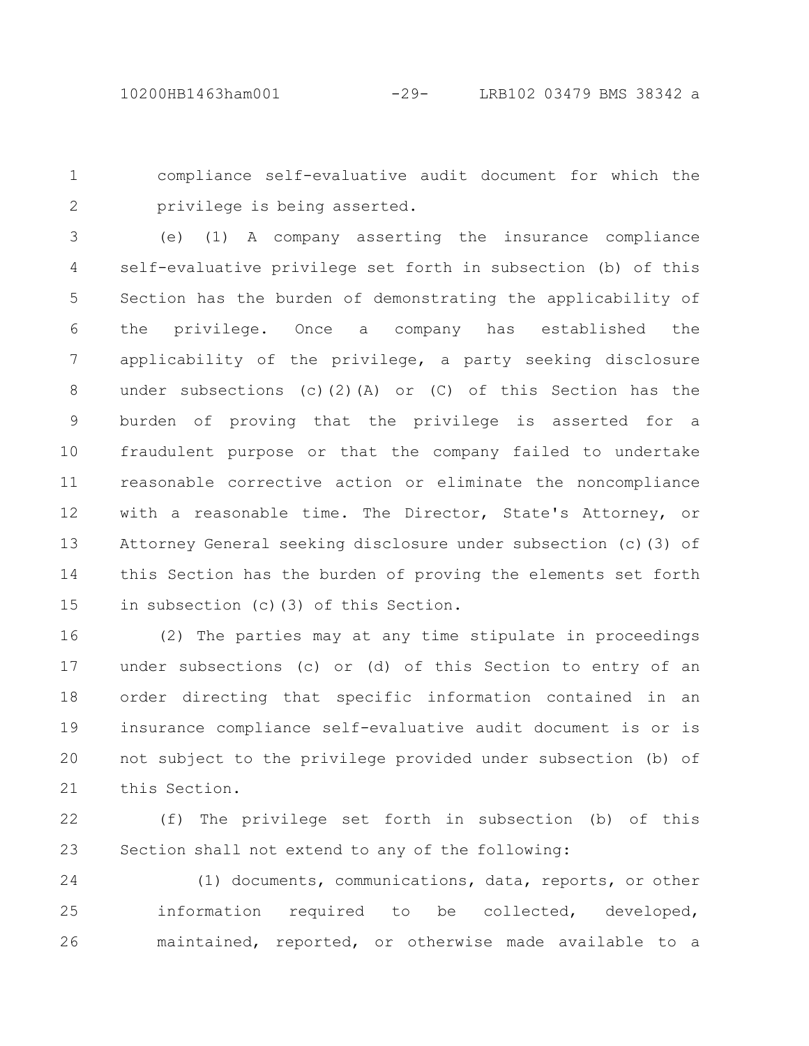compliance self-evaluative audit document for which the privilege is being asserted.

(e) (1) A company asserting the insurance compliance self-evaluative privilege set forth in subsection (b) of this Section has the burden of demonstrating the applicability of the privilege. Once a company has established the applicability of the privilege, a party seeking disclosure under subsections (c)(2)(A) or (C) of this Section has the burden of proving that the privilege is asserted for a fraudulent purpose or that the company failed to undertake reasonable corrective action or eliminate the noncompliance with a reasonable time. The Director, State's Attorney, or Attorney General seeking disclosure under subsection (c)(3) of this Section has the burden of proving the elements set forth in subsection (c)(3) of this Section.

(2) The parties may at any time stipulate in proceedings under subsections (c) or (d) of this Section to entry of an order directing that specific information contained in an insurance compliance self-evaluative audit document is or is not subject to the privilege provided under subsection (b) of this Section.

(f) The privilege set forth in subsection (b) of this Section shall not extend to any of the following:

(1) documents, communications, data, reports, or other information required to be collected, developed, maintained, reported, or otherwise made available to a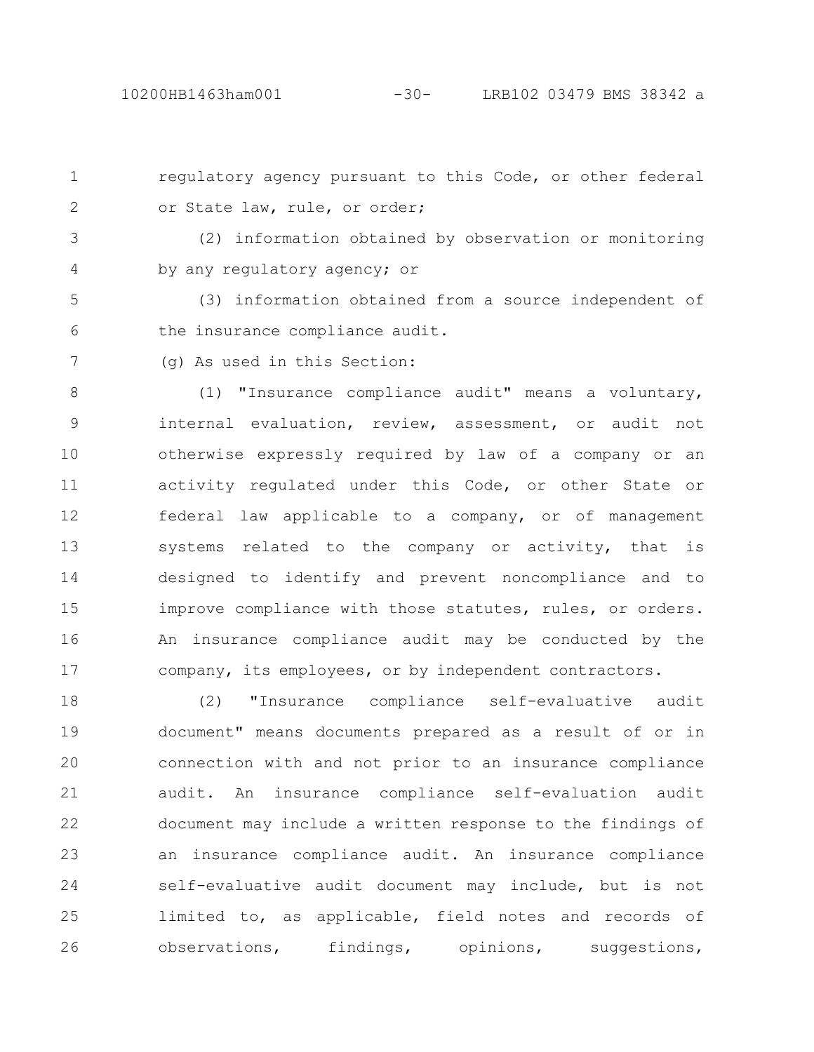regulatory agency pursuant to this Code, or other federal or State law, rule, or order;

(2) information obtained by observation or monitoring by any regulatory agency; or

(3) information obtained from a source independent of the insurance compliance audit.

(g) As used in this Section:

(1) "Insurance compliance audit" means a voluntary, internal evaluation, review, assessment, or audit not otherwise expressly required by law of a company or an activity regulated under this Code, or other State or federal law applicable to a company, or of management systems related to the company or activity, that is designed to identify and prevent noncompliance and to improve compliance with those statutes, rules, or orders. An insurance compliance audit may be conducted by the company, its employees, or by independent contractors.

(2) "Insurance compliance self-evaluative audit document" means documents prepared as a result of or in connection with and not prior to an insurance compliance audit. An insurance compliance self-evaluation audit document may include a written response to the findings of an insurance compliance audit. An insurance compliance self-evaluative audit document may include, but is not limited to, as applicable, field notes and records of observations, findings, opinions, suggestions,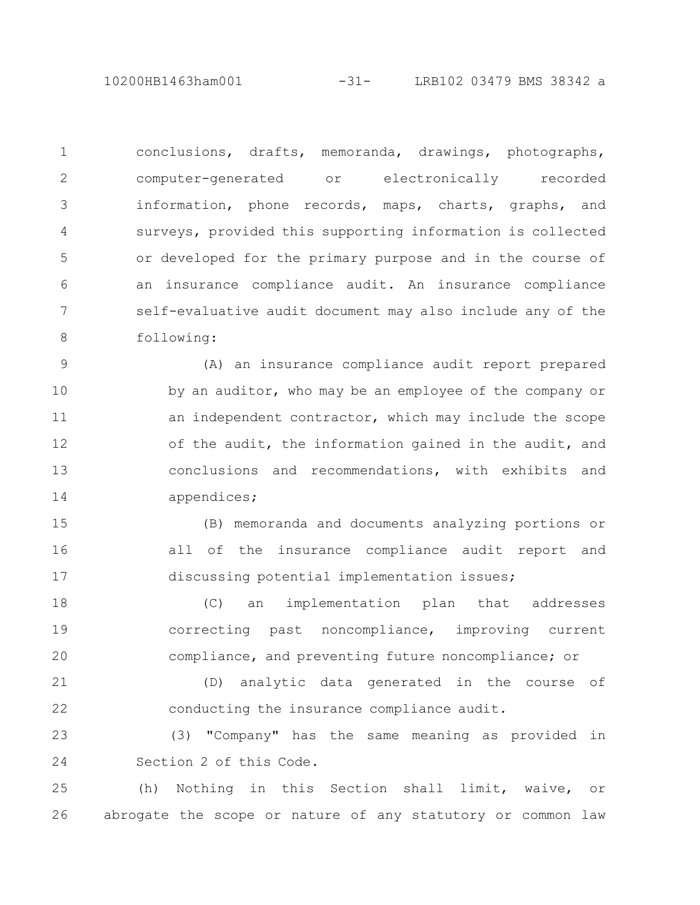conclusions, drafts, memoranda, drawings, photographs, computer-generated or electronically recorded information, phone records, maps, charts, graphs, and surveys, provided this supporting information is collected or developed for the primary purpose and in the course of an insurance compliance audit. An insurance compliance self-evaluative audit document may also include any of the following:

(A) an insurance compliance audit report prepared by an auditor, who may be an employee of the company or an independent contractor, which may include the scope of the audit, the information gained in the audit, and conclusions and recommendations, with exhibits and appendices;

(B) memoranda and documents analyzing portions or all of the insurance compliance audit report and discussing potential implementation issues;

(C) an implementation plan that addresses correcting past noncompliance, improving current compliance, and preventing future noncompliance; or

(D) analytic data generated in the course of conducting the insurance compliance audit.

(3) "Company" has the same meaning as provided in Section 2 of this Code.

(h) Nothing in this Section shall limit, waive, or abrogate the scope or nature of any statutory or common law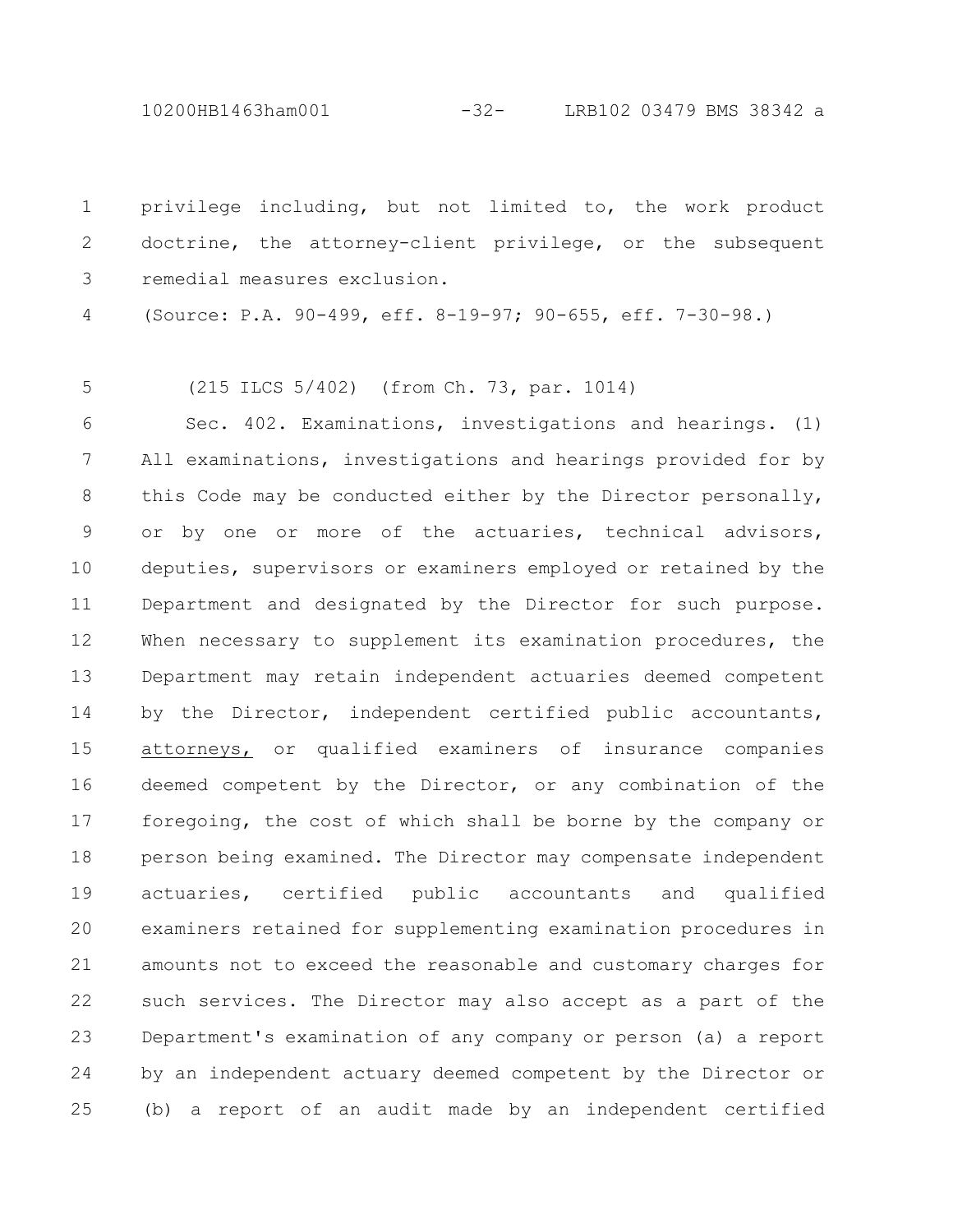privilege including, but not limited to, the work product doctrine, the attorney-client privilege, or the subsequent remedial measures exclusion.

(Source: P.A. 90-499, eff. 8-19-97; 90-655, eff. 7-30-98.)

(215 ILCS 5/402) (from Ch. 73, par. 1014)

Sec. 402. Examinations, investigations and hearings. (1) All examinations, investigations and hearings provided for by this Code may be conducted either by the Director personally, or by one or more of the actuaries, technical advisors, deputies, supervisors or examiners employed or retained by the Department and designated by the Director for such purpose. When necessary to supplement its examination procedures, the Department may retain independent actuaries deemed competent by the Director, independent certified public accountants, <u>attorneys,</u> or qualified examiners of insurance companies deemed competent by the Director, or any combination of the foregoing, the cost of which shall be borne by the company or person being examined. The Director may compensate independent actuaries, certified public accountants and qualified examiners retained for supplementing examination procedures in amounts not to exceed the reasonable and customary charges for such services. The Director may also accept as a part of the Department's examination of any company or person (a) a report by an independent actuary deemed competent by the Director or (b) a report of an audit made by an independent certified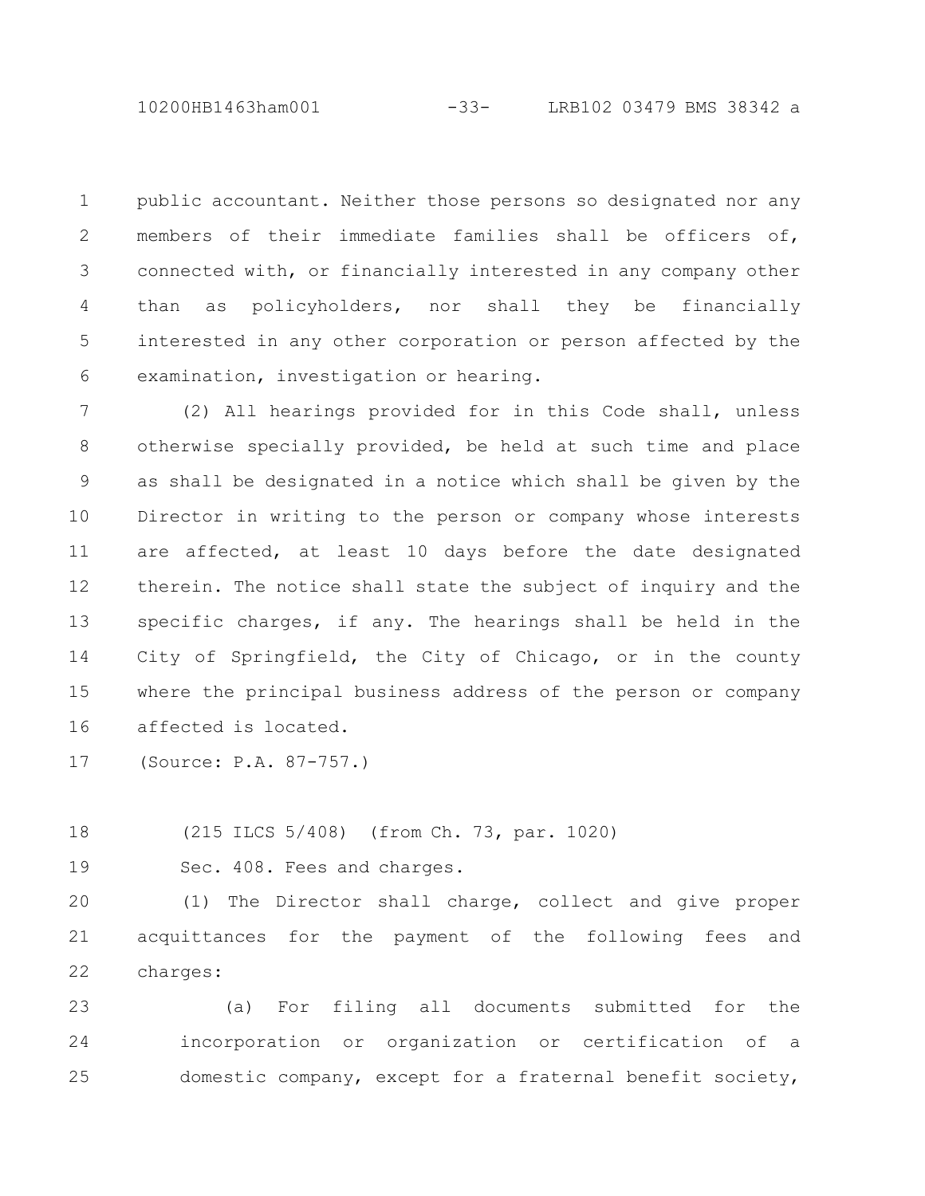public accountant. Neither those persons so designated nor any members of their immediate families shall be officers of, connected with, or financially interested in any company other than as policyholders, nor shall they be financially interested in any other corporation or person affected by the examination, investigation or hearing.

(2) All hearings provided for in this Code shall, unless otherwise specially provided, be held at such time and place as shall be designated in a notice which shall be given by the Director in writing to the person or company whose interests are affected, at least 10 days before the date designated therein. The notice shall state the subject of inquiry and the specific charges, if any. The hearings shall be held in the City of Springfield, the City of Chicago, or in the county where the principal business address of the person or company affected is located.

(Source: P.A. 87-757.)

(215 ILCS 5/408) (from Ch. 73, par. 1020)

Sec. 408. Fees and charges.

(1) The Director shall charge, collect and give proper acquittances for the payment of the following fees and charges:

(a) For filing all documents submitted for the incorporation or organization or certification of a domestic company, except for a fraternal benefit society,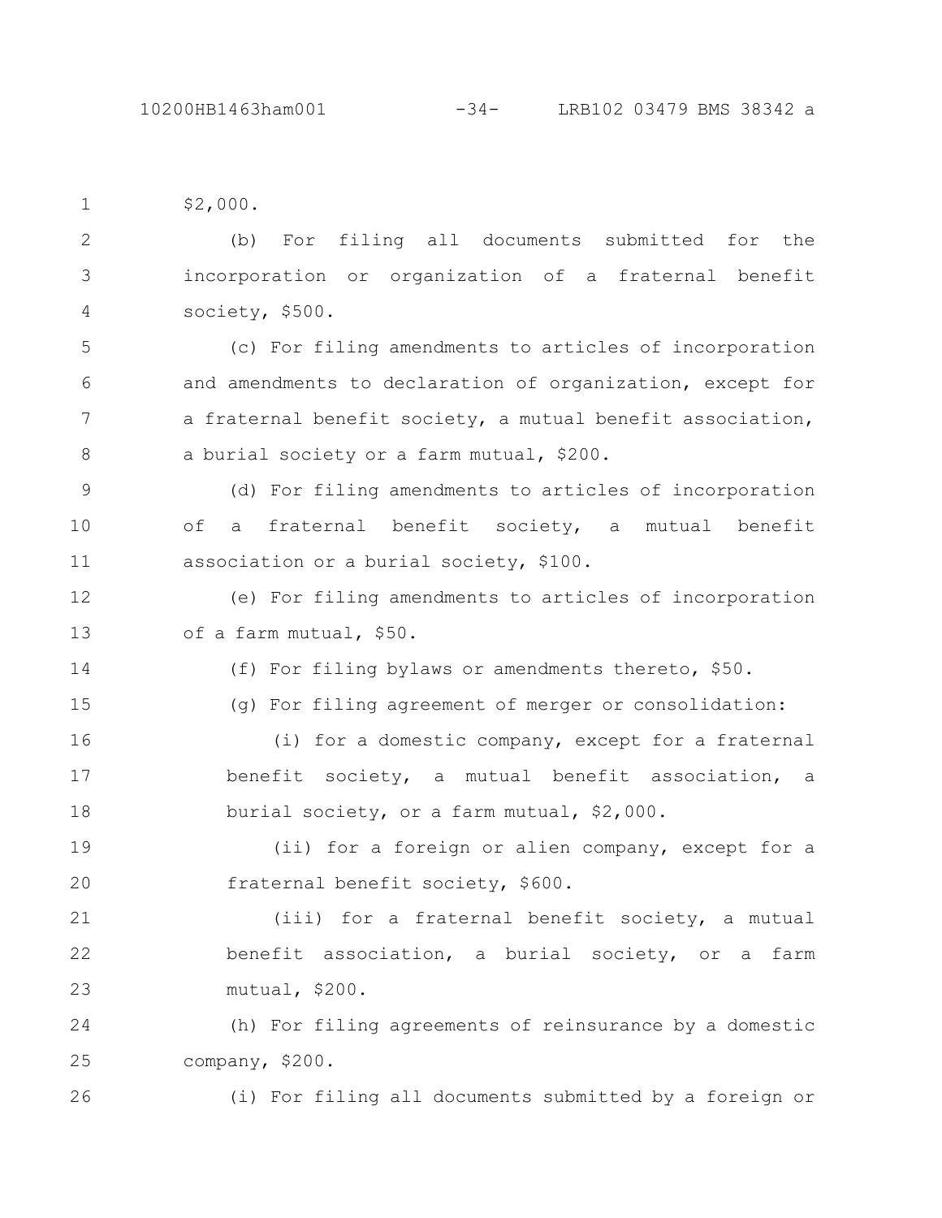$2,000.

(b) For filing all documents submitted for the incorporation or organization of a fraternal benefit society, $500.

(c) For filing amendments to articles of incorporation and amendments to declaration of organization, except for a fraternal benefit society, a mutual benefit association, a burial society or a farm mutual, $200.

(d) For filing amendments to articles of incorporation of a fraternal benefit society, a mutual benefit association or a burial society, $100.

(e) For filing amendments to articles of incorporation of a farm mutual, $50.

(f) For filing bylaws or amendments thereto, $50.

(g) For filing agreement of merger or consolidation:

(i) for a domestic company, except for a fraternal benefit society, a mutual benefit association, a burial society, or a farm mutual, $2,000.

(ii) for a foreign or alien company, except for a fraternal benefit society, $600.

(iii) for a fraternal benefit society, a mutual benefit association, a burial society, or a farm mutual, $200.

(h) For filing agreements of reinsurance by a domestic company, $200.

(i) For filing all documents submitted by a foreign or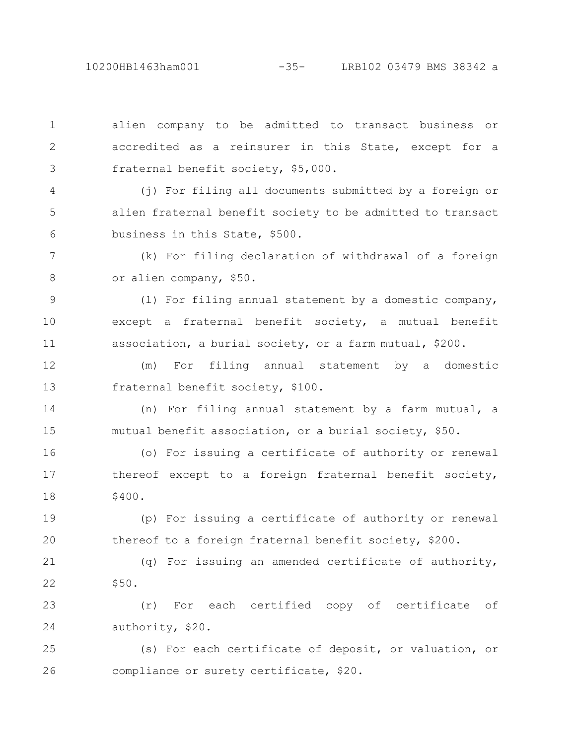alien company to be admitted to transact business or accredited as a reinsurer in this State, except for a fraternal benefit society, $5,000.

(j) For filing all documents submitted by a foreign or alien fraternal benefit society to be admitted to transact business in this State, $500.

(k) For filing declaration of withdrawal of a foreign or alien company, $50.

(l) For filing annual statement by a domestic company, except a fraternal benefit society, a mutual benefit association, a burial society, or a farm mutual, $200.

(m) For filing annual statement by a domestic fraternal benefit society, $100.

(n) For filing annual statement by a farm mutual, a mutual benefit association, or a burial society, $50.

(o) For issuing a certificate of authority or renewal thereof except to a foreign fraternal benefit society, $400.

(p) For issuing a certificate of authority or renewal thereof to a foreign fraternal benefit society, $200.

(q) For issuing an amended certificate of authority, $50.

(r) For each certified copy of certificate of authority, $20.

(s) For each certificate of deposit, or valuation, or compliance or surety certificate, $20.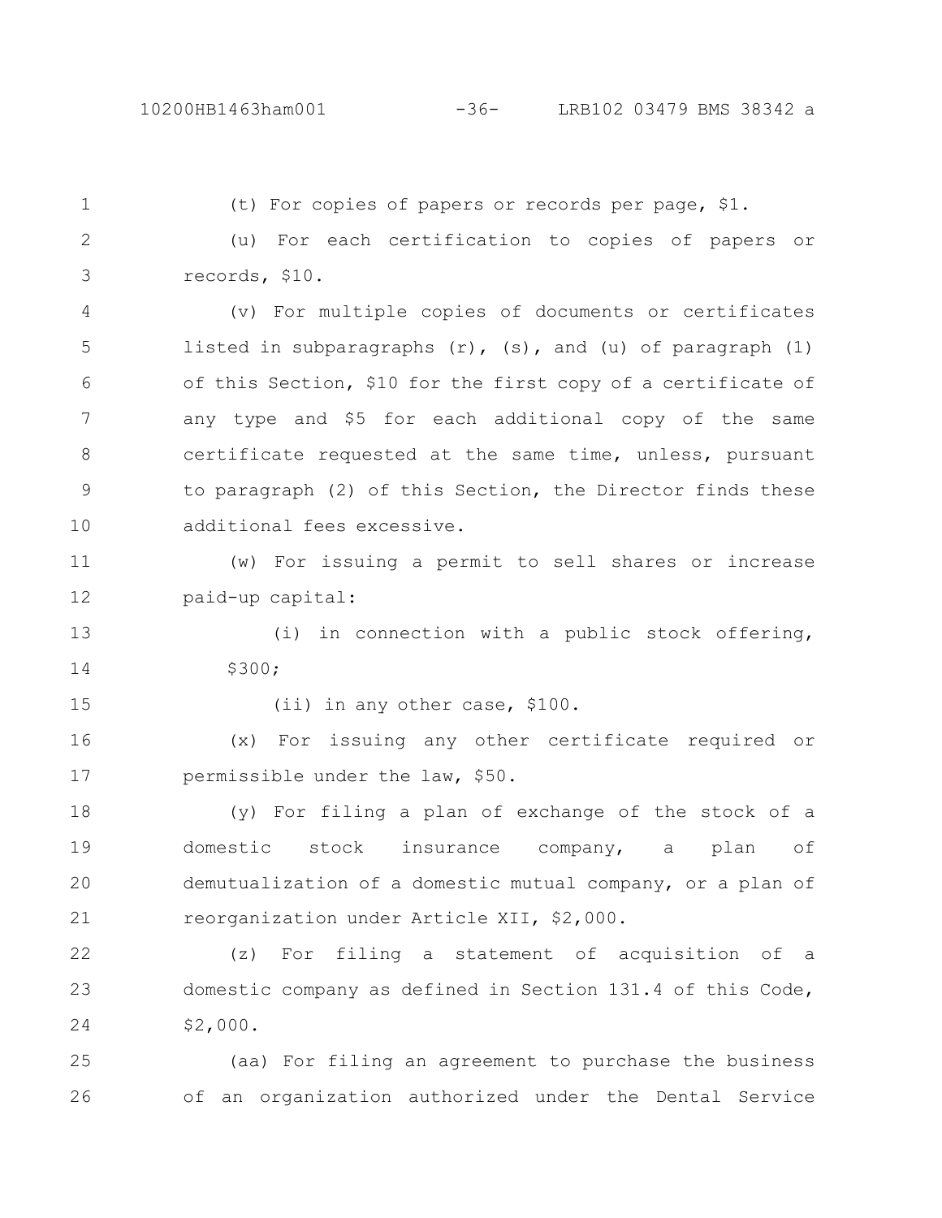(t) For copies of papers or records per page, $1.

(u) For each certification to copies of papers or records, $10.

(v) For multiple copies of documents or certificates listed in subparagraphs (r), (s), and (u) of paragraph (1) of this Section, $10 for the first copy of a certificate of any type and $5 for each additional copy of the same certificate requested at the same time, unless, pursuant to paragraph (2) of this Section, the Director finds these additional fees excessive.

(w) For issuing a permit to sell shares or increase paid-up capital:

(i) in connection with a public stock offering, $300;

(ii) in any other case, $100.

(x) For issuing any other certificate required or permissible under the law, $50.

(y) For filing a plan of exchange of the stock of a domestic stock insurance company, a plan of demutualization of a domestic mutual company, or a plan of reorganization under Article XII, $2,000.

(z) For filing a statement of acquisition of a domestic company as defined in Section 131.4 of this Code, $2,000.

(aa) For filing an agreement to purchase the business of an organization authorized under the Dental Service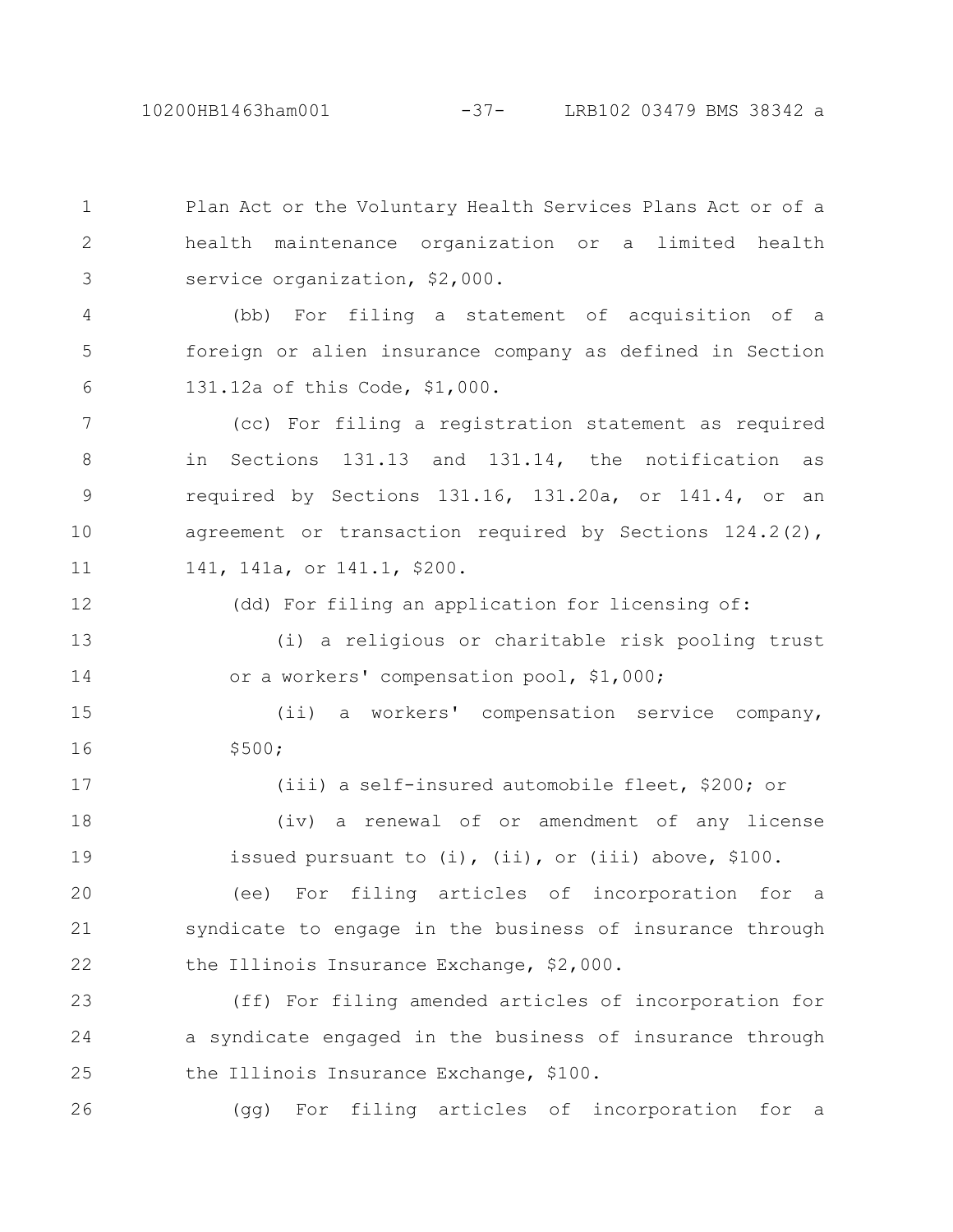Plan Act or the Voluntary Health Services Plans Act or of a health maintenance organization or a limited health service organization, $2,000.

(bb) For filing a statement of acquisition of a foreign or alien insurance company as defined in Section 131.12a of this Code, $1,000.

(cc) For filing a registration statement as required in Sections 131.13 and 131.14, the notification as required by Sections 131.16, 131.20a, or 141.4, or an agreement or transaction required by Sections 124.2(2), 141, 141a, or 141.1, $200.

(dd) For filing an application for licensing of:

(i) a religious or charitable risk pooling trust or a workers' compensation pool, $1,000;

(ii) a workers' compensation service company, $500;

(iii) a self-insured automobile fleet, $200; or

(iv) a renewal of or amendment of any license issued pursuant to (i), (ii), or (iii) above, $100.

(ee) For filing articles of incorporation for a syndicate to engage in the business of insurance through the Illinois Insurance Exchange, $2,000.

(ff) For filing amended articles of incorporation for a syndicate engaged in the business of insurance through the Illinois Insurance Exchange, $100.

(gg) For filing articles of incorporation for a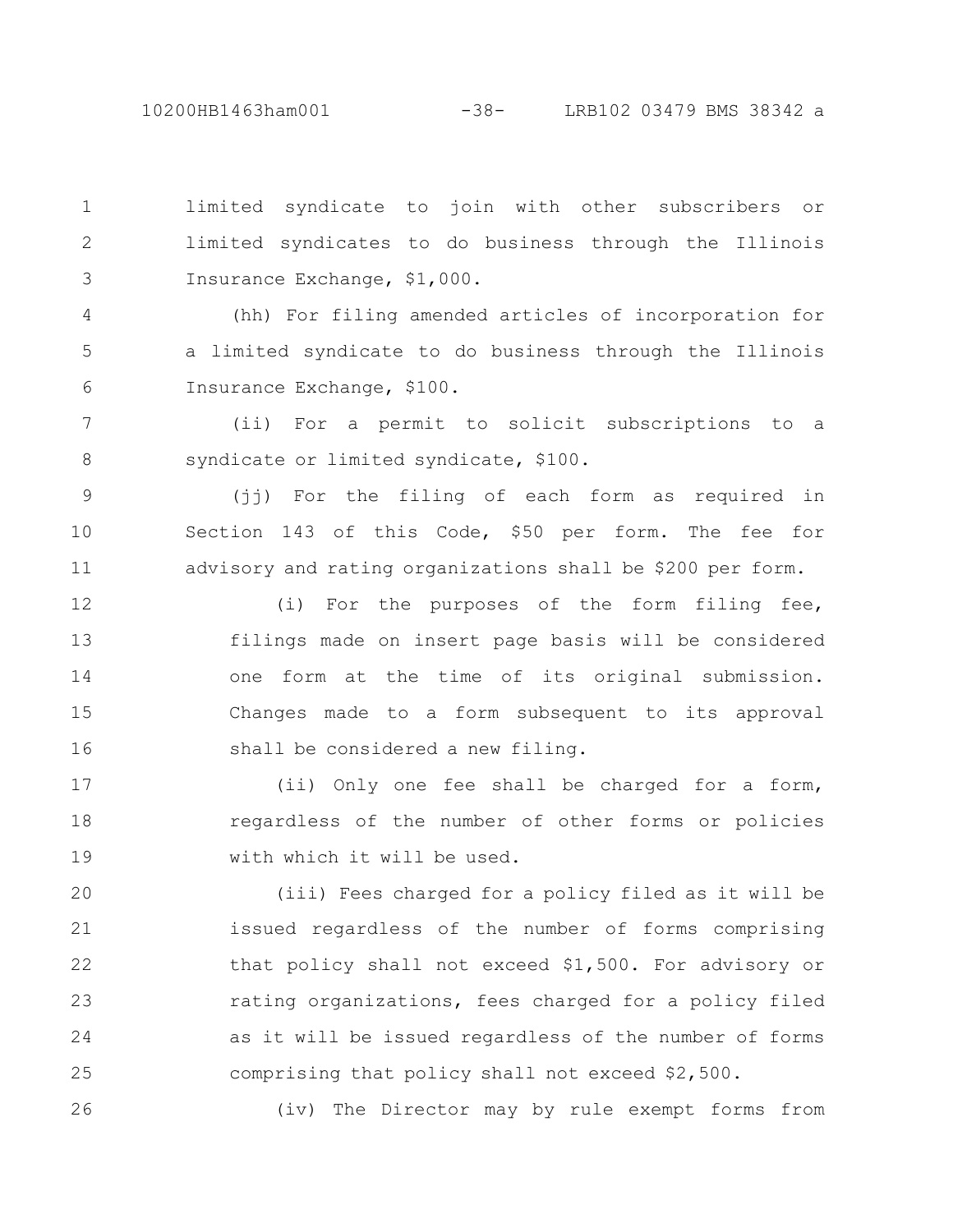limited syndicate to join with other subscribers or limited syndicates to do business through the Illinois Insurance Exchange, $1,000.

(hh) For filing amended articles of incorporation for a limited syndicate to do business through the Illinois Insurance Exchange, $100.

(ii) For a permit to solicit subscriptions to a syndicate or limited syndicate, $100.

(jj) For the filing of each form as required in Section 143 of this Code, $50 per form. The fee for advisory and rating organizations shall be $200 per form.

(i) For the purposes of the form filing fee, filings made on insert page basis will be considered one form at the time of its original submission. Changes made to a form subsequent to its approval shall be considered a new filing.

(ii) Only one fee shall be charged for a form, regardless of the number of other forms or policies with which it will be used.

(iii) Fees charged for a policy filed as it will be issued regardless of the number of forms comprising that policy shall not exceed $1,500. For advisory or rating organizations, fees charged for a policy filed as it will be issued regardless of the number of forms comprising that policy shall not exceed $2,500.

(iv) The Director may by rule exempt forms from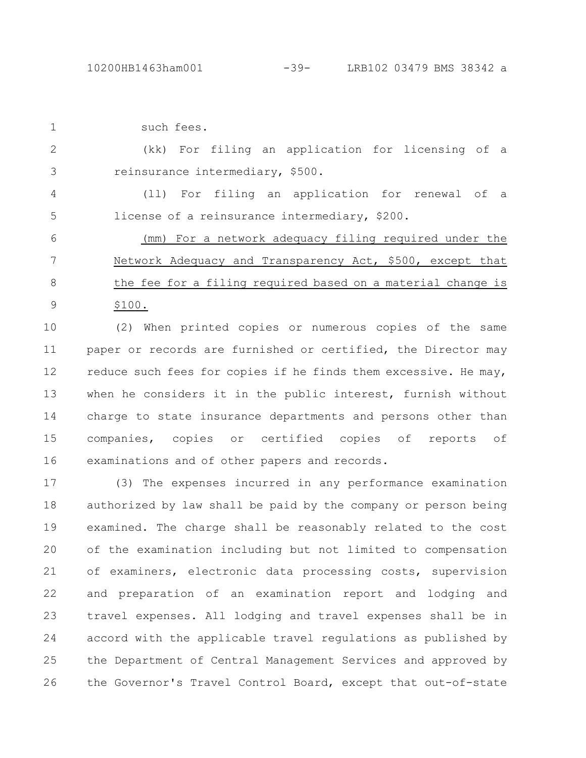such fees.

(kk) For filing an application for licensing of a reinsurance intermediary, $500.

(ll) For filing an application for renewal of a license of a reinsurance intermediary, $200.

<u>(mm) For a network adequacy filing required under the Network Adequacy and Transparency Act, $500, except that the fee for a filing required based on a material change is $100.</u>

(2) When printed copies or numerous copies of the same paper or records are furnished or certified, the Director may reduce such fees for copies if he finds them excessive. He may, when he considers it in the public interest, furnish without charge to state insurance departments and persons other than companies, copies or certified copies of reports of examinations and of other papers and records.

(3) The expenses incurred in any performance examination authorized by law shall be paid by the company or person being examined. The charge shall be reasonably related to the cost of the examination including but not limited to compensation of examiners, electronic data processing costs, supervision and preparation of an examination report and lodging and travel expenses. All lodging and travel expenses shall be in accord with the applicable travel regulations as published by the Department of Central Management Services and approved by the Governor's Travel Control Board, except that out-of-state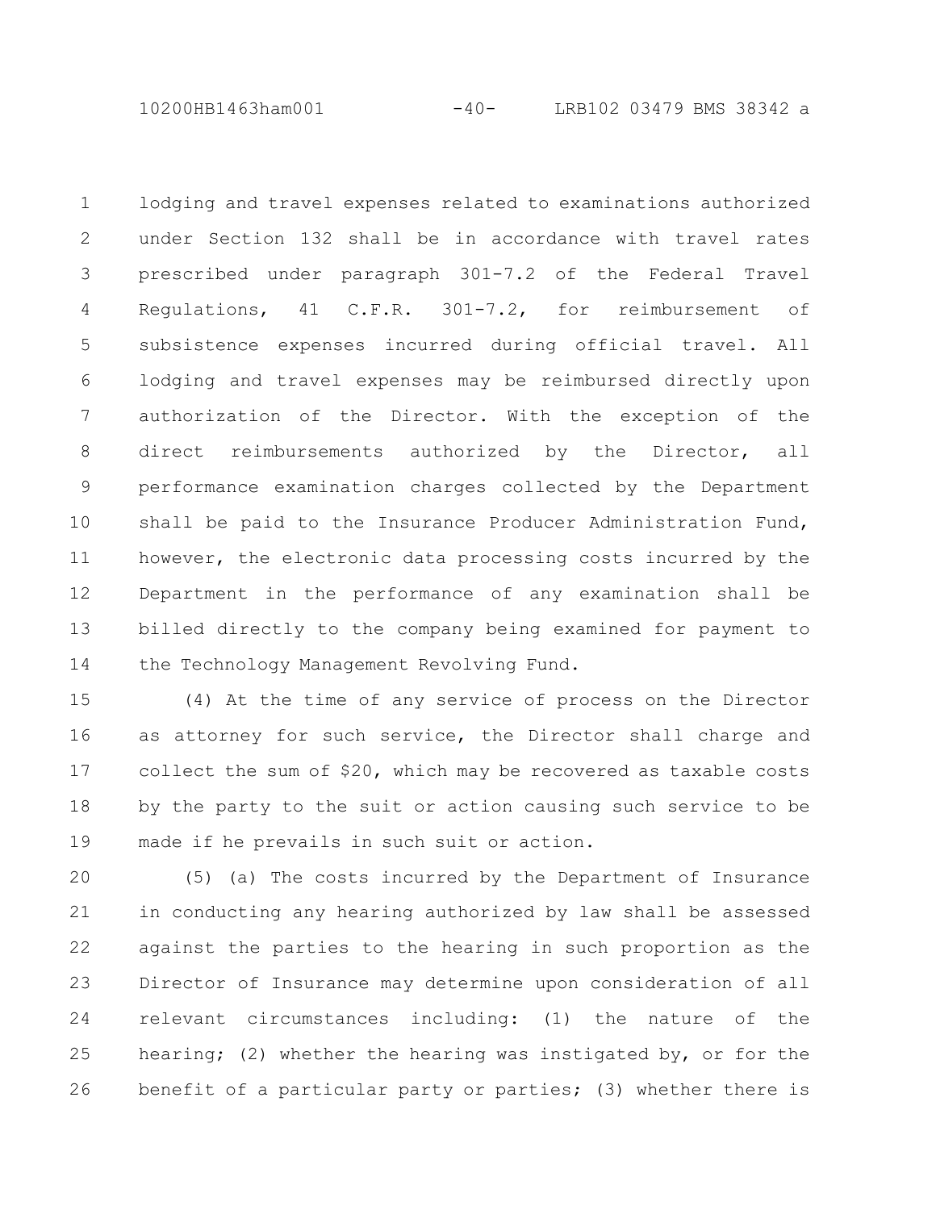lodging and travel expenses related to examinations authorized under Section 132 shall be in accordance with travel rates prescribed under paragraph 301-7.2 of the Federal Travel Regulations, 41 C.F.R. 301-7.2, for reimbursement of subsistence expenses incurred during official travel. All lodging and travel expenses may be reimbursed directly upon authorization of the Director. With the exception of the direct reimbursements authorized by the Director, all performance examination charges collected by the Department shall be paid to the Insurance Producer Administration Fund, however, the electronic data processing costs incurred by the Department in the performance of any examination shall be billed directly to the company being examined for payment to the Technology Management Revolving Fund.

(4) At the time of any service of process on the Director as attorney for such service, the Director shall charge and collect the sum of $20, which may be recovered as taxable costs by the party to the suit or action causing such service to be made if he prevails in such suit or action.

(5) (a) The costs incurred by the Department of Insurance in conducting any hearing authorized by law shall be assessed against the parties to the hearing in such proportion as the Director of Insurance may determine upon consideration of all relevant circumstances including: (1) the nature of the hearing; (2) whether the hearing was instigated by, or for the benefit of a particular party or parties; (3) whether there is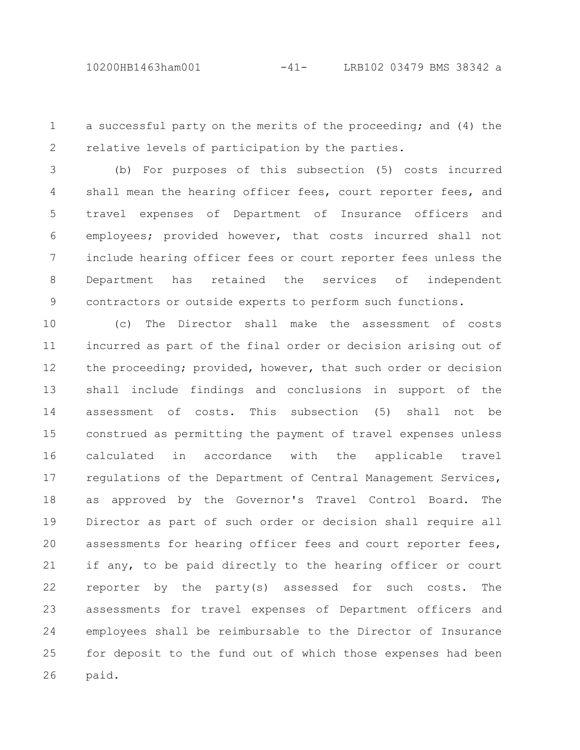a successful party on the merits of the proceeding; and (4) the relative levels of participation by the parties.

(b) For purposes of this subsection (5) costs incurred shall mean the hearing officer fees, court reporter fees, and travel expenses of Department of Insurance officers and employees; provided however, that costs incurred shall not include hearing officer fees or court reporter fees unless the Department has retained the services of independent contractors or outside experts to perform such functions.

(c) The Director shall make the assessment of costs incurred as part of the final order or decision arising out of the proceeding; provided, however, that such order or decision shall include findings and conclusions in support of the assessment of costs. This subsection (5) shall not be construed as permitting the payment of travel expenses unless calculated in accordance with the applicable travel regulations of the Department of Central Management Services, as approved by the Governor's Travel Control Board. The Director as part of such order or decision shall require all assessments for hearing officer fees and court reporter fees, if any, to be paid directly to the hearing officer or court reporter by the party(s) assessed for such costs. The assessments for travel expenses of Department officers and employees shall be reimbursable to the Director of Insurance for deposit to the fund out of which those expenses had been paid.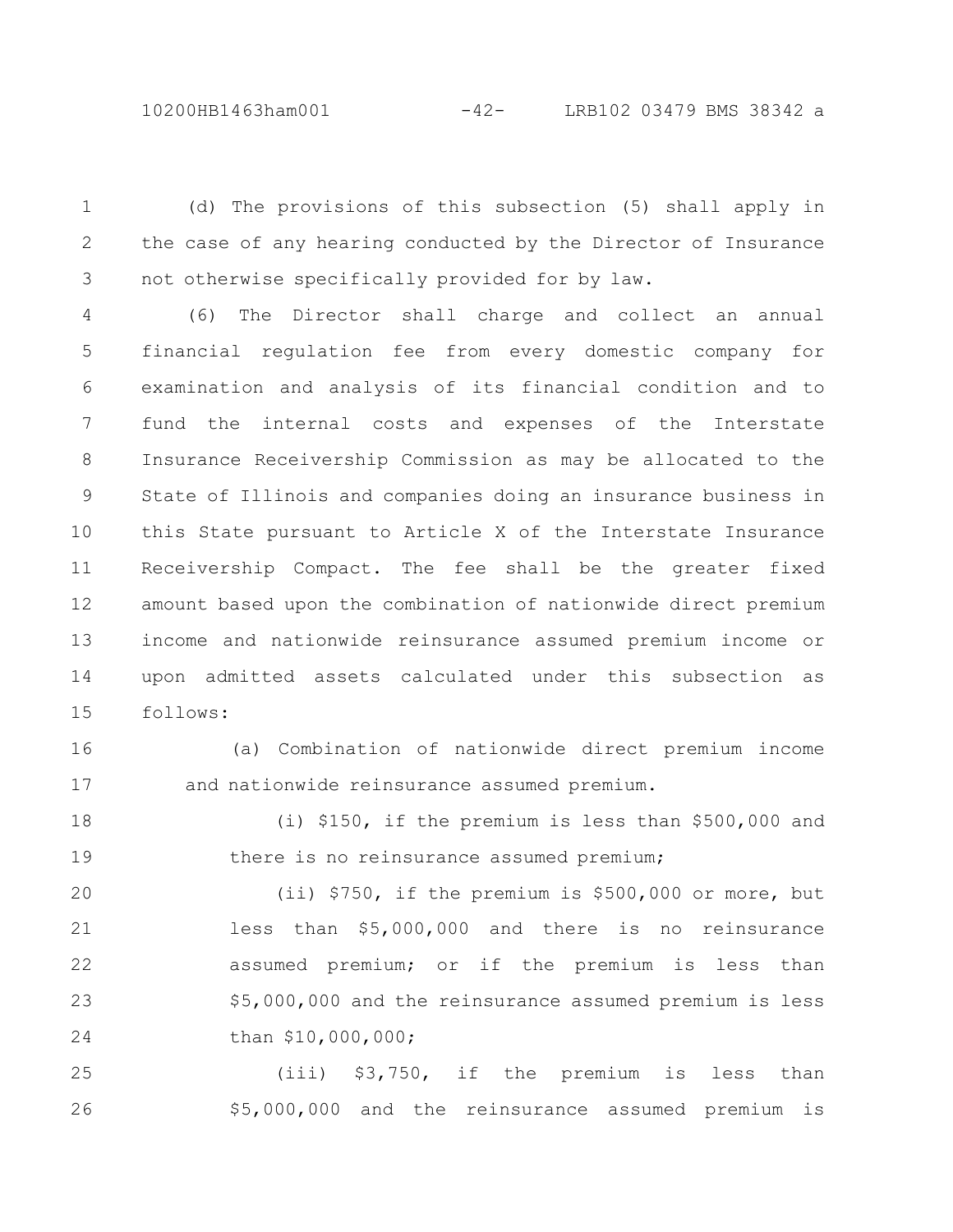(d) The provisions of this subsection (5) shall apply in the case of any hearing conducted by the Director of Insurance not otherwise specifically provided for by law.

(6) The Director shall charge and collect an annual financial regulation fee from every domestic company for examination and analysis of its financial condition and to fund the internal costs and expenses of the Interstate Insurance Receivership Commission as may be allocated to the State of Illinois and companies doing an insurance business in this State pursuant to Article X of the Interstate Insurance Receivership Compact. The fee shall be the greater fixed amount based upon the combination of nationwide direct premium income and nationwide reinsurance assumed premium income or upon admitted assets calculated under this subsection as follows:

(a) Combination of nationwide direct premium income and nationwide reinsurance assumed premium.

(i) $150, if the premium is less than $500,000 and there is no reinsurance assumed premium;

(ii) $750, if the premium is $500,000 or more, but less than $5,000,000 and there is no reinsurance assumed premium; or if the premium is less than $5,000,000 and the reinsurance assumed premium is less than $10,000,000;

(iii) $3,750, if the premium is less than $5,000,000 and the reinsurance assumed premium is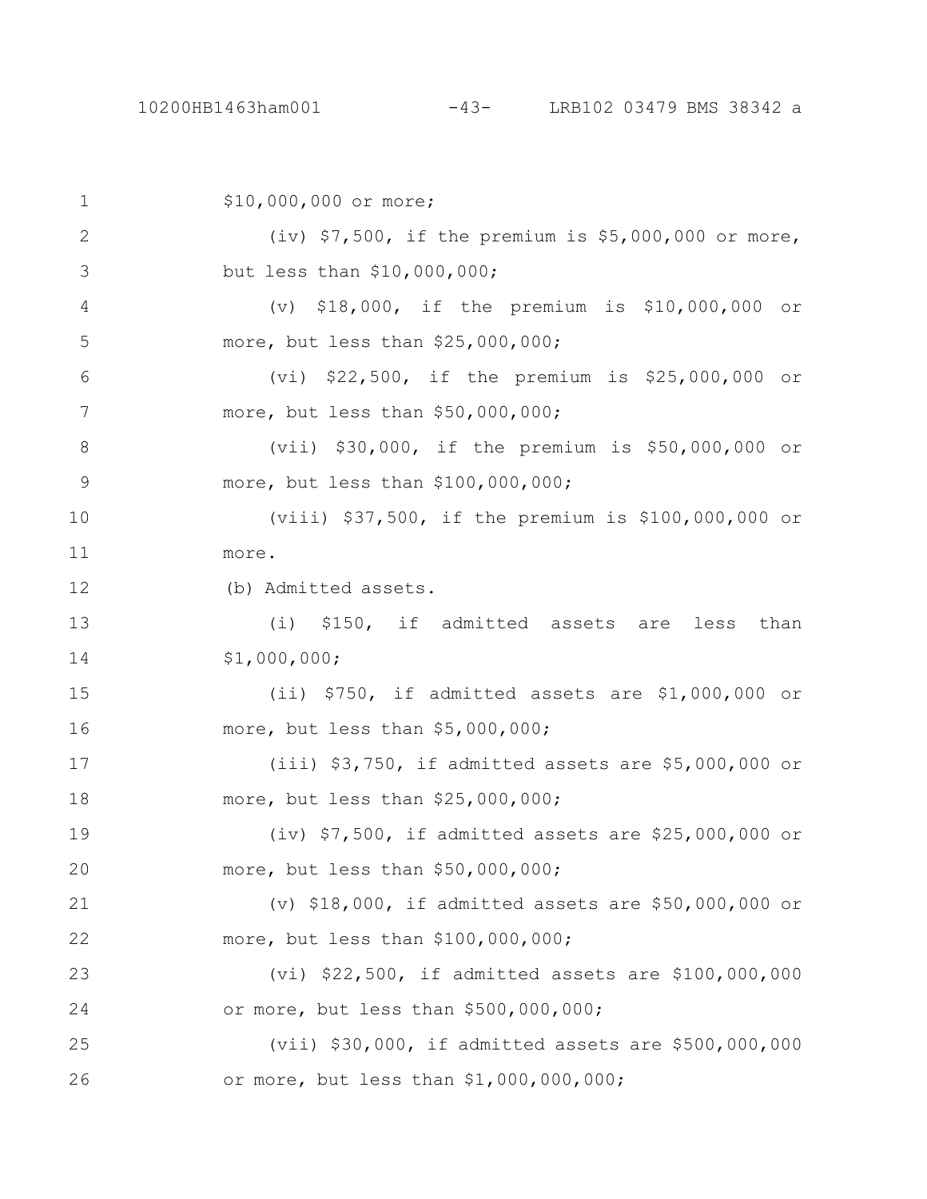$10,000,000 or more;

(iv) $7,500, if the premium is $5,000,000 or more, but less than $10,000,000;

(v) $18,000, if the premium is $10,000,000 or more, but less than $25,000,000;

(vi) $22,500, if the premium is $25,000,000 or more, but less than $50,000,000;

(vii) $30,000, if the premium is $50,000,000 or more, but less than $100,000,000;

(viii) $37,500, if the premium is $100,000,000 or more.

(b) Admitted assets.

(i) $150, if admitted assets are less than $1,000,000;

(ii) $750, if admitted assets are $1,000,000 or more, but less than $5,000,000;

(iii) $3,750, if admitted assets are $5,000,000 or more, but less than $25,000,000;

(iv) $7,500, if admitted assets are $25,000,000 or more, but less than $50,000,000;

(v) $18,000, if admitted assets are $50,000,000 or more, but less than $100,000,000;

(vi) $22,500, if admitted assets are $100,000,000 or more, but less than $500,000,000;

(vii) $30,000, if admitted assets are $500,000,000 or more, but less than $1,000,000,000;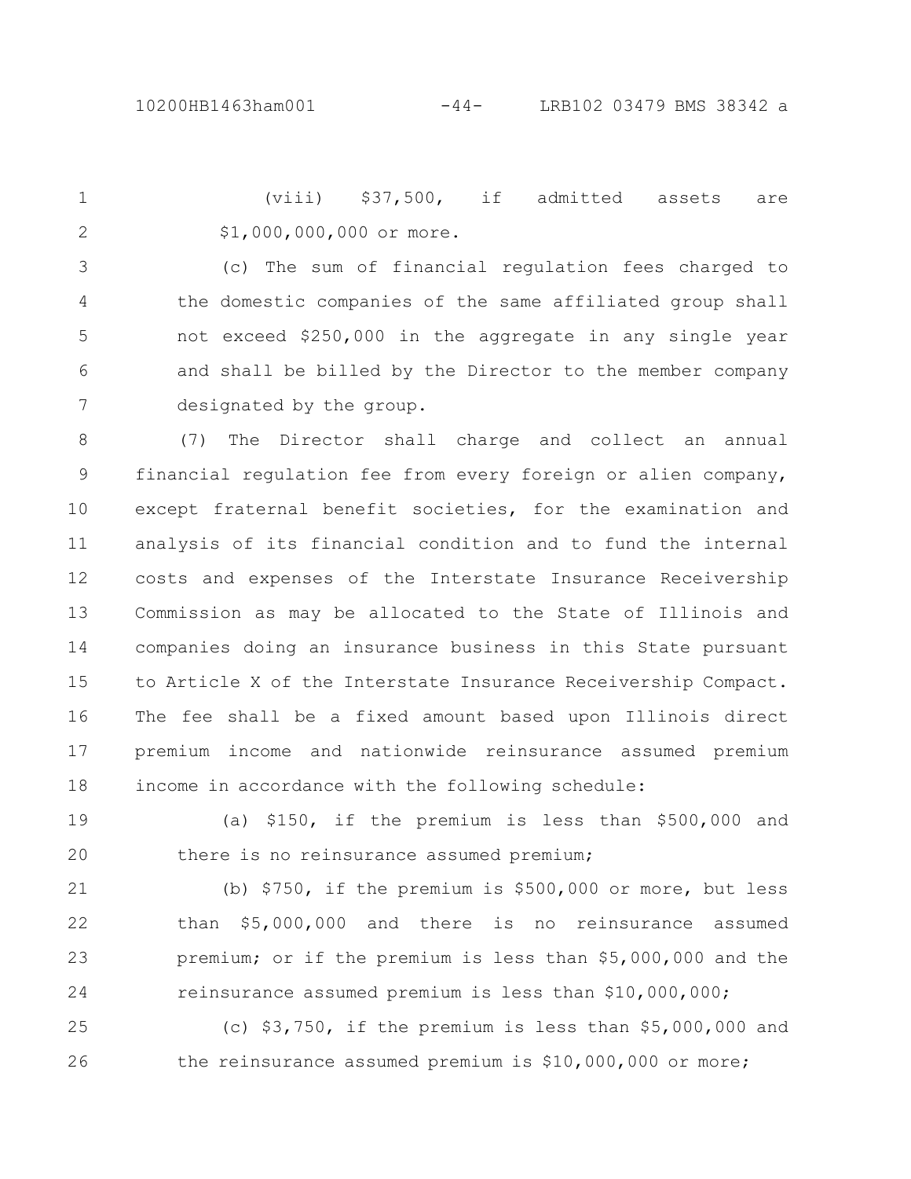(viii) $37,500, if admitted assets are $1,000,000,000 or more.

(c) The sum of financial regulation fees charged to the domestic companies of the same affiliated group shall not exceed $250,000 in the aggregate in any single year and shall be billed by the Director to the member company designated by the group.

(7) The Director shall charge and collect an annual financial regulation fee from every foreign or alien company, except fraternal benefit societies, for the examination and analysis of its financial condition and to fund the internal costs and expenses of the Interstate Insurance Receivership Commission as may be allocated to the State of Illinois and companies doing an insurance business in this State pursuant to Article X of the Interstate Insurance Receivership Compact. The fee shall be a fixed amount based upon Illinois direct premium income and nationwide reinsurance assumed premium income in accordance with the following schedule:

(a) $150, if the premium is less than $500,000 and there is no reinsurance assumed premium;

(b) $750, if the premium is $500,000 or more, but less than $5,000,000 and there is no reinsurance assumed premium; or if the premium is less than $5,000,000 and the reinsurance assumed premium is less than $10,000,000;

(c) $3,750, if the premium is less than $5,000,000 and the reinsurance assumed premium is $10,000,000 or more;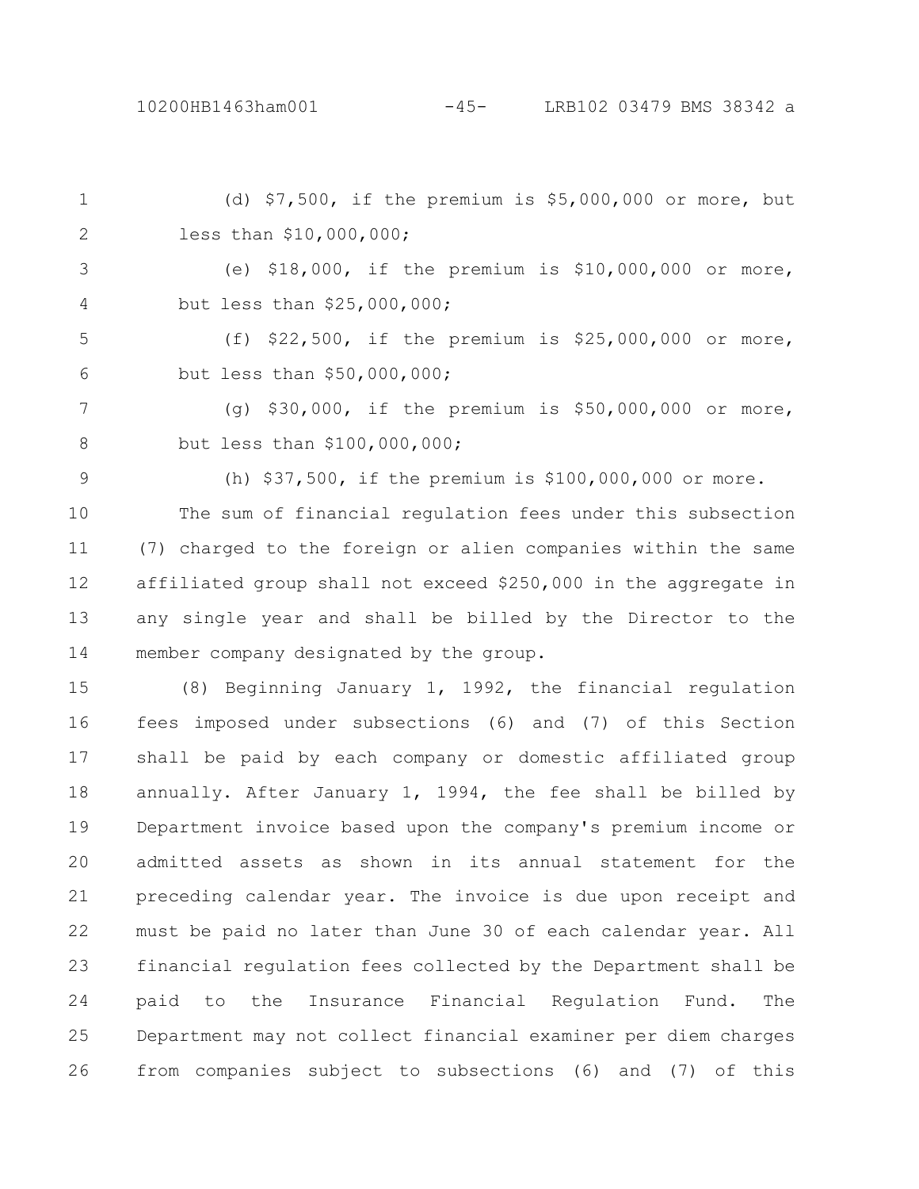(d) $7,500, if the premium is $5,000,000 or more, but less than $10,000,000;

(e) $18,000, if the premium is $10,000,000 or more, but less than $25,000,000;

(f) $22,500, if the premium is $25,000,000 or more, but less than $50,000,000;

(g) $30,000, if the premium is $50,000,000 or more, but less than $100,000,000;

(h) $37,500, if the premium is $100,000,000 or more.

The sum of financial regulation fees under this subsection (7) charged to the foreign or alien companies within the same affiliated group shall not exceed $250,000 in the aggregate in any single year and shall be billed by the Director to the member company designated by the group.

(8) Beginning January 1, 1992, the financial regulation fees imposed under subsections (6) and (7) of this Section shall be paid by each company or domestic affiliated group annually. After January 1, 1994, the fee shall be billed by Department invoice based upon the company's premium income or admitted assets as shown in its annual statement for the preceding calendar year. The invoice is due upon receipt and must be paid no later than June 30 of each calendar year. All financial regulation fees collected by the Department shall be paid to the Insurance Financial Regulation Fund. The Department may not collect financial examiner per diem charges from companies subject to subsections (6) and (7) of this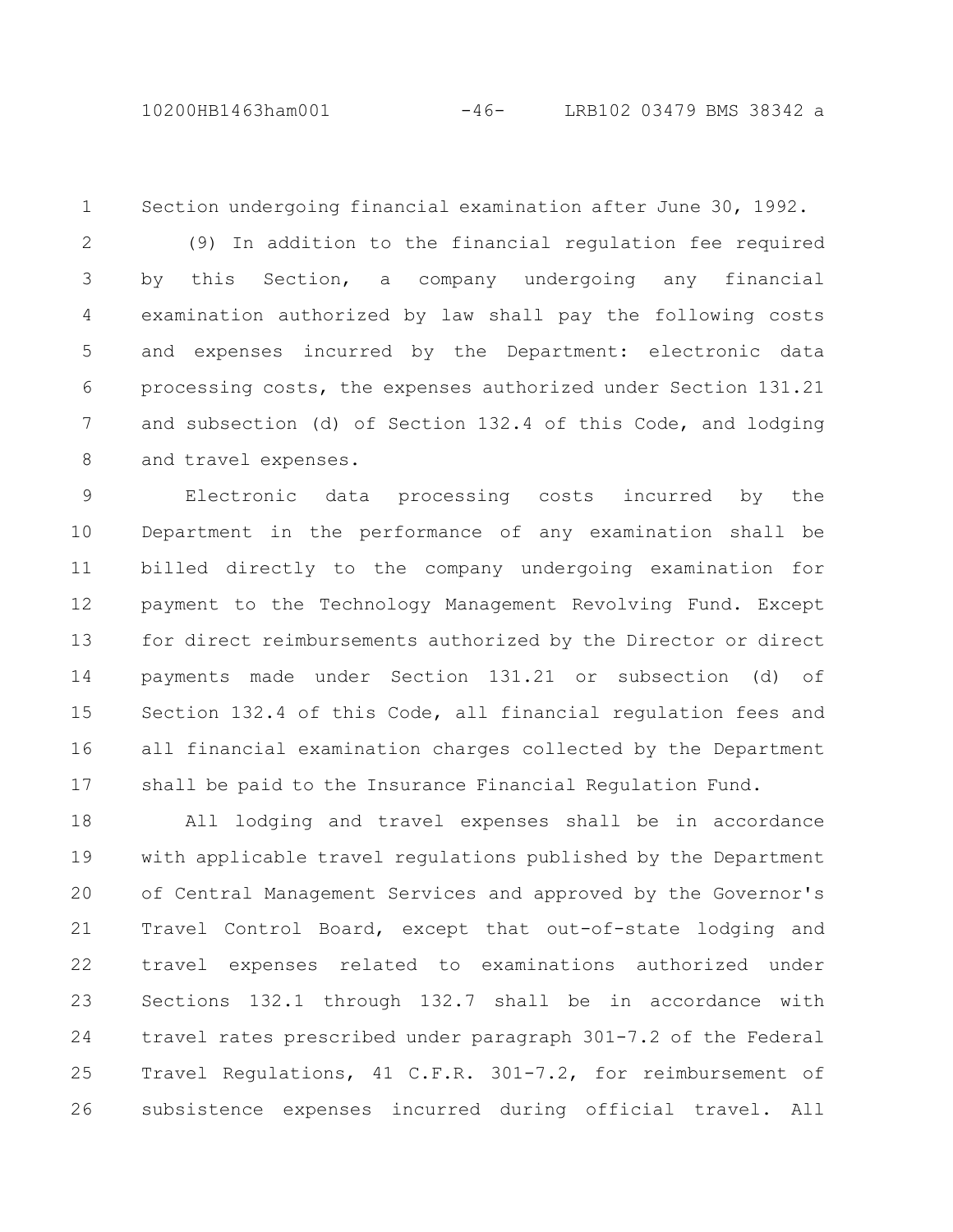Section undergoing financial examination after June 30, 1992.

(9) In addition to the financial regulation fee required by this Section, a company undergoing any financial examination authorized by law shall pay the following costs and expenses incurred by the Department: electronic data processing costs, the expenses authorized under Section 131.21 and subsection (d) of Section 132.4 of this Code, and lodging and travel expenses.

Electronic data processing costs incurred by the Department in the performance of any examination shall be billed directly to the company undergoing examination for payment to the Technology Management Revolving Fund. Except for direct reimbursements authorized by the Director or direct payments made under Section 131.21 or subsection (d) of Section 132.4 of this Code, all financial regulation fees and all financial examination charges collected by the Department shall be paid to the Insurance Financial Regulation Fund.

All lodging and travel expenses shall be in accordance with applicable travel regulations published by the Department of Central Management Services and approved by the Governor's Travel Control Board, except that out-of-state lodging and travel expenses related to examinations authorized under Sections 132.1 through 132.7 shall be in accordance with travel rates prescribed under paragraph 301-7.2 of the Federal Travel Regulations, 41 C.F.R. 301-7.2, for reimbursement of subsistence expenses incurred during official travel. All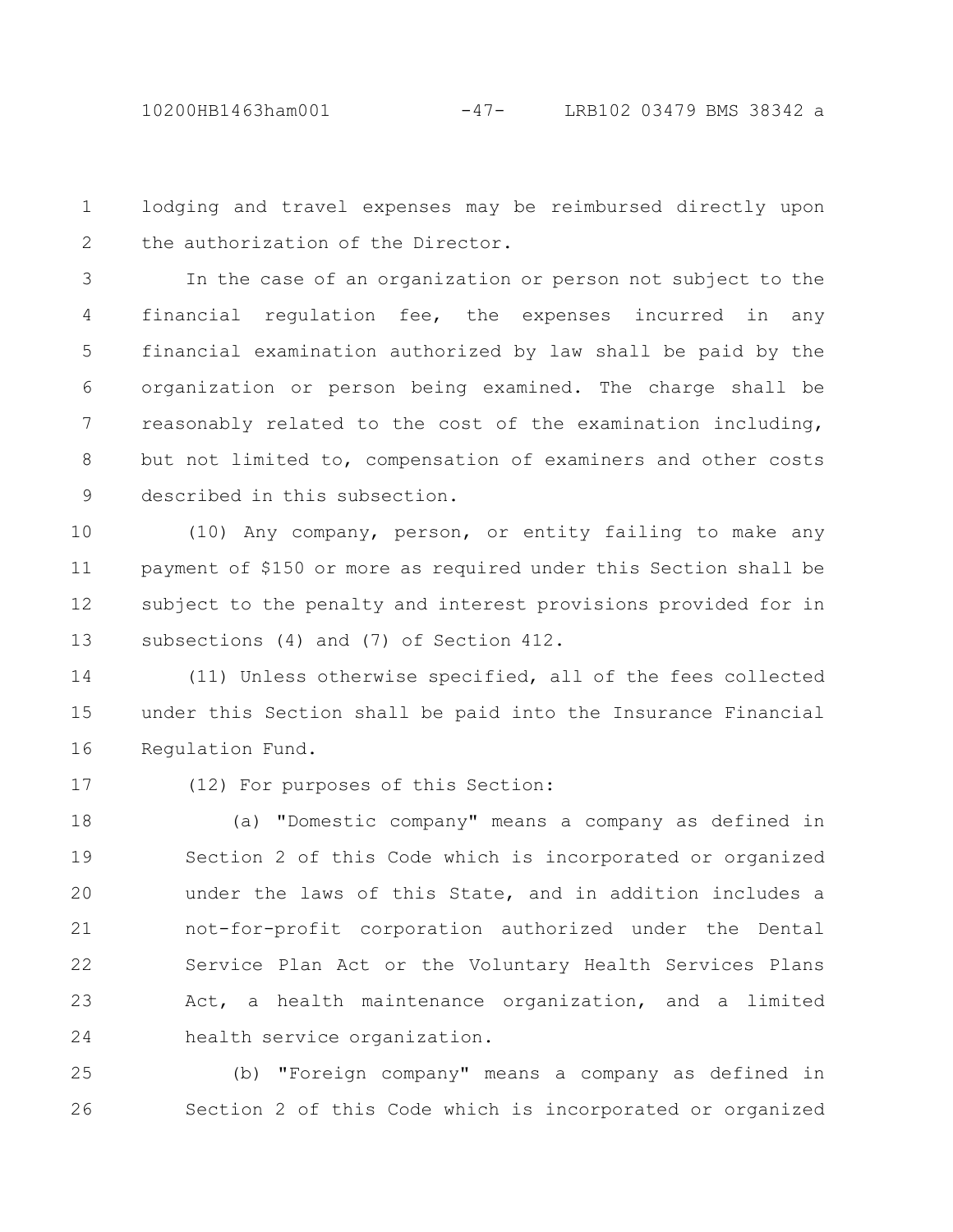lodging and travel expenses may be reimbursed directly upon the authorization of the Director.

In the case of an organization or person not subject to the financial regulation fee, the expenses incurred in any financial examination authorized by law shall be paid by the organization or person being examined. The charge shall be reasonably related to the cost of the examination including, but not limited to, compensation of examiners and other costs described in this subsection.

(10) Any company, person, or entity failing to make any payment of $150 or more as required under this Section shall be subject to the penalty and interest provisions provided for in subsections (4) and (7) of Section 412.

(11) Unless otherwise specified, all of the fees collected under this Section shall be paid into the Insurance Financial Regulation Fund.

(12) For purposes of this Section:

(a) "Domestic company" means a company as defined in Section 2 of this Code which is incorporated or organized under the laws of this State, and in addition includes a not-for-profit corporation authorized under the Dental Service Plan Act or the Voluntary Health Services Plans Act, a health maintenance organization, and a limited health service organization.

(b) "Foreign company" means a company as defined in Section 2 of this Code which is incorporated or organized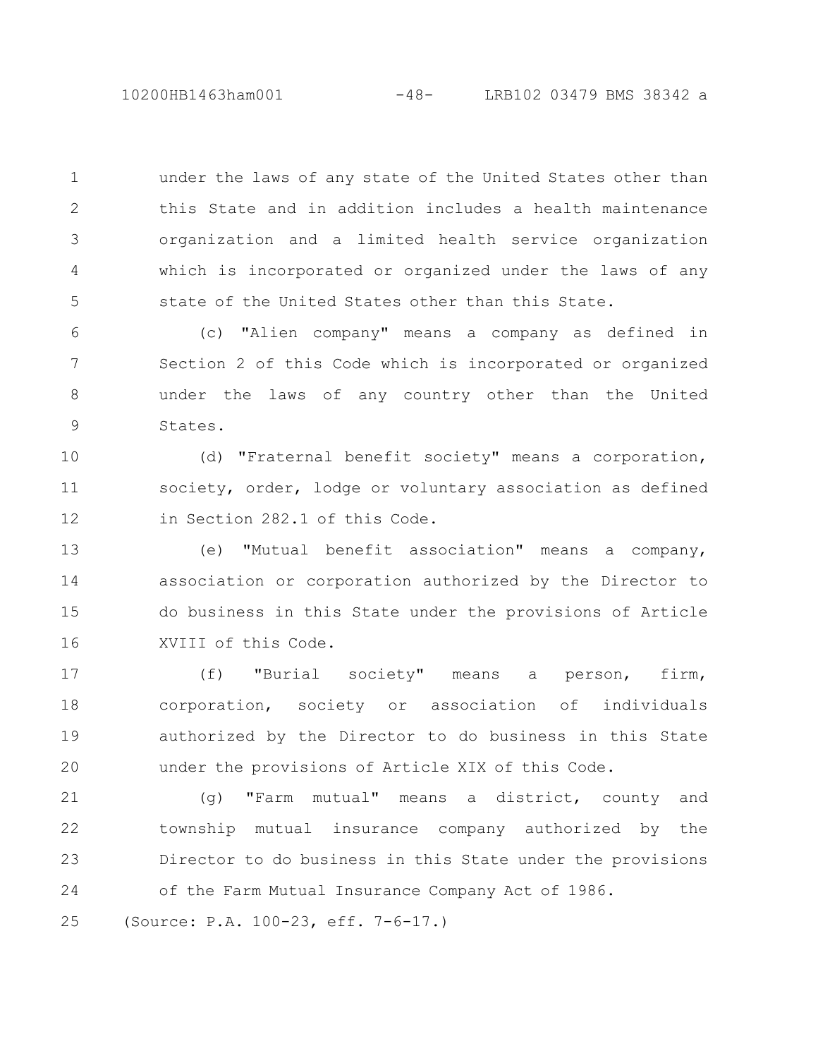under the laws of any state of the United States other than this State and in addition includes a health maintenance organization and a limited health service organization which is incorporated or organized under the laws of any state of the United States other than this State.

(c) "Alien company" means a company as defined in Section 2 of this Code which is incorporated or organized under the laws of any country other than the United States.

(d) "Fraternal benefit society" means a corporation, society, order, lodge or voluntary association as defined in Section 282.1 of this Code.

(e) "Mutual benefit association" means a company, association or corporation authorized by the Director to do business in this State under the provisions of Article XVIII of this Code.

(f) "Burial society" means a person, firm, corporation, society or association of individuals authorized by the Director to do business in this State under the provisions of Article XIX of this Code.

(g) "Farm mutual" means a district, county and township mutual insurance company authorized by the Director to do business in this State under the provisions of the Farm Mutual Insurance Company Act of 1986.

(Source: P.A. 100-23, eff. 7-6-17.)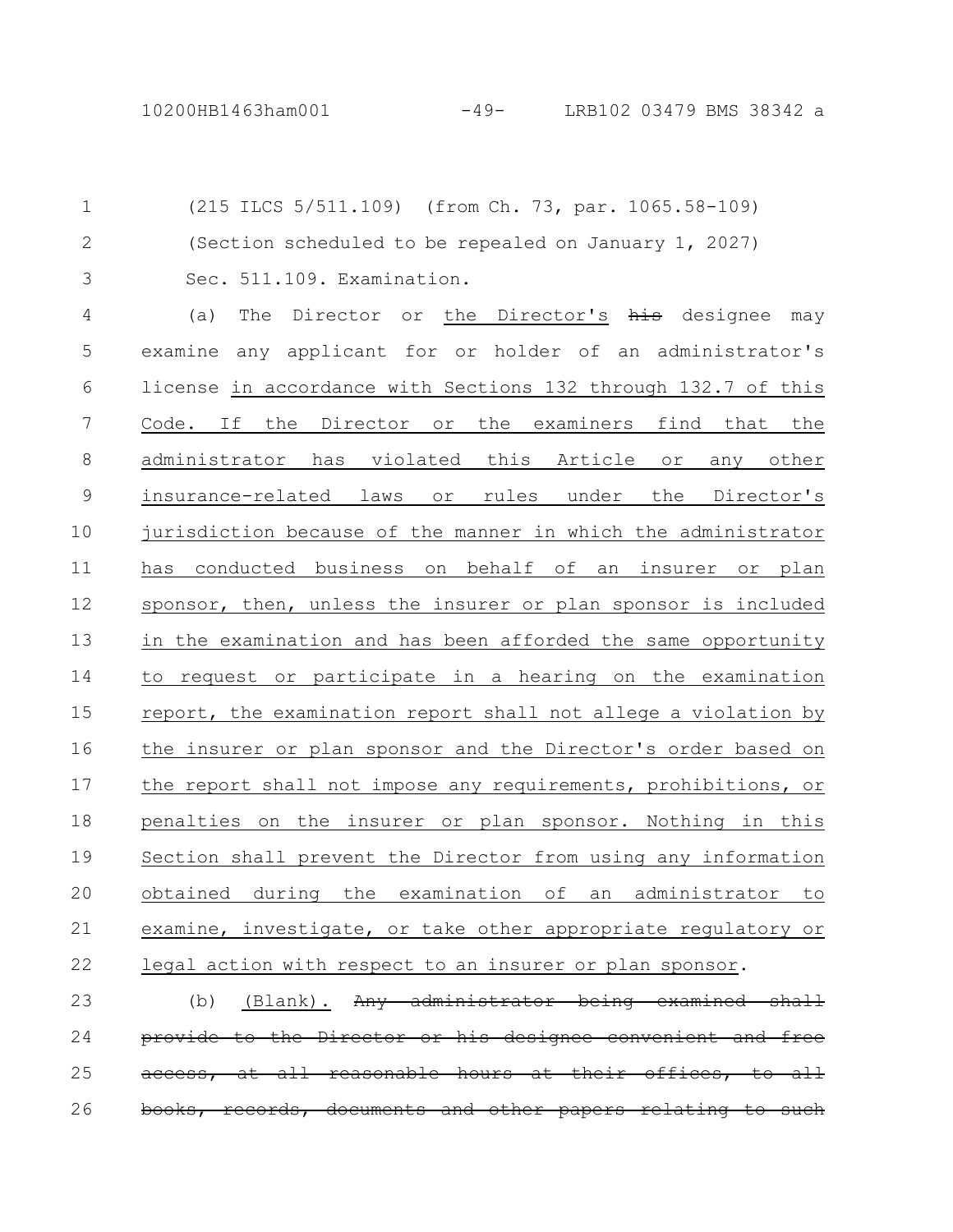(215 ILCS 5/511.109) (from Ch. 73, par. 1065.58-109)

(Section scheduled to be repealed on January 1, 2027)

Sec. 511.109. Examination.

(a) The Director or the Director's ~~his~~ designee may examine any applicant for or holder of an administrator's license in accordance with Sections 132 through 132.7 of this Code. If the Director or the examiners find that the administrator has violated this Article or any other insurance-related laws or rules under the Director's jurisdiction because of the manner in which the administrator has conducted business on behalf of an insurer or plan sponsor, then, unless the insurer or plan sponsor is included in the examination and has been afforded the same opportunity to request or participate in a hearing on the examination report, the examination report shall not allege a violation by the insurer or plan sponsor and the Director's order based on the report shall not impose any requirements, prohibitions, or penalties on the insurer or plan sponsor. Nothing in this Section shall prevent the Director from using any information obtained during the examination of an administrator to examine, investigate, or take other appropriate regulatory or legal action with respect to an insurer or plan sponsor.

(b) (Blank). ~~Any administrator being examined shall provide to the Director or his designee convenient and free access, at all reasonable hours at their offices, to all books, records, documents and other papers relating to such~~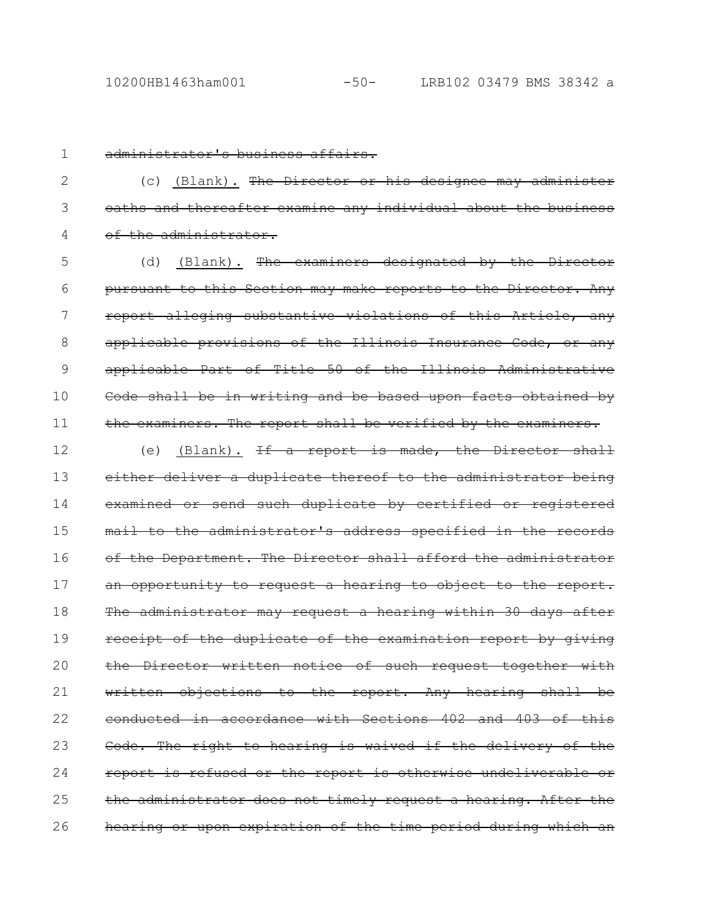~~administrator's business affairs.~~

(c) <u>(Blank).</u> ~~The Director or his designee may administer oaths and thereafter examine any individual about the business of the administrator.~~

(d) <u>(Blank).</u> ~~The examiners designated by the Director pursuant to this Section may make reports to the Director. Any report alleging substantive violations of this Article, any applicable provisions of the Illinois Insurance Code, or any applicable Part of Title 50 of the Illinois Administrative Code shall be in writing and be based upon facts obtained by the examiners. The report shall be verified by the examiners.~~

(e) <u>(Blank).</u> ~~If a report is made, the Director shall either deliver a duplicate thereof to the administrator being examined or send such duplicate by certified or registered mail to the administrator's address specified in the records of the Department. The Director shall afford the administrator an opportunity to request a hearing to object to the report. The administrator may request a hearing within 30 days after receipt of the duplicate of the examination report by giving the Director written notice of such request together with written objections to the report. Any hearing shall be conducted in accordance with Sections 402 and 403 of this Code. The right to hearing is waived if the delivery of the report is refused or the report is otherwise undeliverable or the administrator does not timely request a hearing. After the hearing or upon expiration of the time period during which an~~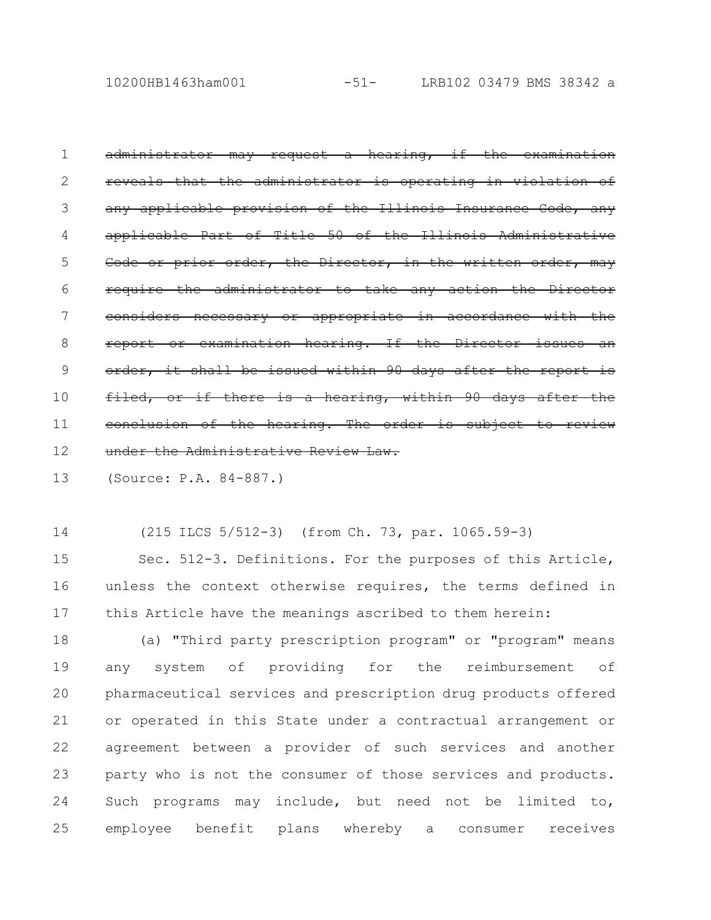~~administrator may request a hearing, if the examination reveals that the administrator is operating in violation of any applicable provision of the Illinois Insurance Code, any applicable Part of Title 50 of the Illinois Administrative Code or prior order, the Director, in the written order, may require the administrator to take any action the Director considers necessary or appropriate in accordance with the report or examination hearing. If the Director issues an order, it shall be issued within 90 days after the report is filed, or if there is a hearing, within 90 days after the conclusion of the hearing. The order is subject to review under the Administrative Review Law.~~

(Source: P.A. 84-887.)

(215 ILCS 5/512-3) (from Ch. 73, par. 1065.59-3)

Sec. 512-3. Definitions. For the purposes of this Article, unless the context otherwise requires, the terms defined in this Article have the meanings ascribed to them herein:

(a) "Third party prescription program" or "program" means any system of providing for the reimbursement of pharmaceutical services and prescription drug products offered or operated in this State under a contractual arrangement or agreement between a provider of such services and another party who is not the consumer of those services and products. Such programs may include, but need not be limited to, employee benefit plans whereby a consumer receives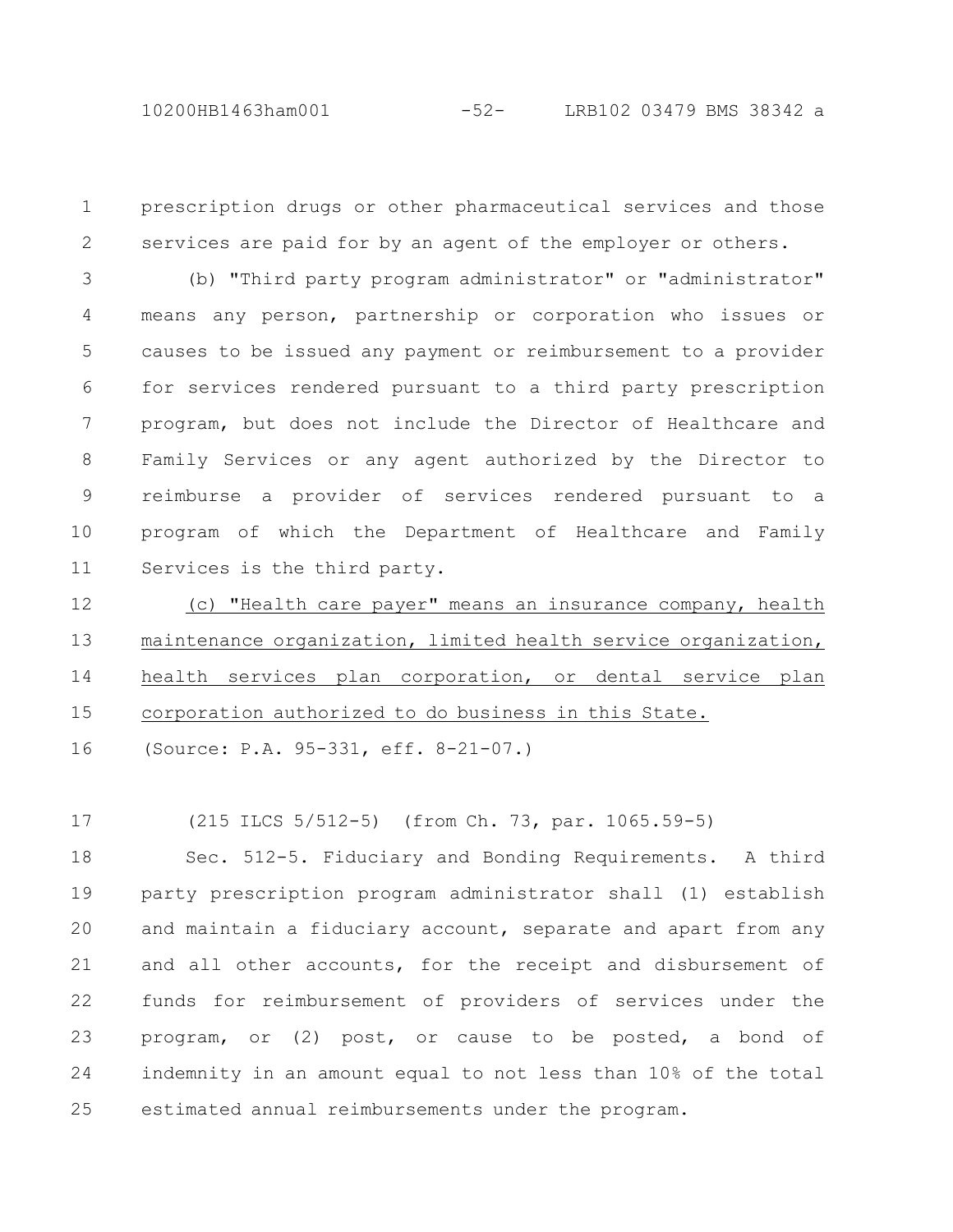prescription drugs or other pharmaceutical services and those services are paid for by an agent of the employer or others.

(b) "Third party program administrator" or "administrator" means any person, partnership or corporation who issues or causes to be issued any payment or reimbursement to a provider for services rendered pursuant to a third party prescription program, but does not include the Director of Healthcare and Family Services or any agent authorized by the Director to reimburse a provider of services rendered pursuant to a program of which the Department of Healthcare and Family Services is the third party.

(c) "Health care payer" means an insurance company, health maintenance organization, limited health service organization, health services plan corporation, or dental service plan corporation authorized to do business in this State.

(Source: P.A. 95-331, eff. 8-21-07.)

(215 ILCS 5/512-5) (from Ch. 73, par. 1065.59-5)

Sec. 512-5. Fiduciary and Bonding Requirements. A third party prescription program administrator shall (1) establish and maintain a fiduciary account, separate and apart from any and all other accounts, for the receipt and disbursement of funds for reimbursement of providers of services under the program, or (2) post, or cause to be posted, a bond of indemnity in an amount equal to not less than 10% of the total estimated annual reimbursements under the program.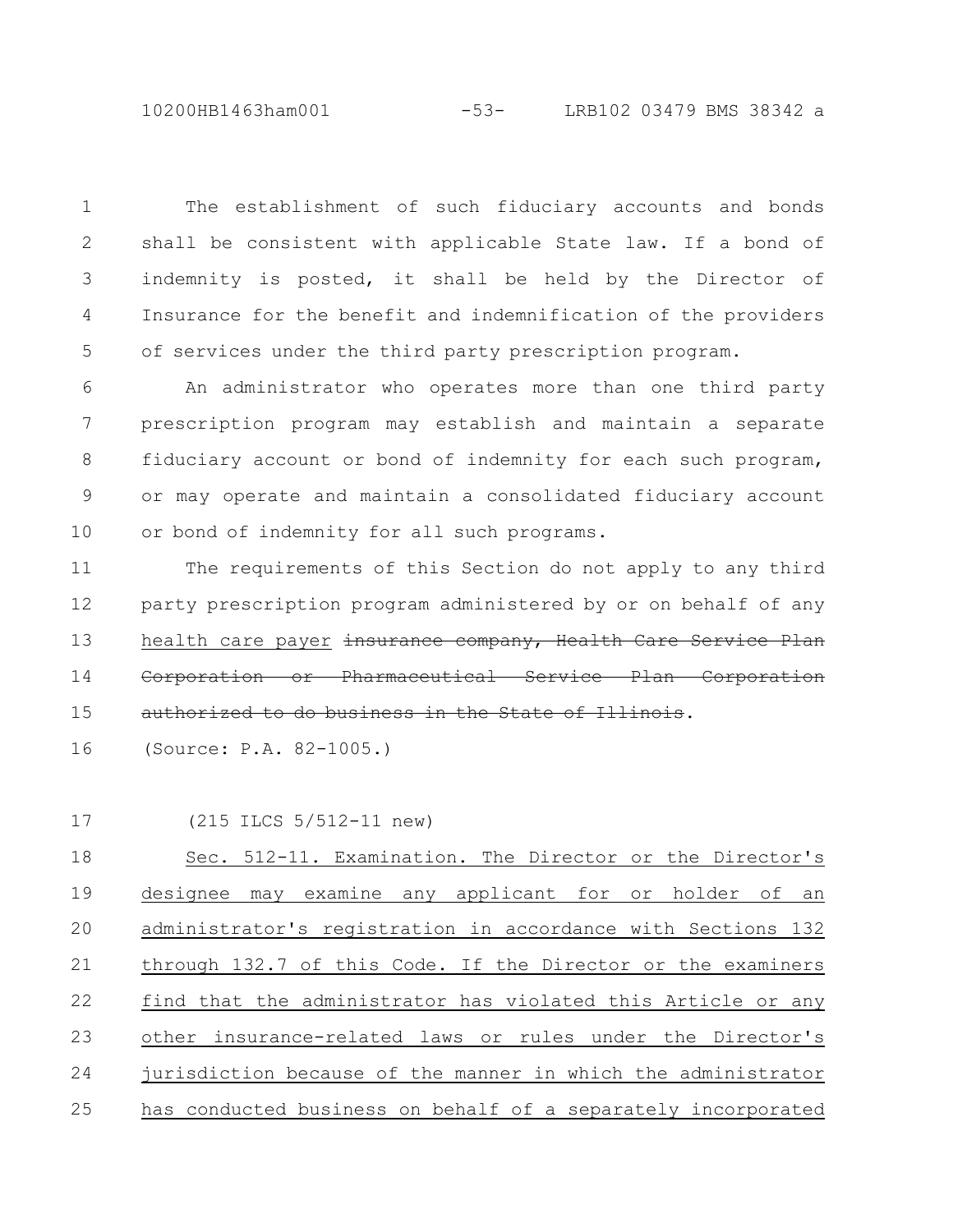The establishment of such fiduciary accounts and bonds shall be consistent with applicable State law. If a bond of indemnity is posted, it shall be held by the Director of Insurance for the benefit and indemnification of the providers of services under the third party prescription program.

An administrator who operates more than one third party prescription program may establish and maintain a separate fiduciary account or bond of indemnity for each such program, or may operate and maintain a consolidated fiduciary account or bond of indemnity for all such programs.

The requirements of this Section do not apply to any third party prescription program administered by or on behalf of any <u>health care payer</u> ~~insurance company, Health Care Service Plan Corporation or Pharmaceutical Service Plan Corporation authorized to do business in the State of Illinois~~.

(Source: P.A. 82-1005.)

(215 ILCS 5/512-11 new)

<u>Sec. 512-11. Examination. The Director or the Director's designee may examine any applicant for or holder of an administrator's registration in accordance with Sections 132 through 132.7 of this Code. If the Director or the examiners find that the administrator has violated this Article or any other insurance-related laws or rules under the Director's jurisdiction because of the manner in which the administrator has conducted business on behalf of a separately incorporated</u>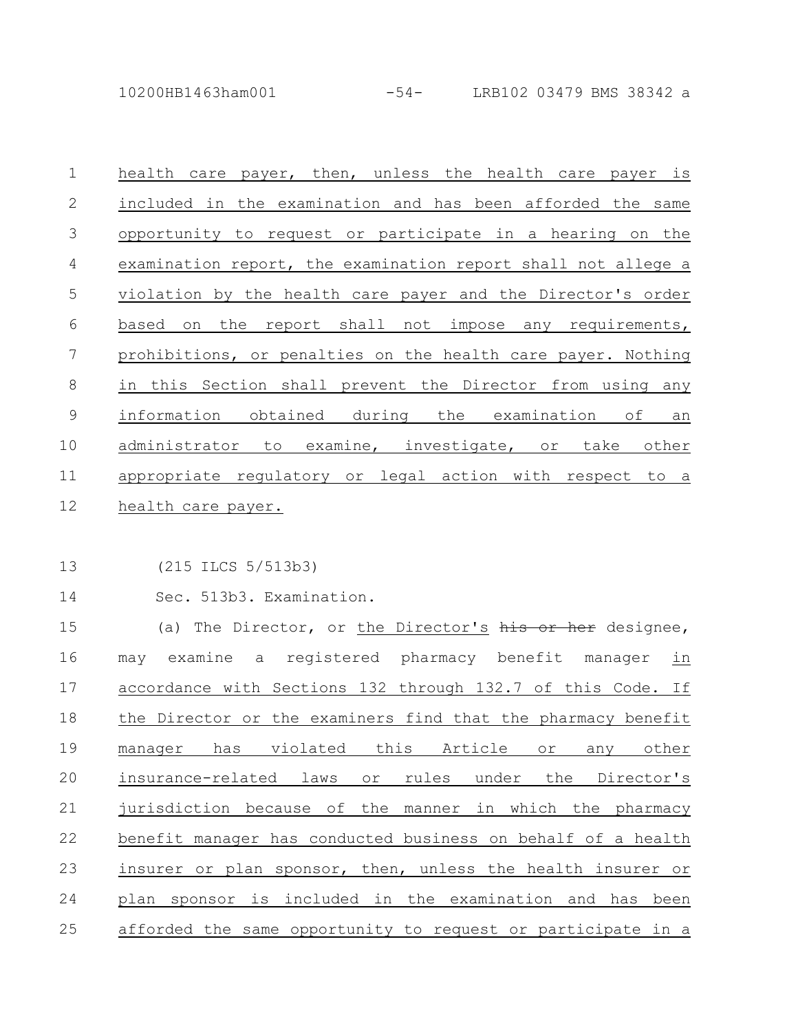health care payer, then, unless the health care payer is included in the examination and has been afforded the same opportunity to request or participate in a hearing on the examination report, the examination report shall not allege a violation by the health care payer and the Director's order based on the report shall not impose any requirements, prohibitions, or penalties on the health care payer. Nothing in this Section shall prevent the Director from using any information obtained during the examination of an administrator to examine, investigate, or take other appropriate regulatory or legal action with respect to a health care payer.

(215 ILCS 5/513b3)

Sec. 513b3. Examination.

(a) The Director, or the Director's ~~his or her~~ designee, may examine a registered pharmacy benefit manager in accordance with Sections 132 through 132.7 of this Code. If the Director or the examiners find that the pharmacy benefit manager has violated this Article or any other insurance-related laws or rules under the Director's jurisdiction because of the manner in which the pharmacy benefit manager has conducted business on behalf of a health insurer or plan sponsor, then, unless the health insurer or plan sponsor is included in the examination and has been afforded the same opportunity to request or participate in a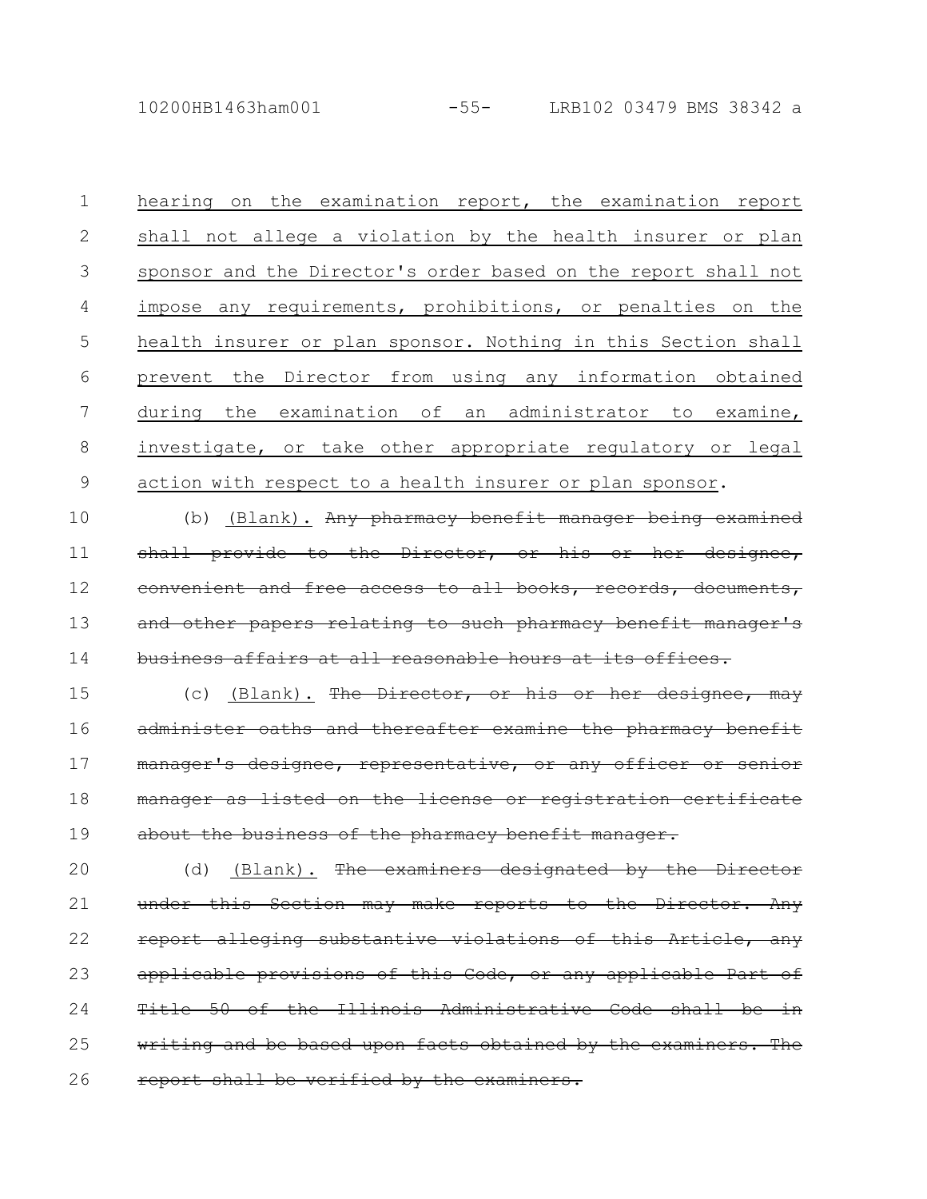hearing on the examination report, the examination report shall not allege a violation by the health insurer or plan sponsor and the Director's order based on the report shall not impose any requirements, prohibitions, or penalties on the health insurer or plan sponsor. Nothing in this Section shall prevent the Director from using any information obtained during the examination of an administrator to examine, investigate, or take other appropriate regulatory or legal action with respect to a health insurer or plan sponsor.

(b) (Blank). ~~Any pharmacy benefit manager being examined shall provide to the Director, or his or her designee, convenient and free access to all books, records, documents, and other papers relating to such pharmacy benefit manager's business affairs at all reasonable hours at its offices.~~

(c) (Blank). ~~The Director, or his or her designee, may administer oaths and thereafter examine the pharmacy benefit manager's designee, representative, or any officer or senior manager as listed on the license or registration certificate about the business of the pharmacy benefit manager.~~

(d) (Blank). ~~The examiners designated by the Director under this Section may make reports to the Director. Any report alleging substantive violations of this Article, any applicable provisions of this Code, or any applicable Part of Title 50 of the Illinois Administrative Code shall be in writing and be based upon facts obtained by the examiners. The report shall be verified by the examiners.~~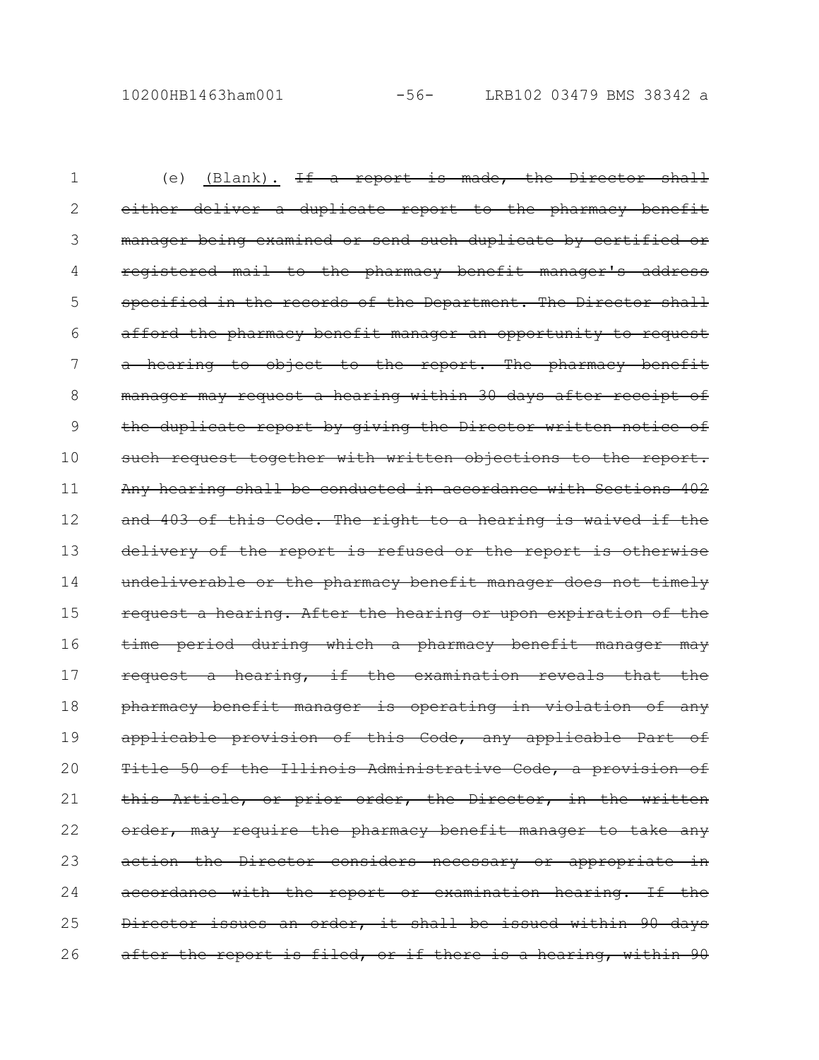(e) <u>(Blank).</u> ~~If a report is made, the Director shall either deliver a duplicate report to the pharmacy benefit manager being examined or send such duplicate by certified or registered mail to the pharmacy benefit manager's address specified in the records of the Department. The Director shall afford the pharmacy benefit manager an opportunity to request a hearing to object to the report. The pharmacy benefit manager may request a hearing within 30 days after receipt of the duplicate report by giving the Director written notice of such request together with written objections to the report. Any hearing shall be conducted in accordance with Sections 402 and 403 of this Code. The right to a hearing is waived if the delivery of the report is refused or the report is otherwise undeliverable or the pharmacy benefit manager does not timely request a hearing. After the hearing or upon expiration of the time period during which a pharmacy benefit manager may request a hearing, if the examination reveals that the pharmacy benefit manager is operating in violation of any applicable provision of this Code, any applicable Part of Title 50 of the Illinois Administrative Code, a provision of this Article, or prior order, the Director, in the written order, may require the pharmacy benefit manager to take any action the Director considers necessary or appropriate in accordance with the report or examination hearing. If the Director issues an order, it shall be issued within 90 days after the report is filed, or if there is a hearing, within 90~~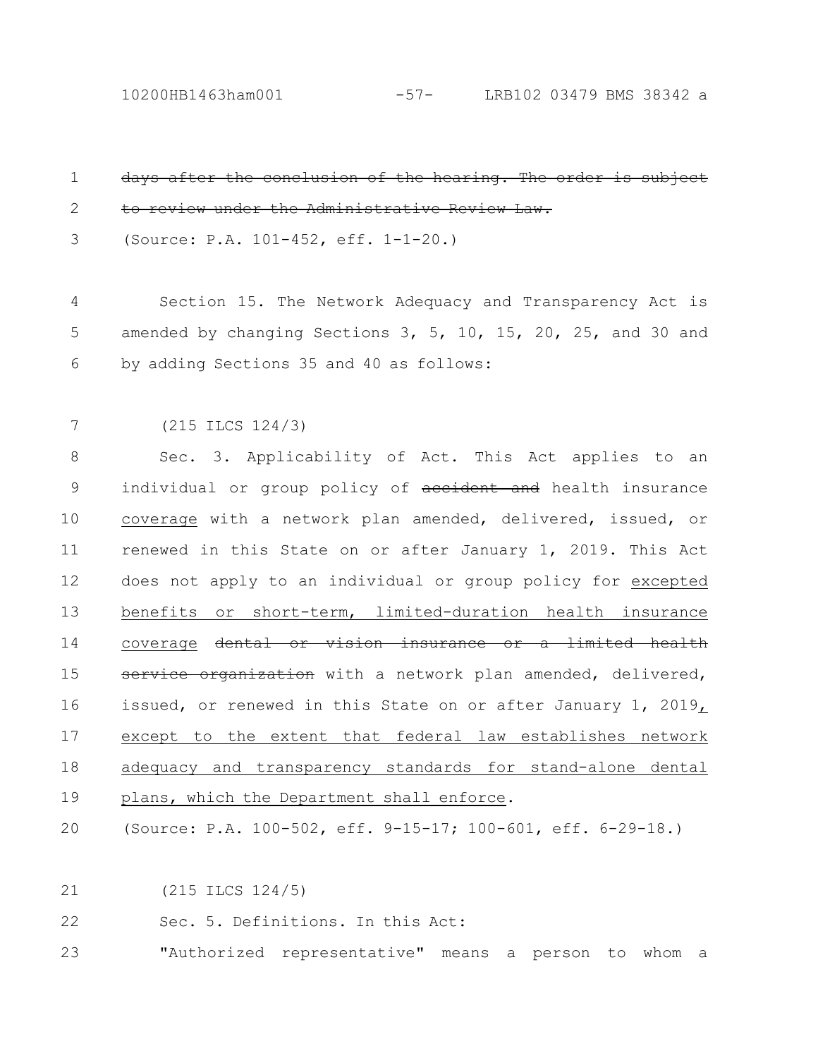~~days after the conclusion of the hearing. The order is subject to review under the Administrative Review Law.~~

(Source: P.A. 101-452, eff. 1-1-20.)

Section 15. The Network Adequacy and Transparency Act is amended by changing Sections 3, 5, 10, 15, 20, 25, and 30 and by adding Sections 35 and 40 as follows:

(215 ILCS 124/3)

Sec. 3. Applicability of Act. This Act applies to an individual or group policy of ~~accident and~~ health insurance <u>coverage</u> with a network plan amended, delivered, issued, or renewed in this State on or after January 1, 2019. This Act does not apply to an individual or group policy for <u>excepted benefits or short-term, limited-duration health insurance coverage</u> ~~dental or vision insurance or a limited health service organization~~ with a network plan amended, delivered, issued, or renewed in this State on or after January 1, 2019<u>, except to the extent that federal law establishes network adequacy and transparency standards for stand-alone dental plans, which the Department shall enforce</u>.

(Source: P.A. 100-502, eff. 9-15-17; 100-601, eff. 6-29-18.)

(215 ILCS 124/5)

Sec. 5. Definitions. In this Act:

"Authorized representative" means a person to whom a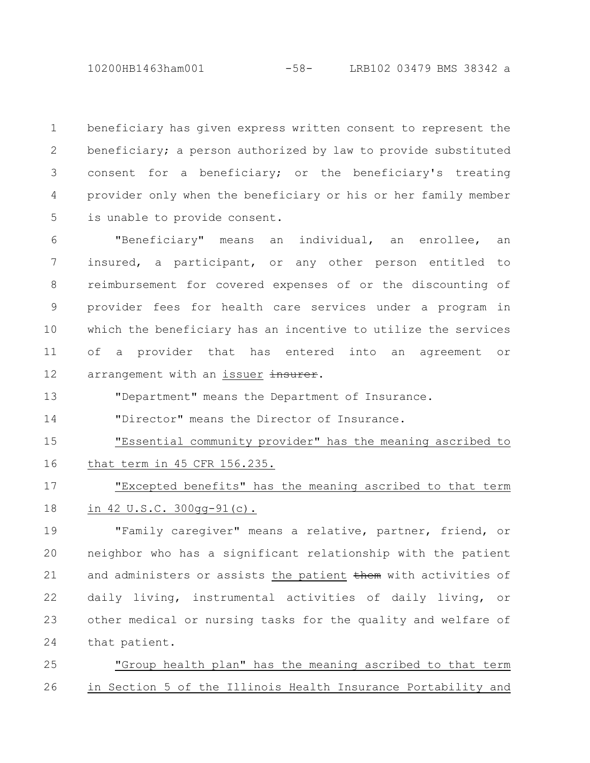beneficiary has given express written consent to represent the beneficiary; a person authorized by law to provide substituted consent for a beneficiary; or the beneficiary's treating provider only when the beneficiary or his or her family member is unable to provide consent.

"Beneficiary" means an individual, an enrollee, an insured, a participant, or any other person entitled to reimbursement for covered expenses of or the discounting of provider fees for health care services under a program in which the beneficiary has an incentive to utilize the services of a provider that has entered into an agreement or arrangement with an issuer ~~insurer~~.

"Department" means the Department of Insurance.

"Director" means the Director of Insurance.

"Essential community provider" has the meaning ascribed to that term in 45 CFR 156.235.

"Excepted benefits" has the meaning ascribed to that term in 42 U.S.C. 300gg-91(c).

"Family caregiver" means a relative, partner, friend, or neighbor who has a significant relationship with the patient and administers or assists the patient ~~them~~ with activities of daily living, instrumental activities of daily living, or other medical or nursing tasks for the quality and welfare of that patient.

"Group health plan" has the meaning ascribed to that term in Section 5 of the Illinois Health Insurance Portability and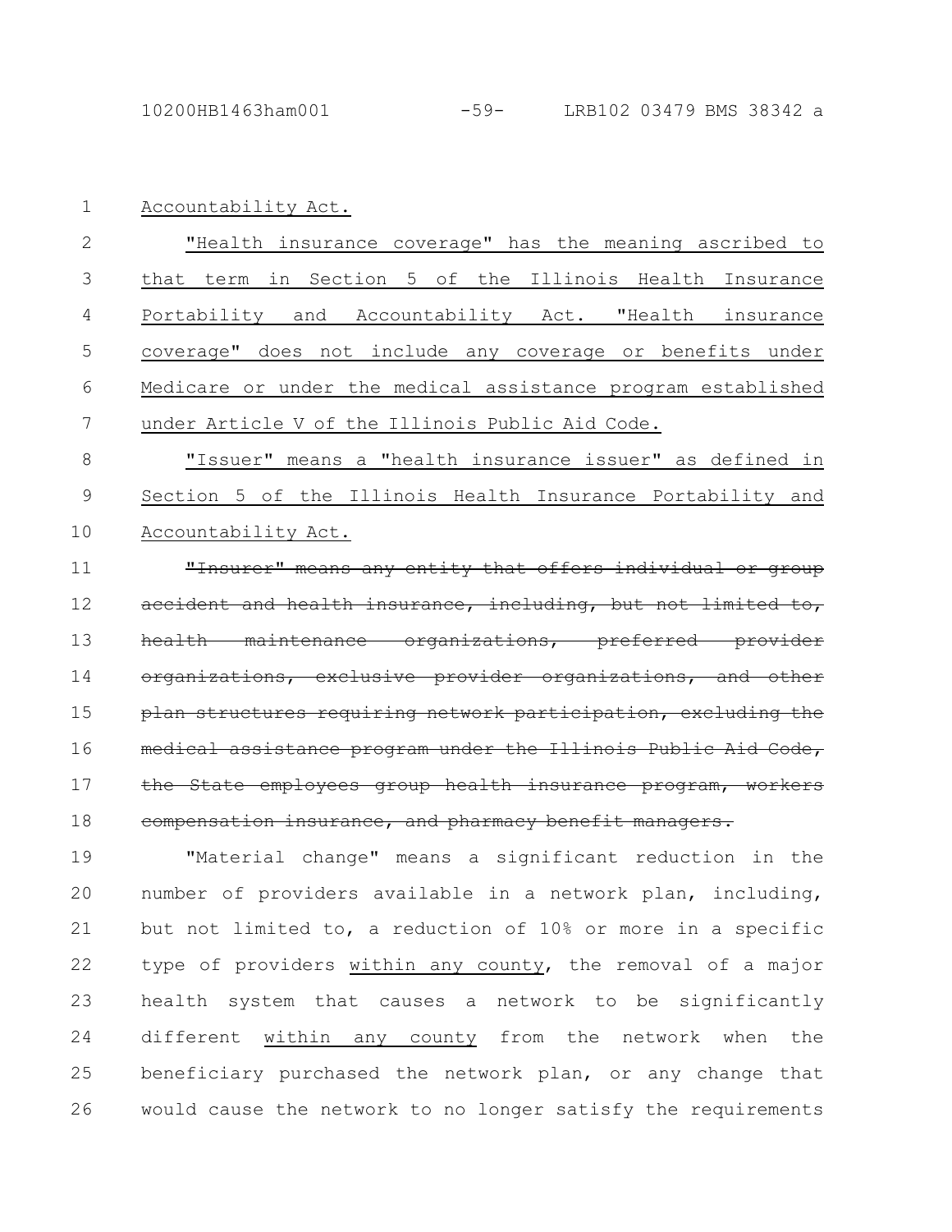Accountability Act.

"Health insurance coverage" has the meaning ascribed to that term in Section 5 of the Illinois Health Insurance Portability and Accountability Act. "Health insurance coverage" does not include any coverage or benefits under Medicare or under the medical assistance program established under Article V of the Illinois Public Aid Code.

"Issuer" means a "health insurance issuer" as defined in Section 5 of the Illinois Health Insurance Portability and Accountability Act.

~~"Insurer" means any entity that offers individual or group accident and health insurance, including, but not limited to, health maintenance organizations, preferred provider organizations, exclusive provider organizations, and other plan structures requiring network participation, excluding the medical assistance program under the Illinois Public Aid Code, the State employees group health insurance program, workers compensation insurance, and pharmacy benefit managers.~~

"Material change" means a significant reduction in the number of providers available in a network plan, including, but not limited to, a reduction of 10% or more in a specific type of providers within any county, the removal of a major health system that causes a network to be significantly different within any county from the network when the beneficiary purchased the network plan, or any change that would cause the network to no longer satisfy the requirements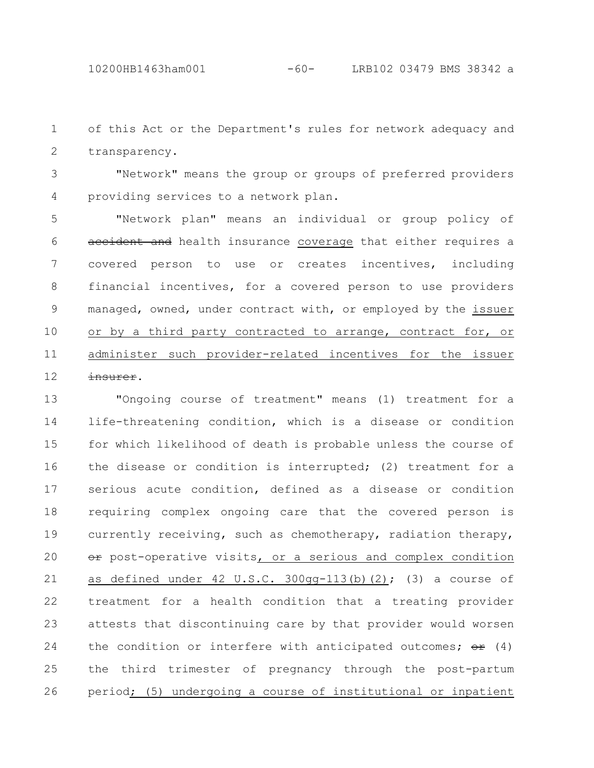of this Act or the Department's rules for network adequacy and transparency.

"Network" means the group or groups of preferred providers providing services to a network plan.

"Network plan" means an individual or group policy of ~~accident and~~ health insurance <u>coverage</u> that either requires a covered person to use or creates incentives, including financial incentives, for a covered person to use providers managed, owned, under contract with, or employed by the <u>issuer or by a third party contracted to arrange, contract for, or administer such provider-related incentives for the issuer</u> ~~insurer~~.

"Ongoing course of treatment" means (1) treatment for a life-threatening condition, which is a disease or condition for which likelihood of death is probable unless the course of the disease or condition is interrupted; (2) treatment for a serious acute condition, defined as a disease or condition requiring complex ongoing care that the covered person is currently receiving, such as chemotherapy, radiation therapy, ~~or~~ post-operative visits<u>, or a serious and complex condition as defined under 42 U.S.C. 300gg-113(b)(2)</u>; (3) a course of treatment for a health condition that a treating provider attests that discontinuing care by that provider would worsen the condition or interfere with anticipated outcomes; ~~or~~ (4) the third trimester of pregnancy through the post-partum period<u>; (5) undergoing a course of institutional or inpatient</u>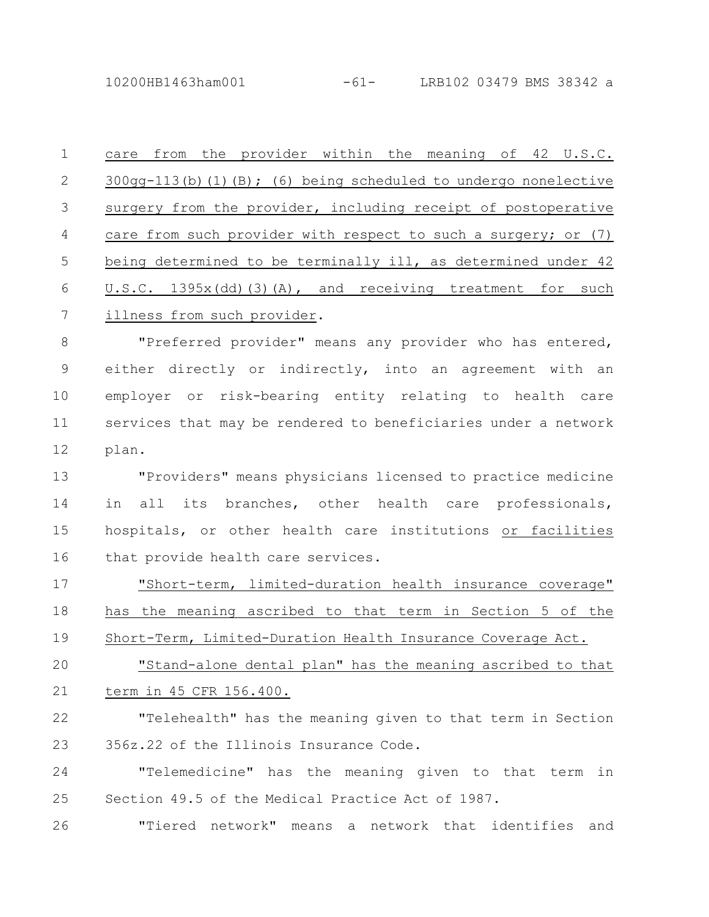care from the provider within the meaning of 42 U.S.C. 300gg-113(b)(1)(B); (6) being scheduled to undergo nonelective surgery from the provider, including receipt of postoperative care from such provider with respect to such a surgery; or (7) being determined to be terminally ill, as determined under 42 U.S.C. 1395x(dd)(3)(A), and receiving treatment for such illness from such provider.

"Preferred provider" means any provider who has entered, either directly or indirectly, into an agreement with an employer or risk-bearing entity relating to health care services that may be rendered to beneficiaries under a network plan.

"Providers" means physicians licensed to practice medicine in all its branches, other health care professionals, hospitals, or other health care institutions or facilities that provide health care services.

"Short-term, limited-duration health insurance coverage" has the meaning ascribed to that term in Section 5 of the Short-Term, Limited-Duration Health Insurance Coverage Act.

"Stand-alone dental plan" has the meaning ascribed to that term in 45 CFR 156.400.

"Telehealth" has the meaning given to that term in Section 356z.22 of the Illinois Insurance Code.

"Telemedicine" has the meaning given to that term in Section 49.5 of the Medical Practice Act of 1987.

"Tiered network" means a network that identifies and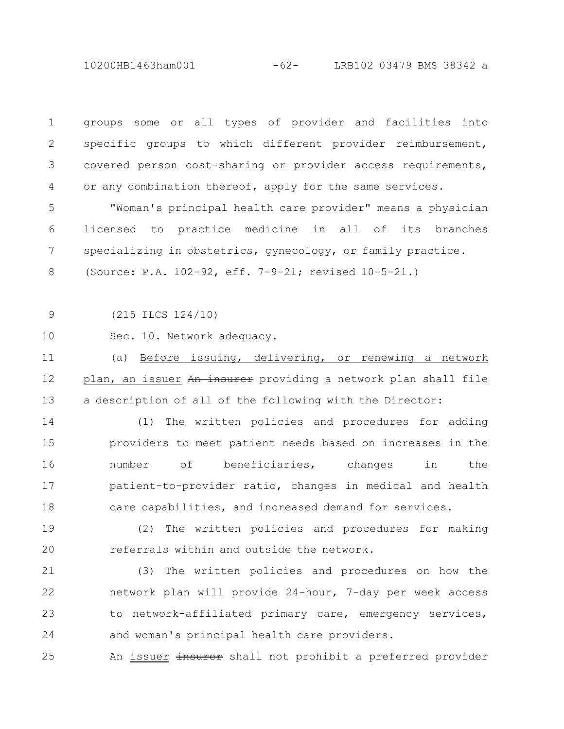groups some or all types of provider and facilities into specific groups to which different provider reimbursement, covered person cost-sharing or provider access requirements, or any combination thereof, apply for the same services.

"Woman's principal health care provider" means a physician licensed to practice medicine in all of its branches specializing in obstetrics, gynecology, or family practice.

(Source: P.A. 102-92, eff. 7-9-21; revised 10-5-21.)

(215 ILCS 124/10)

Sec. 10. Network adequacy.

(a) Before issuing, delivering, or renewing a network plan, an issuer ~~An insurer~~ providing a network plan shall file a description of all of the following with the Director:

(1) The written policies and procedures for adding providers to meet patient needs based on increases in the number of beneficiaries, changes in the patient-to-provider ratio, changes in medical and health care capabilities, and increased demand for services.

(2) The written policies and procedures for making referrals within and outside the network.

(3) The written policies and procedures on how the network plan will provide 24-hour, 7-day per week access to network-affiliated primary care, emergency services, and woman's principal health care providers.

An issuer ~~insurer~~ shall not prohibit a preferred provider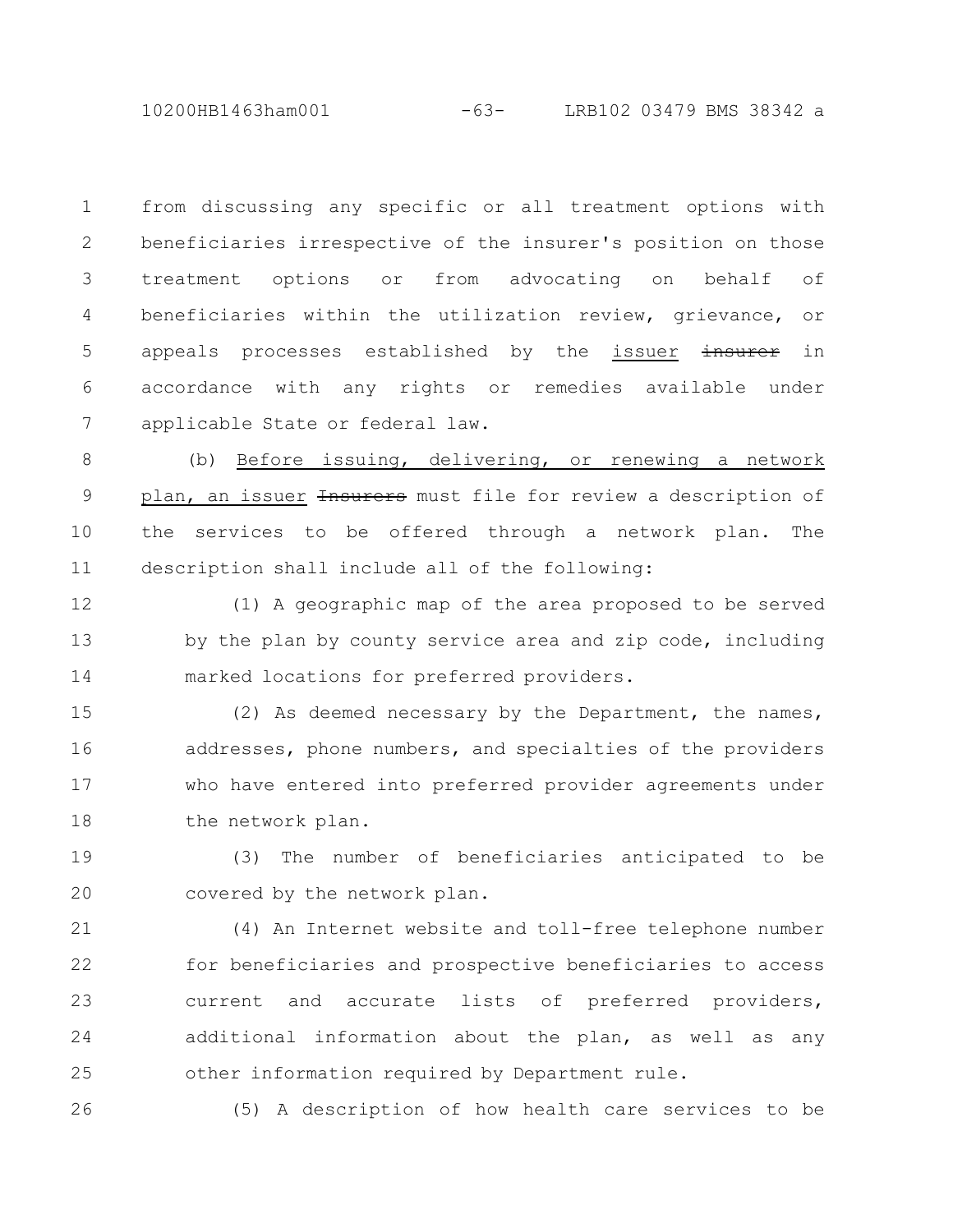from discussing any specific or all treatment options with beneficiaries irrespective of the insurer's position on those treatment options or from advocating on behalf of beneficiaries within the utilization review, grievance, or appeals processes established by the <u>issuer</u> ~~insurer~~ in accordance with any rights or remedies available under applicable State or federal law.

(b) <u>Before issuing, delivering, or renewing a network plan, an issuer</u> ~~Insurers~~ must file for review a description of the services to be offered through a network plan. The description shall include all of the following:

(1) A geographic map of the area proposed to be served by the plan by county service area and zip code, including marked locations for preferred providers.

(2) As deemed necessary by the Department, the names, addresses, phone numbers, and specialties of the providers who have entered into preferred provider agreements under the network plan.

(3) The number of beneficiaries anticipated to be covered by the network plan.

(4) An Internet website and toll-free telephone number for beneficiaries and prospective beneficiaries to access current and accurate lists of preferred providers, additional information about the plan, as well as any other information required by Department rule.

(5) A description of how health care services to be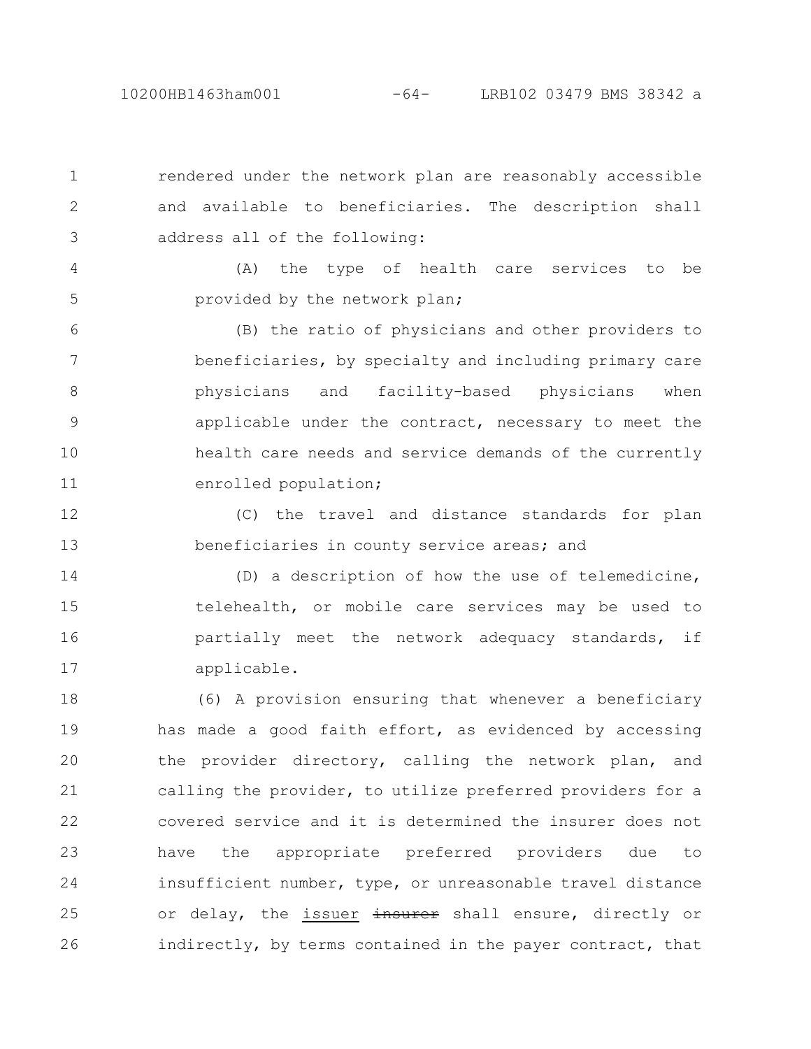rendered under the network plan are reasonably accessible and available to beneficiaries. The description shall address all of the following:

(A) the type of health care services to be provided by the network plan;

(B) the ratio of physicians and other providers to beneficiaries, by specialty and including primary care physicians and facility-based physicians when applicable under the contract, necessary to meet the health care needs and service demands of the currently enrolled population;

(C) the travel and distance standards for plan beneficiaries in county service areas; and

(D) a description of how the use of telemedicine, telehealth, or mobile care services may be used to partially meet the network adequacy standards, if applicable.

(6) A provision ensuring that whenever a beneficiary has made a good faith effort, as evidenced by accessing the provider directory, calling the network plan, and calling the provider, to utilize preferred providers for a covered service and it is determined the insurer does not have the appropriate preferred providers due to insufficient number, type, or unreasonable travel distance or delay, the issuer ~~insurer~~ shall ensure, directly or indirectly, by terms contained in the payer contract, that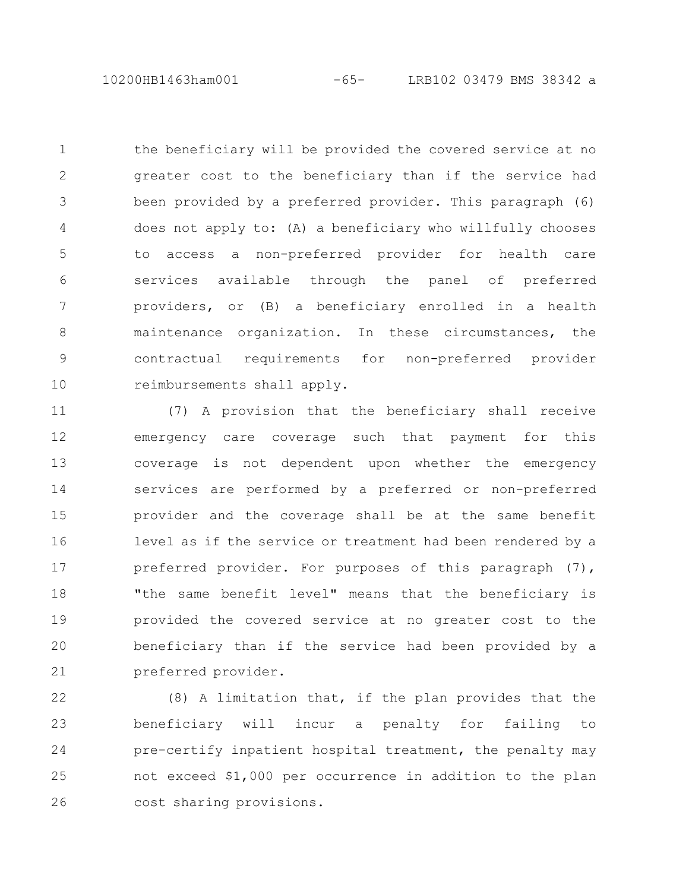the beneficiary will be provided the covered service at no greater cost to the beneficiary than if the service had been provided by a preferred provider. This paragraph (6) does not apply to: (A) a beneficiary who willfully chooses to access a non-preferred provider for health care services available through the panel of preferred providers, or (B) a beneficiary enrolled in a health maintenance organization. In these circumstances, the contractual requirements for non-preferred provider reimbursements shall apply.

(7) A provision that the beneficiary shall receive emergency care coverage such that payment for this coverage is not dependent upon whether the emergency services are performed by a preferred or non-preferred provider and the coverage shall be at the same benefit level as if the service or treatment had been rendered by a preferred provider. For purposes of this paragraph (7), "the same benefit level" means that the beneficiary is provided the covered service at no greater cost to the beneficiary than if the service had been provided by a preferred provider.

(8) A limitation that, if the plan provides that the beneficiary will incur a penalty for failing to pre-certify inpatient hospital treatment, the penalty may not exceed $1,000 per occurrence in addition to the plan cost sharing provisions.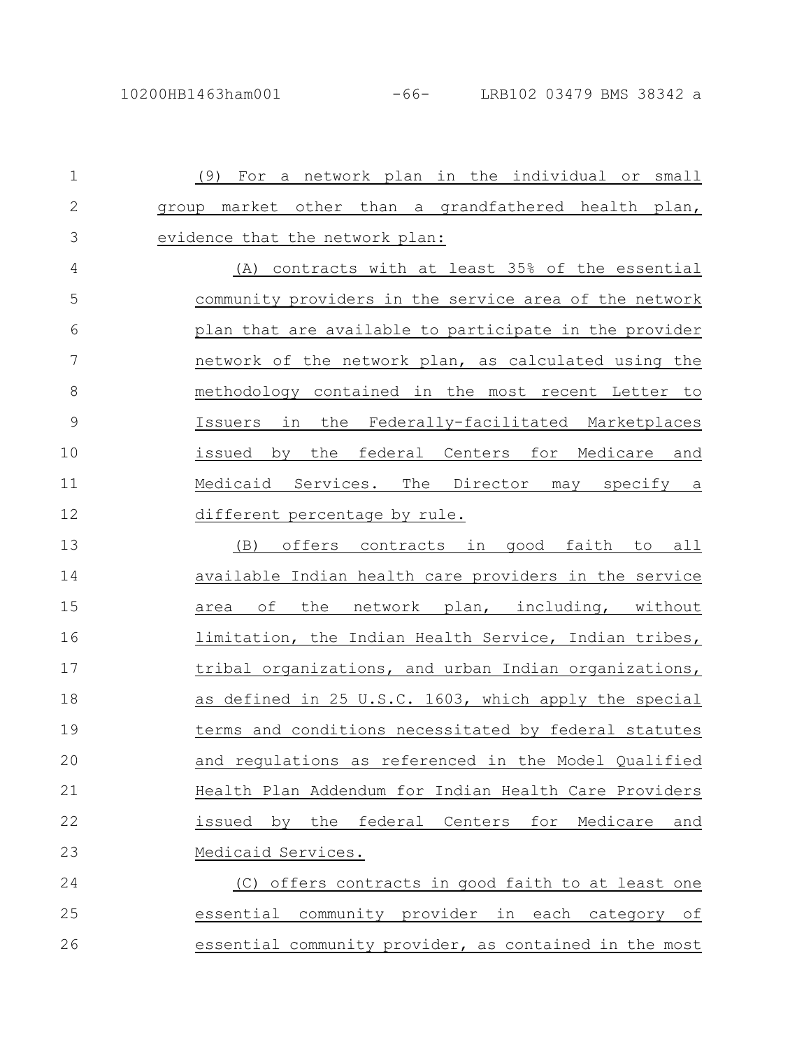(9) For a network plan in the individual or small group market other than a grandfathered health plan, evidence that the network plan:

(A) contracts with at least 35% of the essential community providers in the service area of the network plan that are available to participate in the provider network of the network plan, as calculated using the methodology contained in the most recent Letter to Issuers in the Federally-facilitated Marketplaces issued by the federal Centers for Medicare and Medicaid Services. The Director may specify a different percentage by rule.

(B) offers contracts in good faith to all available Indian health care providers in the service area of the network plan, including, without limitation, the Indian Health Service, Indian tribes, tribal organizations, and urban Indian organizations, as defined in 25 U.S.C. 1603, which apply the special terms and conditions necessitated by federal statutes and regulations as referenced in the Model Qualified Health Plan Addendum for Indian Health Care Providers issued by the federal Centers for Medicare and Medicaid Services.

(C) offers contracts in good faith to at least one essential community provider in each category of essential community provider, as contained in the most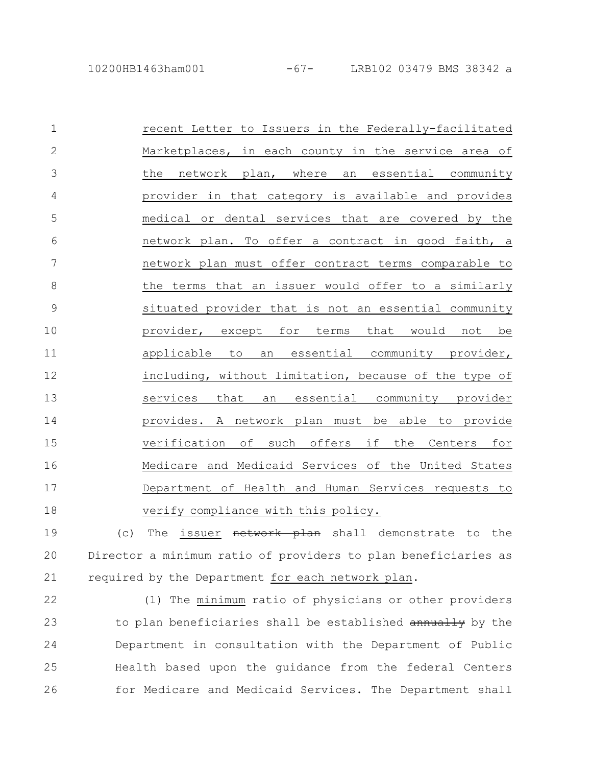recent Letter to Issuers in the Federally-facilitated Marketplaces, in each county in the service area of the network plan, where an essential community provider in that category is available and provides medical or dental services that are covered by the network plan. To offer a contract in good faith, a network plan must offer contract terms comparable to the terms that an issuer would offer to a similarly situated provider that is not an essential community provider, except for terms that would not be applicable to an essential community provider, including, without limitation, because of the type of services that an essential community provider provides. A network plan must be able to provide verification of such offers if the Centers for Medicare and Medicaid Services of the United States Department of Health and Human Services requests to verify compliance with this policy.

(c) The issuer ~~network plan~~ shall demonstrate to the Director a minimum ratio of providers to plan beneficiaries as required by the Department for each network plan.

(1) The minimum ratio of physicians or other providers to plan beneficiaries shall be established ~~annually~~ by the Department in consultation with the Department of Public Health based upon the guidance from the federal Centers for Medicare and Medicaid Services. The Department shall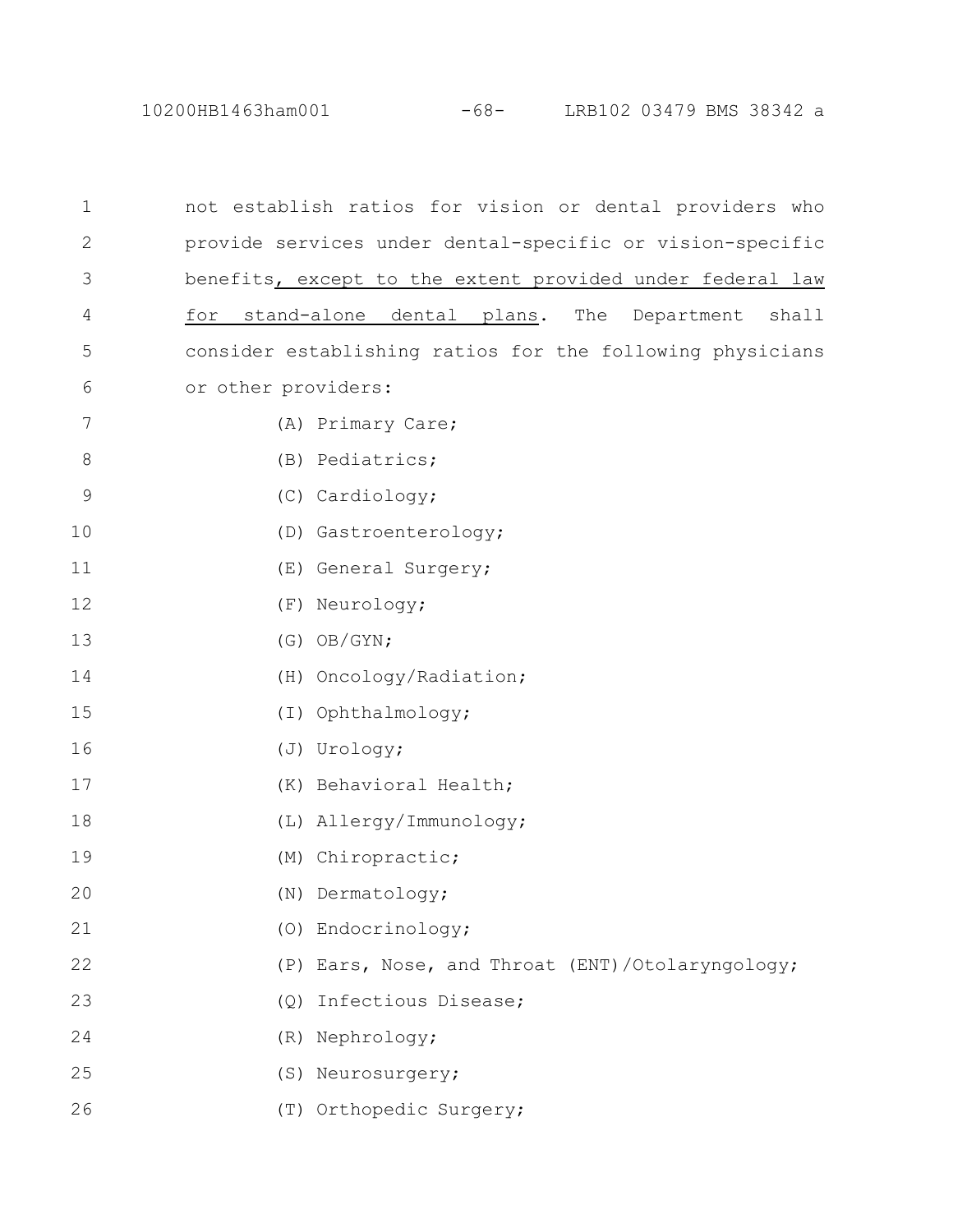not establish ratios for vision or dental providers who provide services under dental-specific or vision-specific benefits<u>, except to the extent provided under federal law for stand-alone dental plans</u>. The Department shall consider establishing ratios for the following physicians or other providers:

(A) Primary Care;

(B) Pediatrics;

(C) Cardiology;

(D) Gastroenterology;

(E) General Surgery;

(F) Neurology;

(G) OB/GYN;

(H) Oncology/Radiation;

(I) Ophthalmology;

(J) Urology;

(K) Behavioral Health;

(L) Allergy/Immunology;

(M) Chiropractic;

(N) Dermatology;

(O) Endocrinology;

(P) Ears, Nose, and Throat (ENT)/Otolaryngology;

(Q) Infectious Disease;

(R) Nephrology;

(S) Neurosurgery;

(T) Orthopedic Surgery;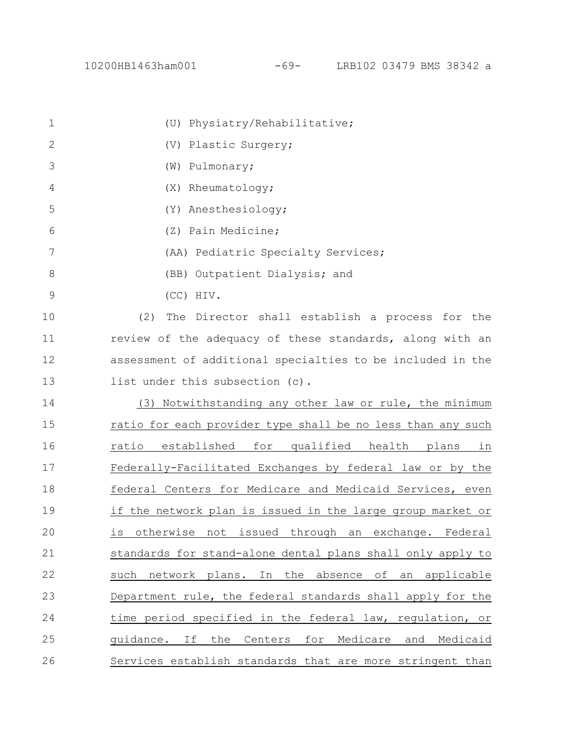(U) Physiatry/Rehabilitative;

(V) Plastic Surgery;

(W) Pulmonary;

(X) Rheumatology;

(Y) Anesthesiology;

(Z) Pain Medicine;

(AA) Pediatric Specialty Services;

(BB) Outpatient Dialysis; and

(CC) HIV.

(2) The Director shall establish a process for the review of the adequacy of these standards, along with an assessment of additional specialties to be included in the list under this subsection (c).

(3) Notwithstanding any other law or rule, the minimum ratio for each provider type shall be no less than any such ratio established for qualified health plans in Federally-Facilitated Exchanges by federal law or by the federal Centers for Medicare and Medicaid Services, even if the network plan is issued in the large group market or is otherwise not issued through an exchange. Federal standards for stand-alone dental plans shall only apply to such network plans. In the absence of an applicable Department rule, the federal standards shall apply for the time period specified in the federal law, regulation, or guidance. If the Centers for Medicare and Medicaid Services establish standards that are more stringent than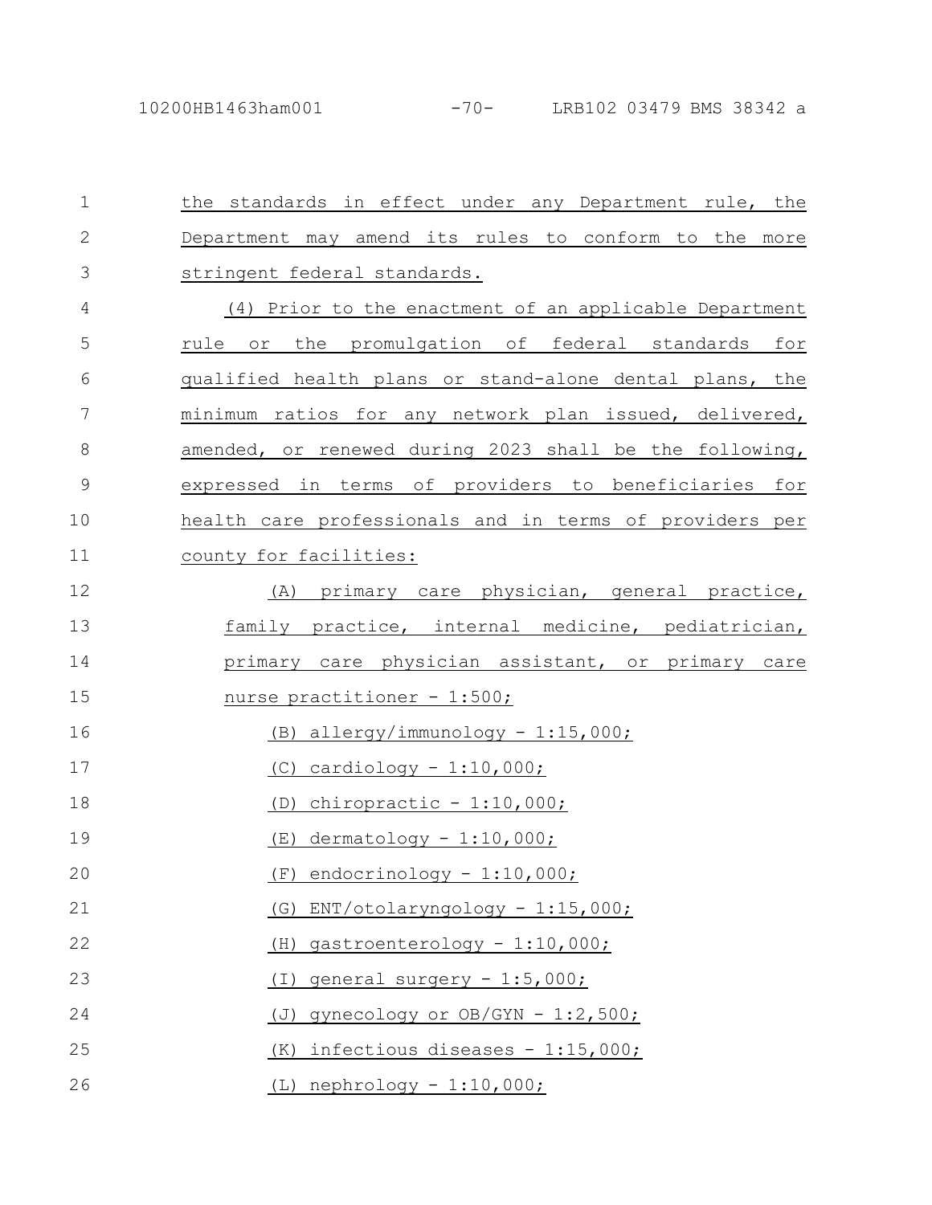the standards in effect under any Department rule, the Department may amend its rules to conform to the more stringent federal standards.

(4) Prior to the enactment of an applicable Department rule or the promulgation of federal standards for qualified health plans or stand-alone dental plans, the minimum ratios for any network plan issued, delivered, amended, or renewed during 2023 shall be the following, expressed in terms of providers to beneficiaries for health care professionals and in terms of providers per county for facilities:

(A) primary care physician, general practice, family practice, internal medicine, pediatrician, primary care physician assistant, or primary care nurse practitioner - 1:500;

(B) allergy/immunology - 1:15,000;

(C) cardiology - 1:10,000;

(D) chiropractic - 1:10,000;

(E) dermatology - 1:10,000;

(F) endocrinology - 1:10,000;

(G) ENT/otolaryngology - 1:15,000;

(H) gastroenterology - 1:10,000;

(I) general surgery - 1:5,000;

(J) gynecology or OB/GYN - 1:2,500;

(K) infectious diseases - 1:15,000;

(L) nephrology - 1:10,000;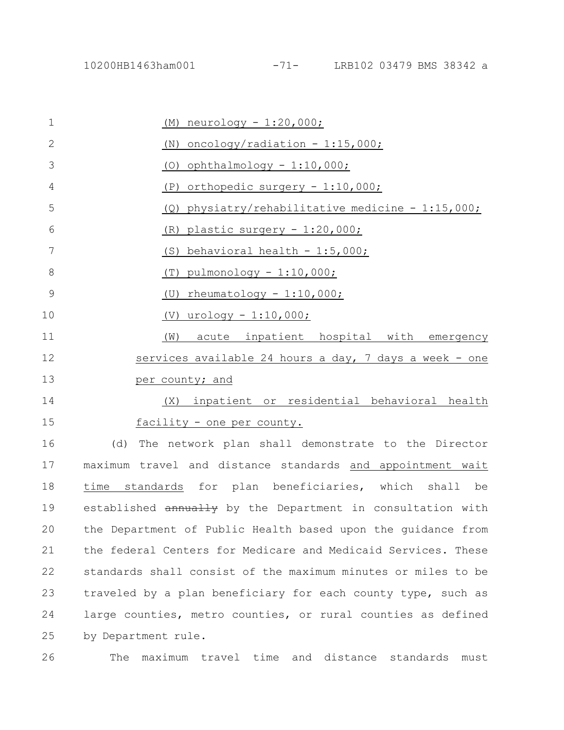(M) neurology - 1:20,000;

(N) oncology/radiation - 1:15,000;

(O) ophthalmology - 1:10,000;

(P) orthopedic surgery - 1:10,000;

(Q) physiatry/rehabilitative medicine - 1:15,000;

(R) plastic surgery - 1:20,000;

(S) behavioral health - 1:5,000;

(T) pulmonology - 1:10,000;

(U) rheumatology - 1:10,000;

(V) urology - 1:10,000;

(W) acute inpatient hospital with emergency services available 24 hours a day, 7 days a week - one per county; and

(X) inpatient or residential behavioral health facility - one per county.

(d) The network plan shall demonstrate to the Director maximum travel and distance standards and appointment wait time standards for plan beneficiaries, which shall be established ~~annually~~ by the Department in consultation with the Department of Public Health based upon the guidance from the federal Centers for Medicare and Medicaid Services. These standards shall consist of the maximum minutes or miles to be traveled by a plan beneficiary for each county type, such as large counties, metro counties, or rural counties as defined by Department rule.

The maximum travel time and distance standards must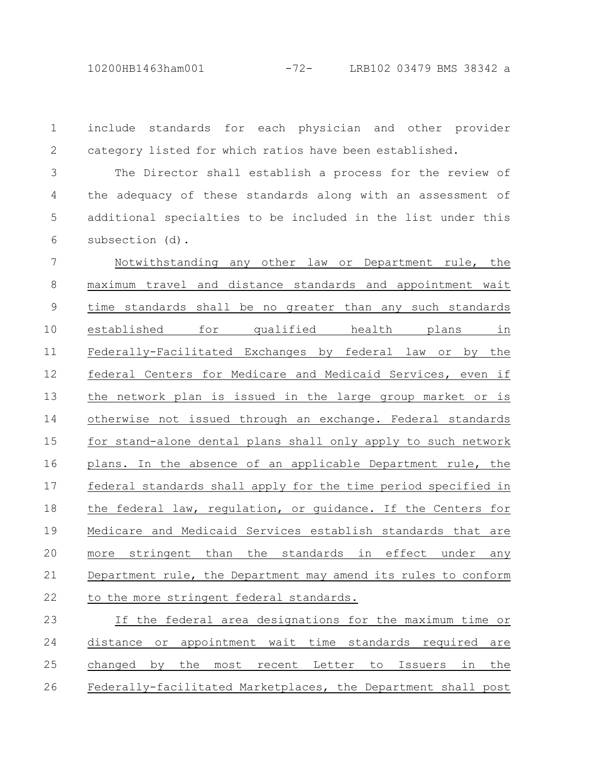include standards for each physician and other provider category listed for which ratios have been established.

The Director shall establish a process for the review of the adequacy of these standards along with an assessment of additional specialties to be included in the list under this subsection (d).

Notwithstanding any other law or Department rule, the maximum travel and distance standards and appointment wait time standards shall be no greater than any such standards established for qualified health plans in Federally-Facilitated Exchanges by federal law or by the federal Centers for Medicare and Medicaid Services, even if the network plan is issued in the large group market or is otherwise not issued through an exchange. Federal standards for stand-alone dental plans shall only apply to such network plans. In the absence of an applicable Department rule, the federal standards shall apply for the time period specified in the federal law, regulation, or guidance. If the Centers for Medicare and Medicaid Services establish standards that are more stringent than the standards in effect under any Department rule, the Department may amend its rules to conform to the more stringent federal standards.

If the federal area designations for the maximum time or distance or appointment wait time standards required are changed by the most recent Letter to Issuers in the Federally-facilitated Marketplaces, the Department shall post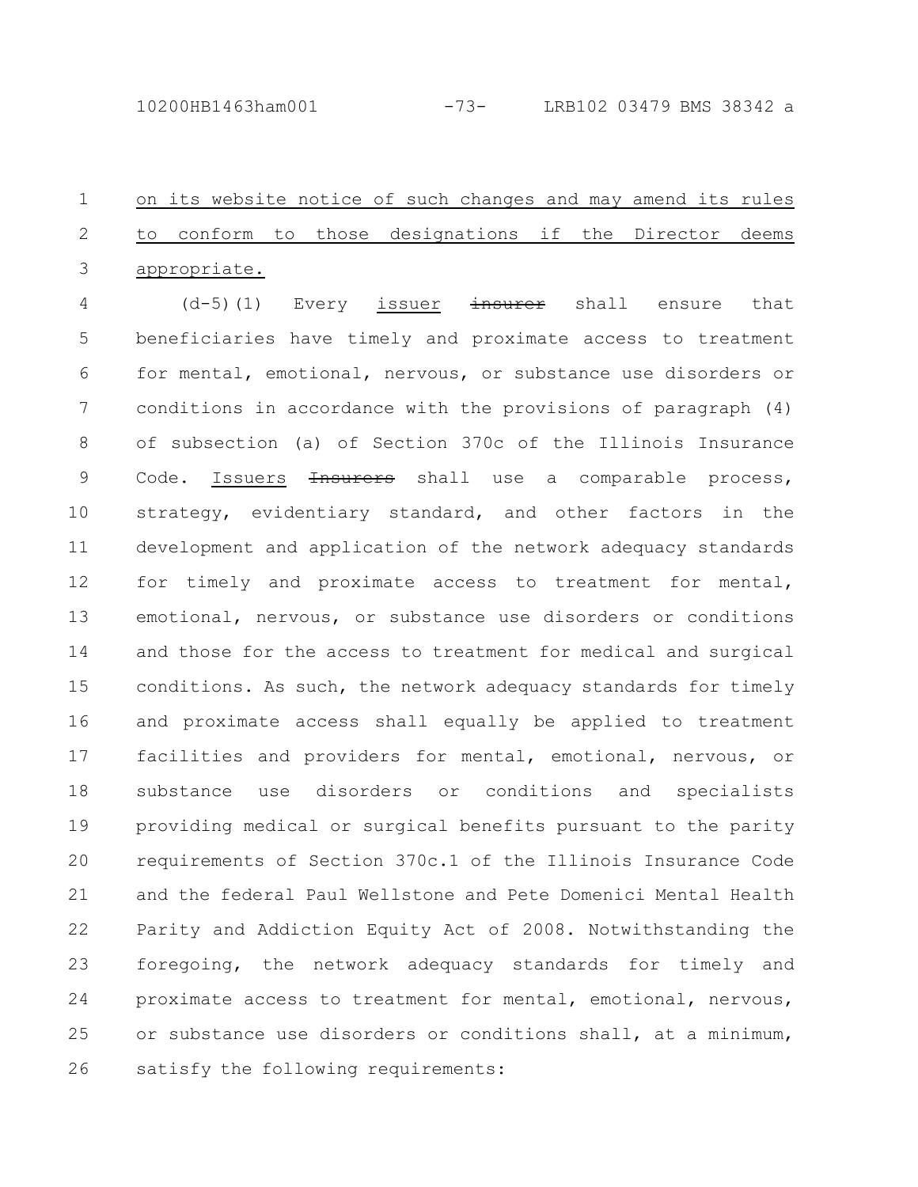on its website notice of such changes and may amend its rules to conform to those designations if the Director deems appropriate.

(d-5)(1) Every issuer ~~insurer~~ shall ensure that beneficiaries have timely and proximate access to treatment for mental, emotional, nervous, or substance use disorders or conditions in accordance with the provisions of paragraph (4) of subsection (a) of Section 370c of the Illinois Insurance Code. Issuers ~~Insurers~~ shall use a comparable process, strategy, evidentiary standard, and other factors in the development and application of the network adequacy standards for timely and proximate access to treatment for mental, emotional, nervous, or substance use disorders or conditions and those for the access to treatment for medical and surgical conditions. As such, the network adequacy standards for timely and proximate access shall equally be applied to treatment facilities and providers for mental, emotional, nervous, or substance use disorders or conditions and specialists providing medical or surgical benefits pursuant to the parity requirements of Section 370c.1 of the Illinois Insurance Code and the federal Paul Wellstone and Pete Domenici Mental Health Parity and Addiction Equity Act of 2008. Notwithstanding the foregoing, the network adequacy standards for timely and proximate access to treatment for mental, emotional, nervous, or substance use disorders or conditions shall, at a minimum, satisfy the following requirements: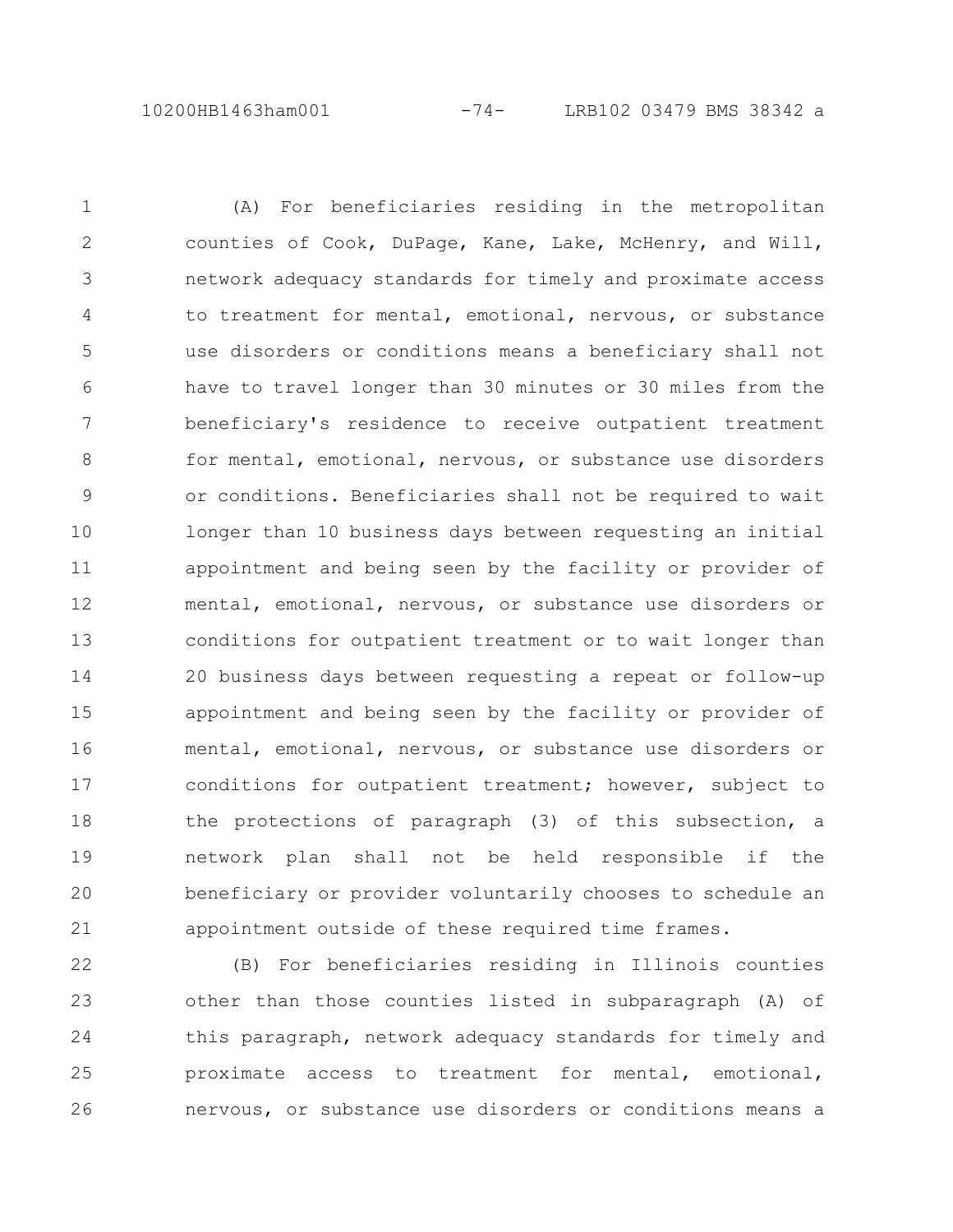(A) For beneficiaries residing in the metropolitan counties of Cook, DuPage, Kane, Lake, McHenry, and Will, network adequacy standards for timely and proximate access to treatment for mental, emotional, nervous, or substance use disorders or conditions means a beneficiary shall not have to travel longer than 30 minutes or 30 miles from the beneficiary's residence to receive outpatient treatment for mental, emotional, nervous, or substance use disorders or conditions. Beneficiaries shall not be required to wait longer than 10 business days between requesting an initial appointment and being seen by the facility or provider of mental, emotional, nervous, or substance use disorders or conditions for outpatient treatment or to wait longer than 20 business days between requesting a repeat or follow-up appointment and being seen by the facility or provider of mental, emotional, nervous, or substance use disorders or conditions for outpatient treatment; however, subject to the protections of paragraph (3) of this subsection, a network plan shall not be held responsible if the beneficiary or provider voluntarily chooses to schedule an appointment outside of these required time frames.

(B) For beneficiaries residing in Illinois counties other than those counties listed in subparagraph (A) of this paragraph, network adequacy standards for timely and proximate access to treatment for mental, emotional, nervous, or substance use disorders or conditions means a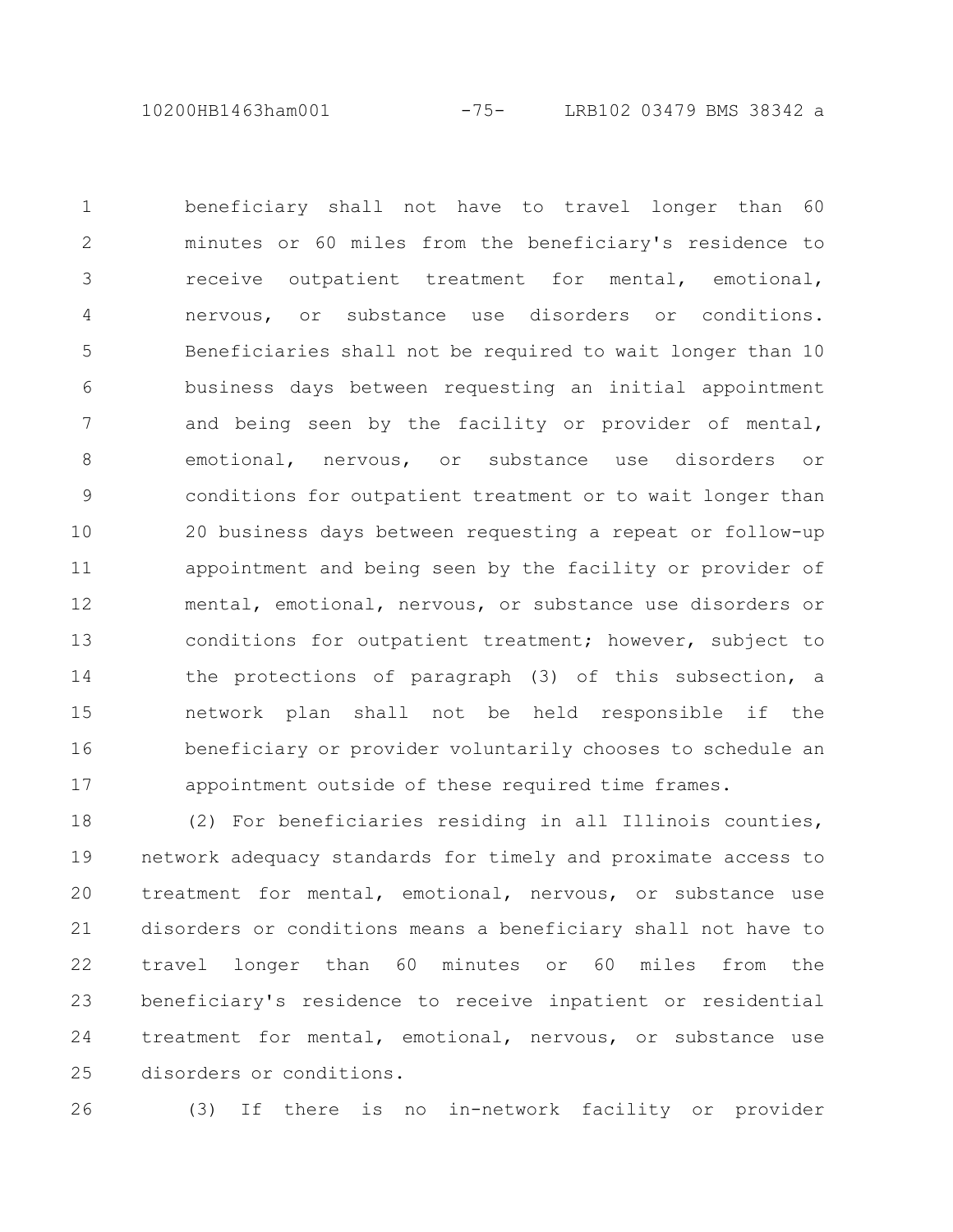beneficiary shall not have to travel longer than 60 minutes or 60 miles from the beneficiary's residence to receive outpatient treatment for mental, emotional, nervous, or substance use disorders or conditions. Beneficiaries shall not be required to wait longer than 10 business days between requesting an initial appointment and being seen by the facility or provider of mental, emotional, nervous, or substance use disorders or conditions for outpatient treatment or to wait longer than 20 business days between requesting a repeat or follow-up appointment and being seen by the facility or provider of mental, emotional, nervous, or substance use disorders or conditions for outpatient treatment; however, subject to the protections of paragraph (3) of this subsection, a network plan shall not be held responsible if the beneficiary or provider voluntarily chooses to schedule an appointment outside of these required time frames.

(2) For beneficiaries residing in all Illinois counties, network adequacy standards for timely and proximate access to treatment for mental, emotional, nervous, or substance use disorders or conditions means a beneficiary shall not have to travel longer than 60 minutes or 60 miles from the beneficiary's residence to receive inpatient or residential treatment for mental, emotional, nervous, or substance use disorders or conditions.

(3) If there is no in-network facility or provider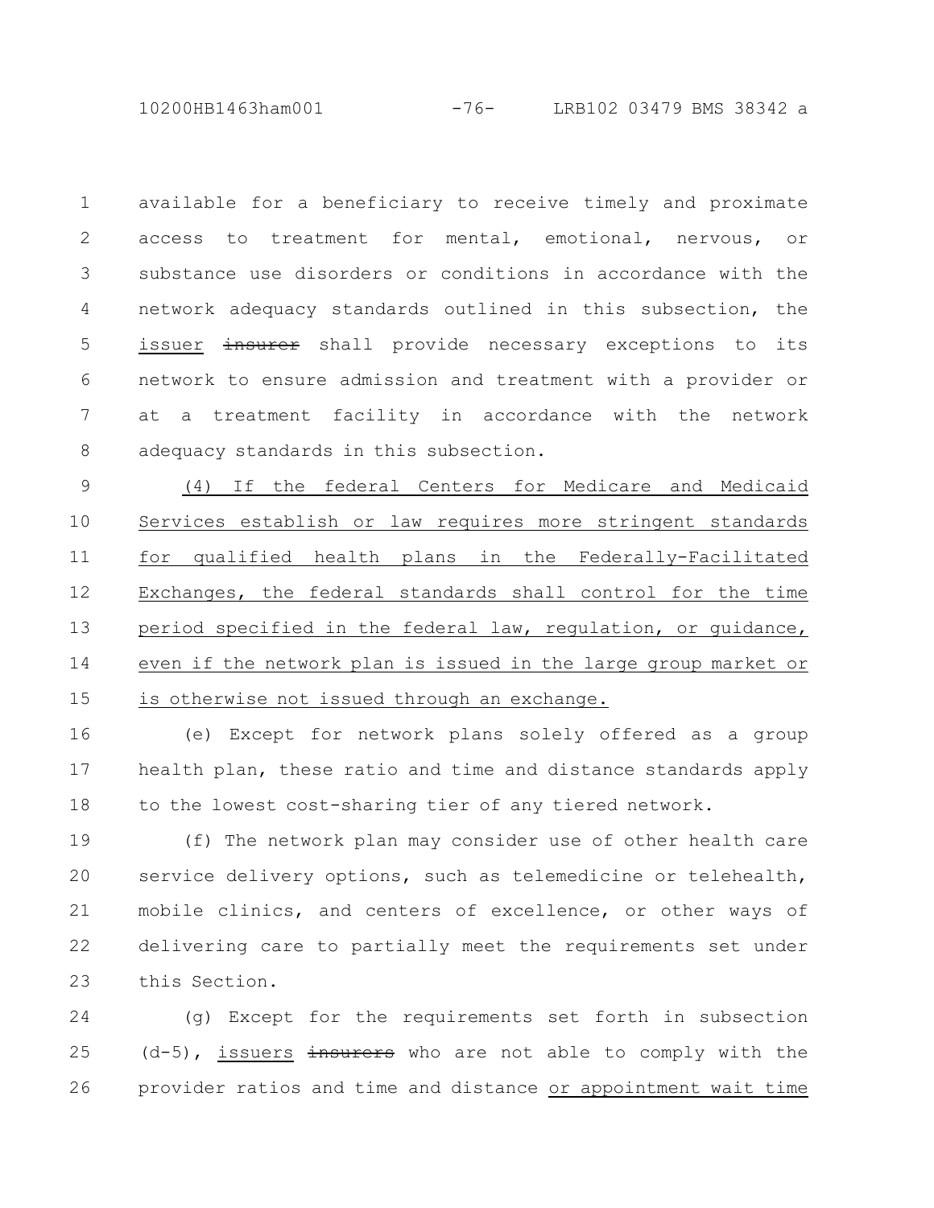available for a beneficiary to receive timely and proximate access to treatment for mental, emotional, nervous, or substance use disorders or conditions in accordance with the network adequacy standards outlined in this subsection, the issuer ~~insurer~~ shall provide necessary exceptions to its network to ensure admission and treatment with a provider or at a treatment facility in accordance with the network adequacy standards in this subsection.

(4) If the federal Centers for Medicare and Medicaid Services establish or law requires more stringent standards for qualified health plans in the Federally-Facilitated Exchanges, the federal standards shall control for the time period specified in the federal law, regulation, or guidance, even if the network plan is issued in the large group market or is otherwise not issued through an exchange.

(e) Except for network plans solely offered as a group health plan, these ratio and time and distance standards apply to the lowest cost-sharing tier of any tiered network.

(f) The network plan may consider use of other health care service delivery options, such as telemedicine or telehealth, mobile clinics, and centers of excellence, or other ways of delivering care to partially meet the requirements set under this Section.

(g) Except for the requirements set forth in subsection (d-5), issuers ~~insurers~~ who are not able to comply with the provider ratios and time and distance or appointment wait time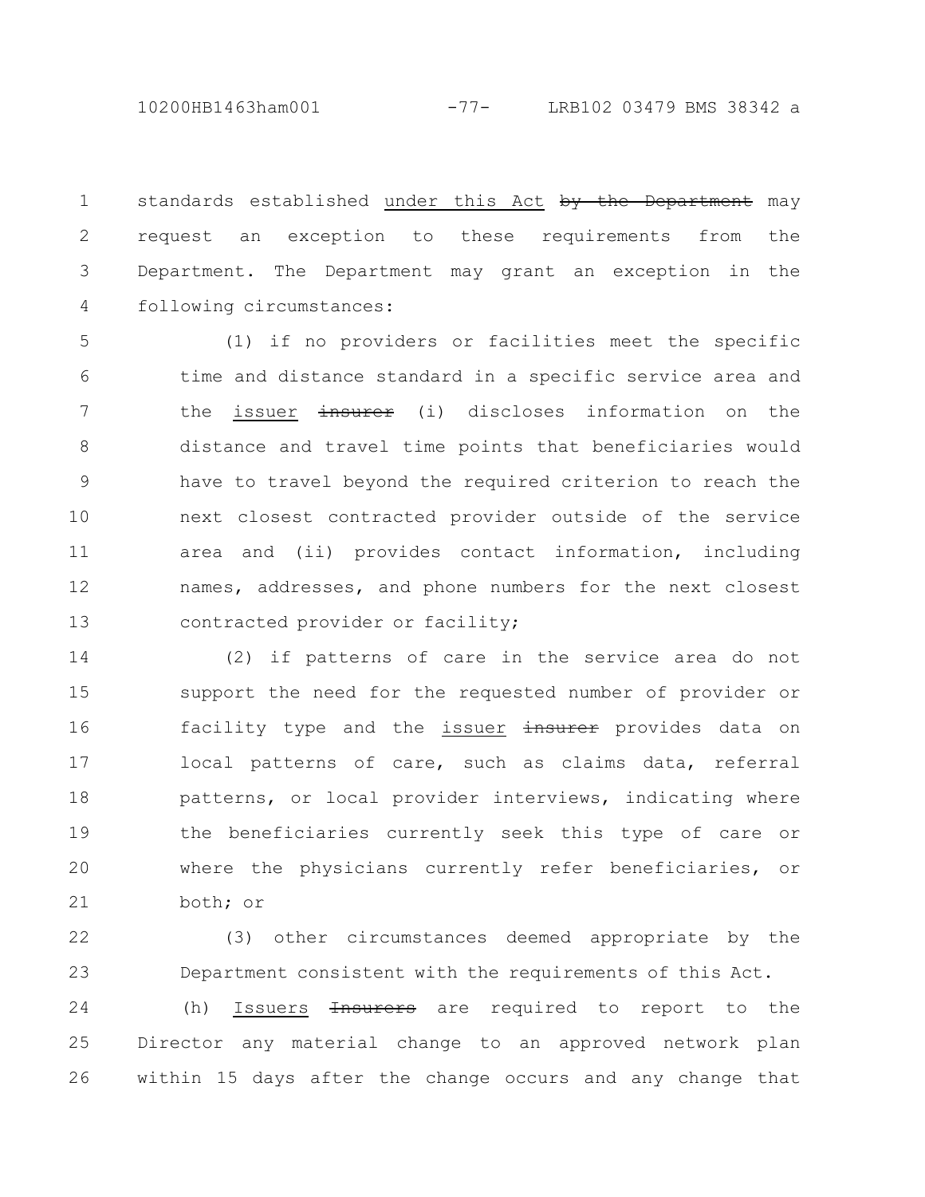standards established under this Act ~~by the Department~~ may request an exception to these requirements from the Department. The Department may grant an exception in the following circumstances:

(1) if no providers or facilities meet the specific time and distance standard in a specific service area and the issuer ~~insurer~~ (i) discloses information on the distance and travel time points that beneficiaries would have to travel beyond the required criterion to reach the next closest contracted provider outside of the service area and (ii) provides contact information, including names, addresses, and phone numbers for the next closest contracted provider or facility;

(2) if patterns of care in the service area do not support the need for the requested number of provider or facility type and the issuer ~~insurer~~ provides data on local patterns of care, such as claims data, referral patterns, or local provider interviews, indicating where the beneficiaries currently seek this type of care or where the physicians currently refer beneficiaries, or both; or

(3) other circumstances deemed appropriate by the Department consistent with the requirements of this Act.

(h) Issuers ~~Insurers~~ are required to report to the Director any material change to an approved network plan within 15 days after the change occurs and any change that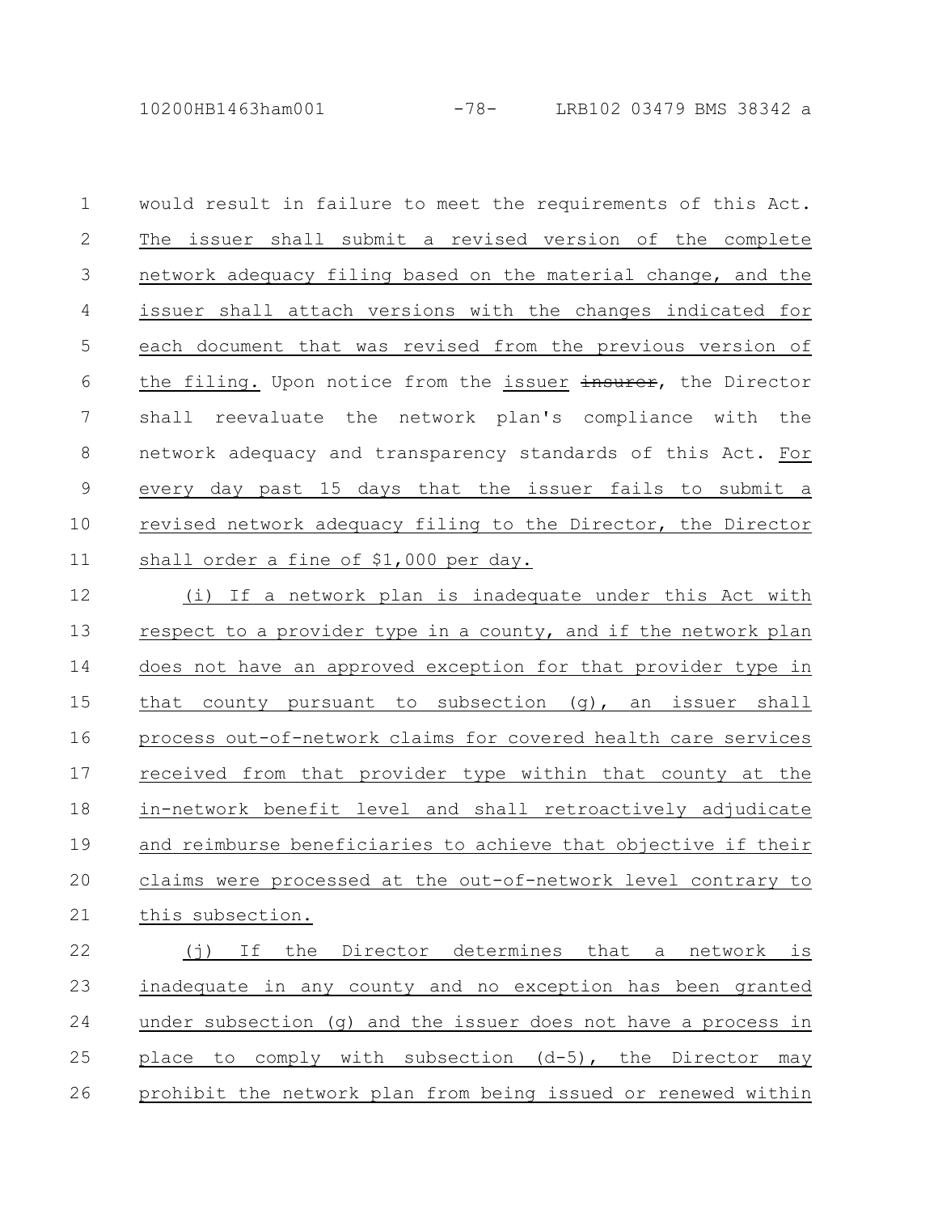would result in failure to meet the requirements of this Act. The issuer shall submit a revised version of the complete network adequacy filing based on the material change, and the issuer shall attach versions with the changes indicated for each document that was revised from the previous version of the filing. Upon notice from the issuer ~~insurer~~, the Director shall reevaluate the network plan's compliance with the network adequacy and transparency standards of this Act. For every day past 15 days that the issuer fails to submit a revised network adequacy filing to the Director, the Director shall order a fine of $1,000 per day.

(i) If a network plan is inadequate under this Act with respect to a provider type in a county, and if the network plan does not have an approved exception for that provider type in that county pursuant to subsection (g), an issuer shall process out-of-network claims for covered health care services received from that provider type within that county at the in-network benefit level and shall retroactively adjudicate and reimburse beneficiaries to achieve that objective if their claims were processed at the out-of-network level contrary to this subsection.

(j) If the Director determines that a network is inadequate in any county and no exception has been granted under subsection (g) and the issuer does not have a process in place to comply with subsection (d-5), the Director may prohibit the network plan from being issued or renewed within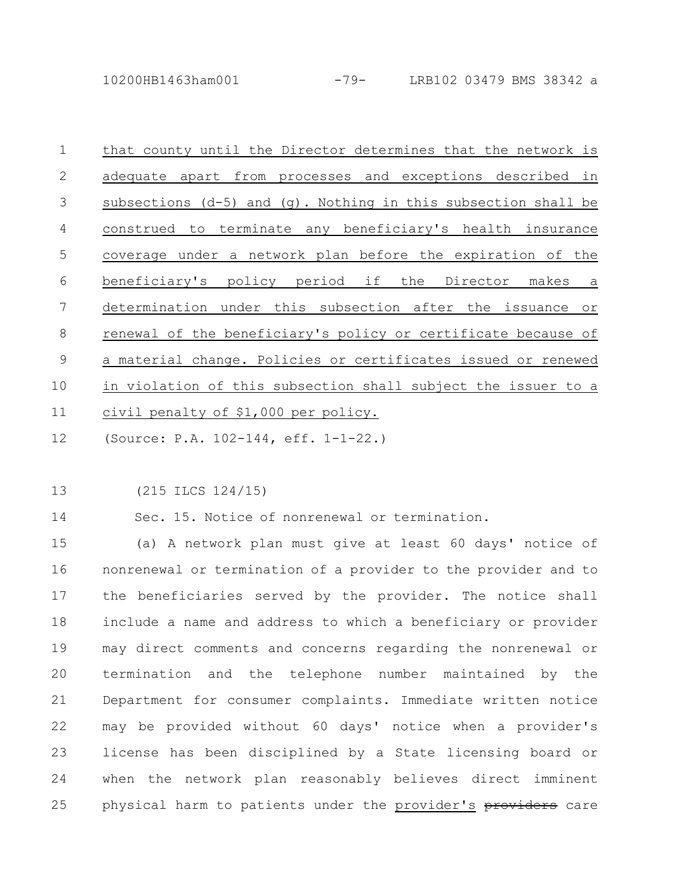that county until the Director determines that the network is adequate apart from processes and exceptions described in subsections (d-5) and (g). Nothing in this subsection shall be construed to terminate any beneficiary's health insurance coverage under a network plan before the expiration of the beneficiary's policy period if the Director makes a determination under this subsection after the issuance or renewal of the beneficiary's policy or certificate because of a material change. Policies or certificates issued or renewed in violation of this subsection shall subject the issuer to a civil penalty of $1,000 per policy.

(Source: P.A. 102-144, eff. 1-1-22.)

(215 ILCS 124/15)

Sec. 15. Notice of nonrenewal or termination.

(a) A network plan must give at least 60 days' notice of nonrenewal or termination of a provider to the provider and to the beneficiaries served by the provider. The notice shall include a name and address to which a beneficiary or provider may direct comments and concerns regarding the nonrenewal or termination and the telephone number maintained by the Department for consumer complaints. Immediate written notice may be provided without 60 days' notice when a provider's license has been disciplined by a State licensing board or when the network plan reasonably believes direct imminent physical harm to patients under the provider's ~~providers~~ care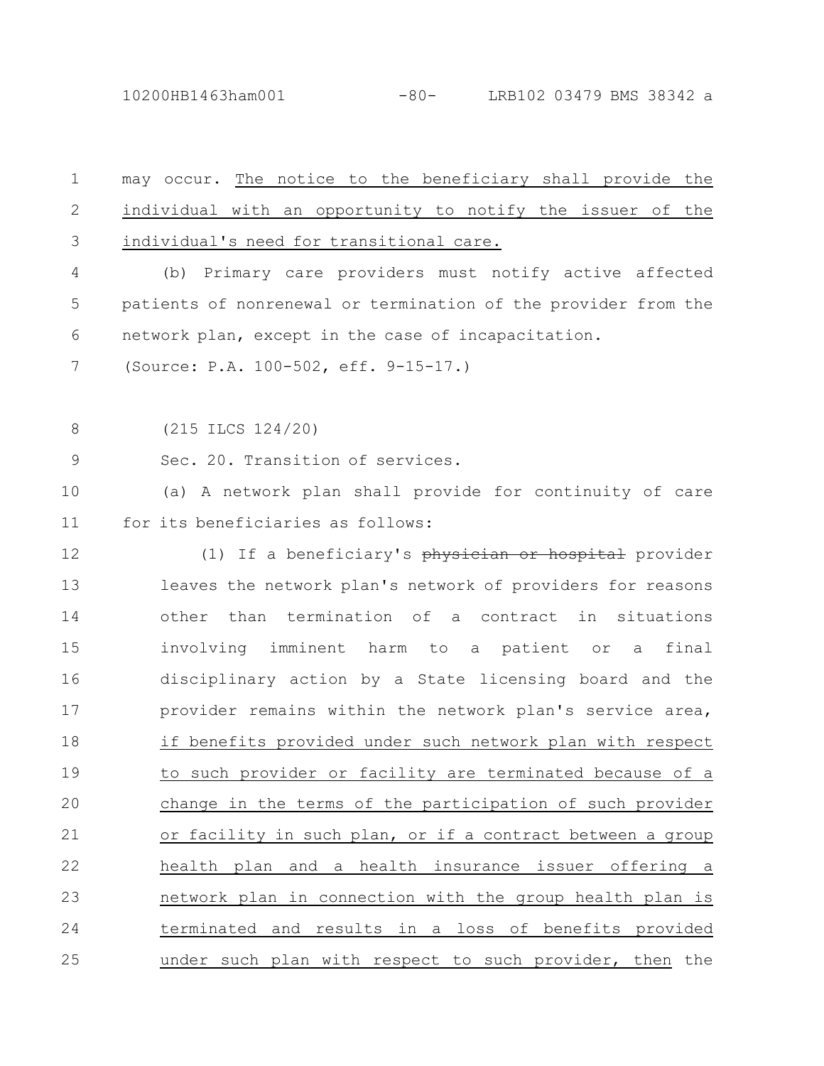may occur. The notice to the beneficiary shall provide the individual with an opportunity to notify the issuer of the individual's need for transitional care.

(b) Primary care providers must notify active affected patients of nonrenewal or termination of the provider from the network plan, except in the case of incapacitation.

(Source: P.A. 100-502, eff. 9-15-17.)

(215 ILCS 124/20)

Sec. 20. Transition of services.

(a) A network plan shall provide for continuity of care for its beneficiaries as follows:

(1) If a beneficiary's ~~physician or hospital~~ provider leaves the network plan's network of providers for reasons other than termination of a contract in situations involving imminent harm to a patient or a final disciplinary action by a State licensing board and the provider remains within the network plan's service area, if benefits provided under such network plan with respect to such provider or facility are terminated because of a change in the terms of the participation of such provider or facility in such plan, or if a contract between a group health plan and a health insurance issuer offering a network plan in connection with the group health plan is terminated and results in a loss of benefits provided under such plan with respect to such provider, then the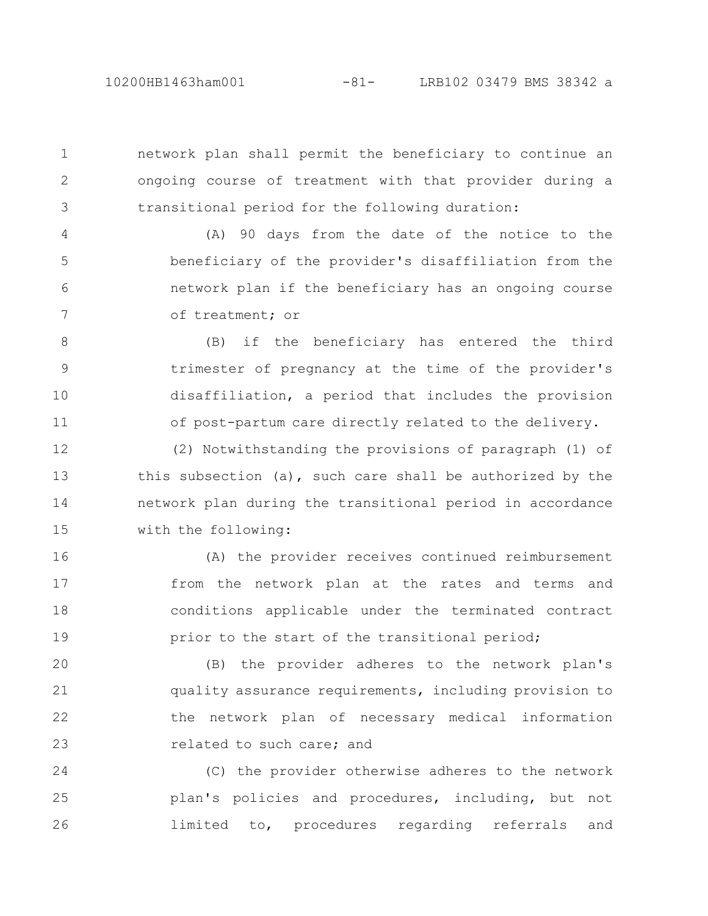network plan shall permit the beneficiary to continue an ongoing course of treatment with that provider during a transitional period for the following duration:

(A) 90 days from the date of the notice to the beneficiary of the provider's disaffiliation from the network plan if the beneficiary has an ongoing course of treatment; or

(B) if the beneficiary has entered the third trimester of pregnancy at the time of the provider's disaffiliation, a period that includes the provision of post-partum care directly related to the delivery.

(2) Notwithstanding the provisions of paragraph (1) of this subsection (a), such care shall be authorized by the network plan during the transitional period in accordance with the following:

(A) the provider receives continued reimbursement from the network plan at the rates and terms and conditions applicable under the terminated contract prior to the start of the transitional period;

(B) the provider adheres to the network plan's quality assurance requirements, including provision to the network plan of necessary medical information related to such care; and

(C) the provider otherwise adheres to the network plan's policies and procedures, including, but not limited to, procedures regarding referrals and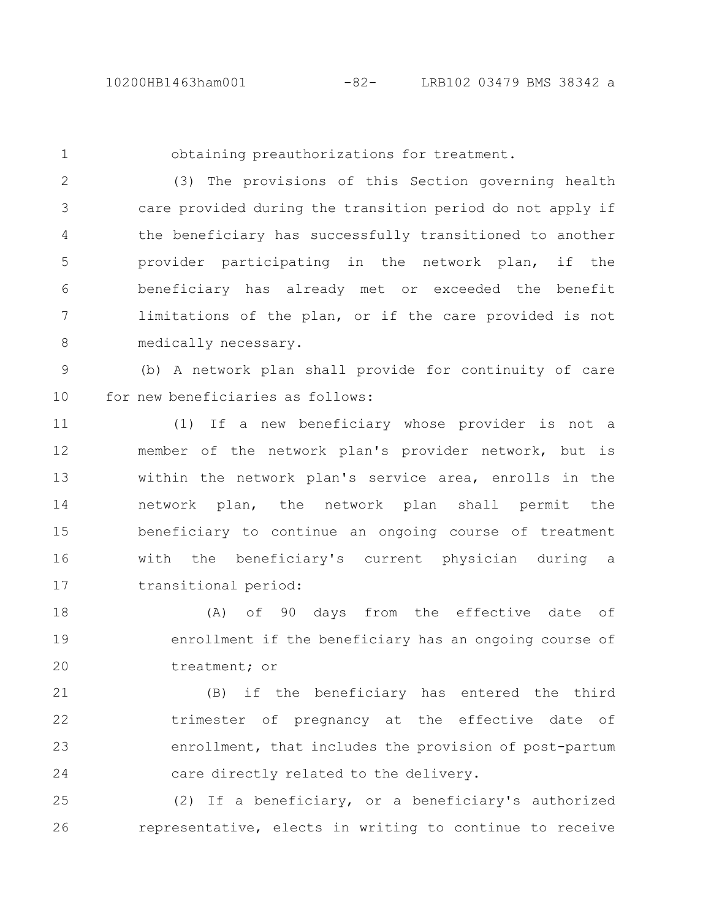obtaining preauthorizations for treatment.

(3) The provisions of this Section governing health care provided during the transition period do not apply if the beneficiary has successfully transitioned to another provider participating in the network plan, if the beneficiary has already met or exceeded the benefit limitations of the plan, or if the care provided is not medically necessary.

(b) A network plan shall provide for continuity of care for new beneficiaries as follows:

(1) If a new beneficiary whose provider is not a member of the network plan's provider network, but is within the network plan's service area, enrolls in the network plan, the network plan shall permit the beneficiary to continue an ongoing course of treatment with the beneficiary's current physician during a transitional period:

(A) of 90 days from the effective date of enrollment if the beneficiary has an ongoing course of treatment; or

(B) if the beneficiary has entered the third trimester of pregnancy at the effective date of enrollment, that includes the provision of post-partum care directly related to the delivery.

(2) If a beneficiary, or a beneficiary's authorized representative, elects in writing to continue to receive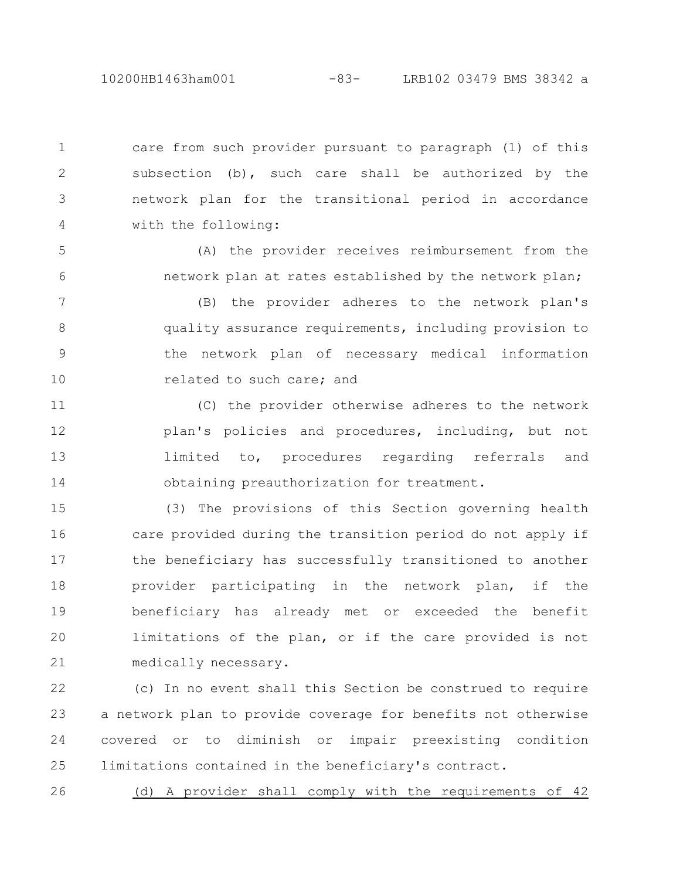care from such provider pursuant to paragraph (1) of this subsection (b), such care shall be authorized by the network plan for the transitional period in accordance with the following:

(A) the provider receives reimbursement from the network plan at rates established by the network plan;

(B) the provider adheres to the network plan's quality assurance requirements, including provision to the network plan of necessary medical information related to such care; and

(C) the provider otherwise adheres to the network plan's policies and procedures, including, but not limited to, procedures regarding referrals and obtaining preauthorization for treatment.

(3) The provisions of this Section governing health care provided during the transition period do not apply if the beneficiary has successfully transitioned to another provider participating in the network plan, if the beneficiary has already met or exceeded the benefit limitations of the plan, or if the care provided is not medically necessary.

(c) In no event shall this Section be construed to require a network plan to provide coverage for benefits not otherwise covered or to diminish or impair preexisting condition limitations contained in the beneficiary's contract.

<u>(d) A provider shall comply with the requirements of 42</u>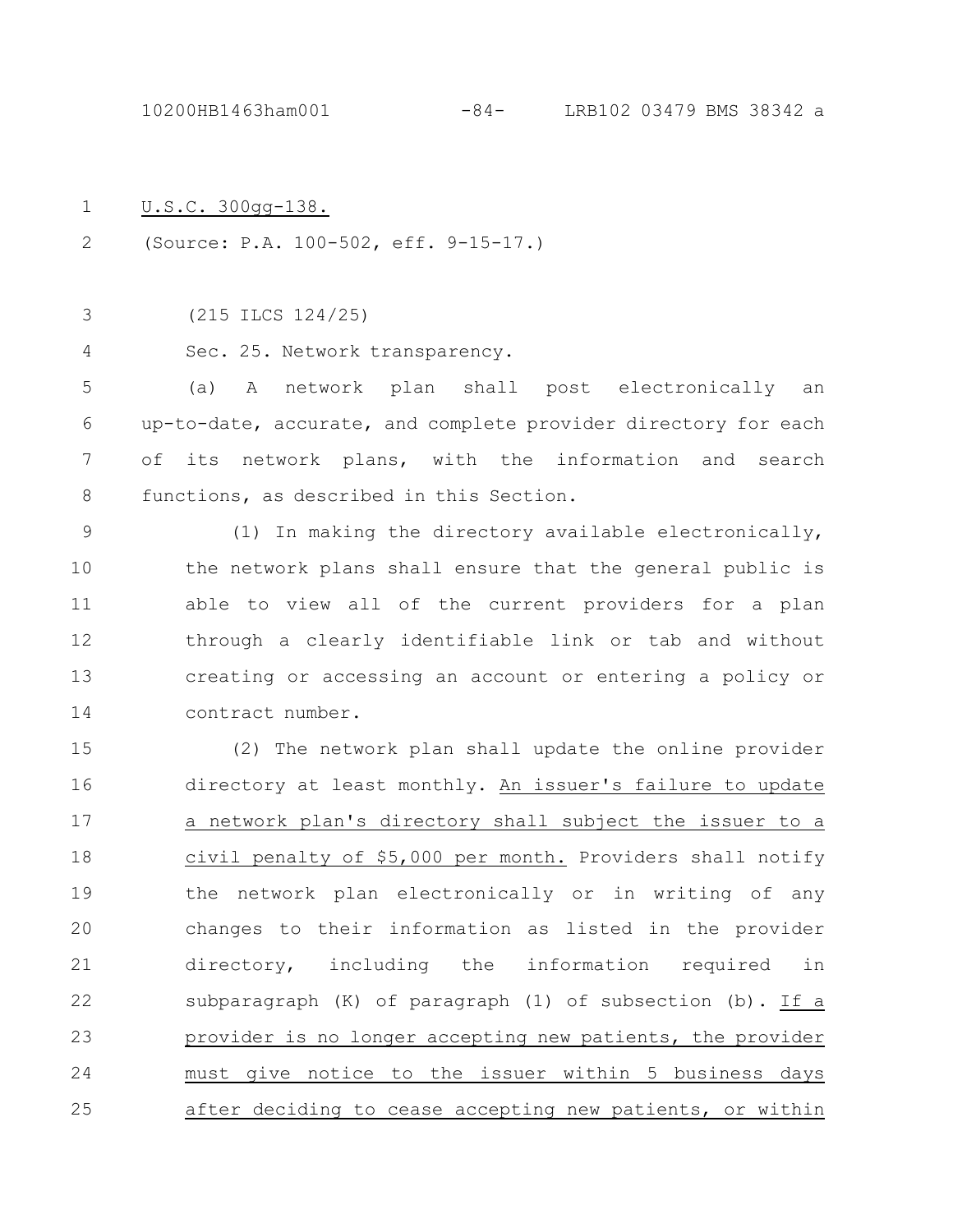U.S.C. 300gg-138.

(Source: P.A. 100-502, eff. 9-15-17.)

(215 ILCS 124/25)

Sec. 25. Network transparency.

(a) A network plan shall post electronically an up-to-date, accurate, and complete provider directory for each of its network plans, with the information and search functions, as described in this Section.

(1) In making the directory available electronically, the network plans shall ensure that the general public is able to view all of the current providers for a plan through a clearly identifiable link or tab and without creating or accessing an account or entering a policy or contract number.

(2) The network plan shall update the online provider directory at least monthly. An issuer's failure to update a network plan's directory shall subject the issuer to a civil penalty of $5,000 per month. Providers shall notify the network plan electronically or in writing of any changes to their information as listed in the provider directory, including the information required in subparagraph (K) of paragraph (1) of subsection (b). If a provider is no longer accepting new patients, the provider must give notice to the issuer within 5 business days after deciding to cease accepting new patients, or within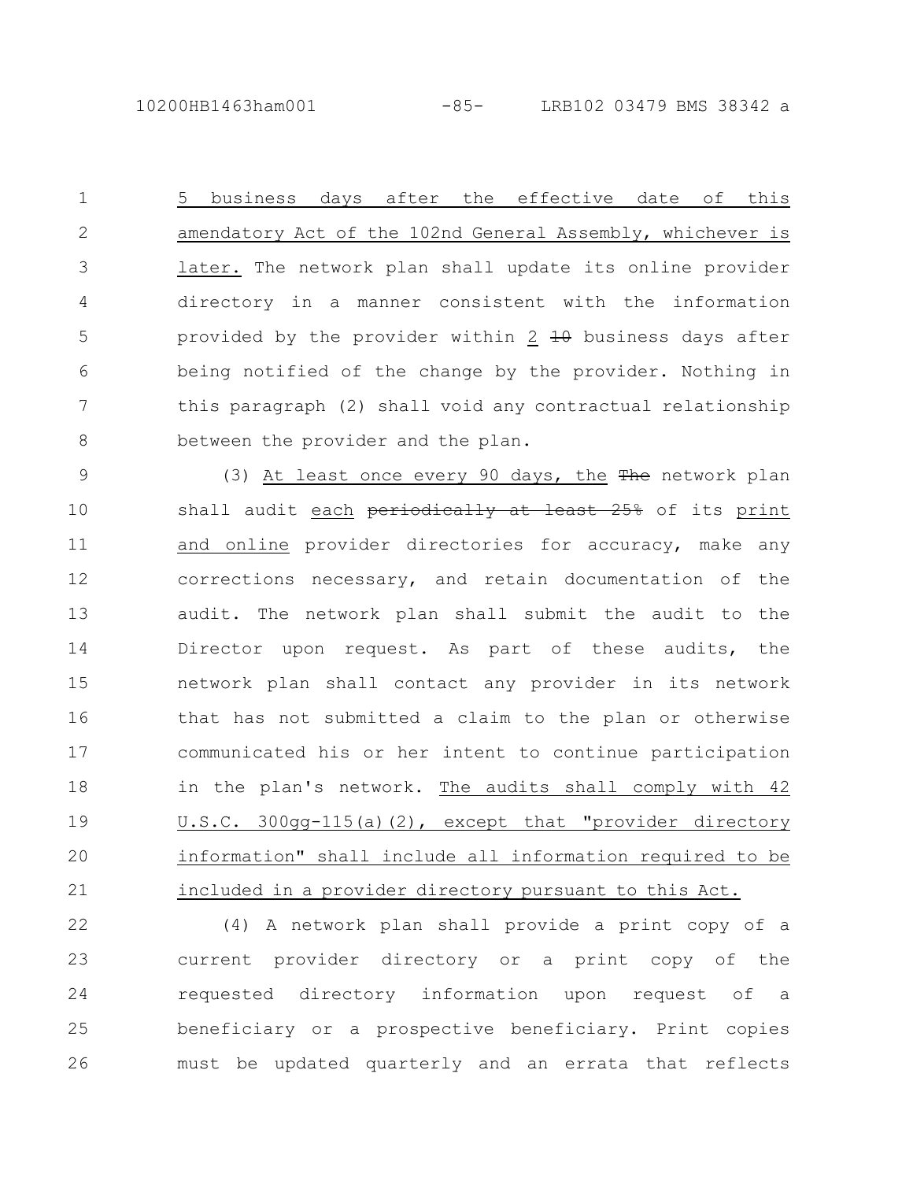5 business days after the effective date of this amendatory Act of the 102nd General Assembly, whichever is later. The network plan shall update its online provider directory in a manner consistent with the information provided by the provider within 2 ~~10~~ business days after being notified of the change by the provider. Nothing in this paragraph (2) shall void any contractual relationship between the provider and the plan.

(3) At least once every 90 days, the ~~The~~ network plan shall audit each ~~periodically at least 25%~~ of its print and online provider directories for accuracy, make any corrections necessary, and retain documentation of the audit. The network plan shall submit the audit to the Director upon request. As part of these audits, the network plan shall contact any provider in its network that has not submitted a claim to the plan or otherwise communicated his or her intent to continue participation in the plan's network. The audits shall comply with 42 U.S.C. 300gg-115(a)(2), except that "provider directory information" shall include all information required to be included in a provider directory pursuant to this Act.

(4) A network plan shall provide a print copy of a current provider directory or a print copy of the requested directory information upon request of a beneficiary or a prospective beneficiary. Print copies must be updated quarterly and an errata that reflects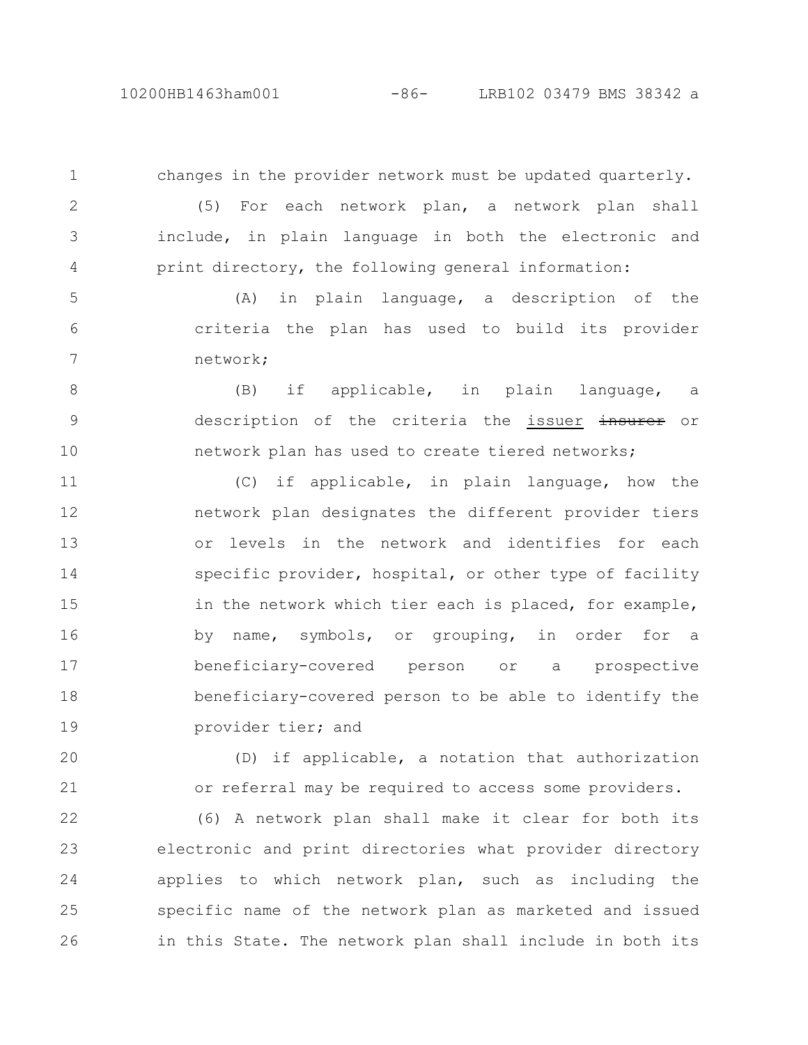changes in the provider network must be updated quarterly.

(5) For each network plan, a network plan shall include, in plain language in both the electronic and print directory, the following general information:

(A) in plain language, a description of the criteria the plan has used to build its provider network;

(B) if applicable, in plain language, a description of the criteria the issuer ~~insurer~~ or network plan has used to create tiered networks;

(C) if applicable, in plain language, how the network plan designates the different provider tiers or levels in the network and identifies for each specific provider, hospital, or other type of facility in the network which tier each is placed, for example, by name, symbols, or grouping, in order for a beneficiary-covered person or a prospective beneficiary-covered person to be able to identify the provider tier; and

(D) if applicable, a notation that authorization or referral may be required to access some providers.

(6) A network plan shall make it clear for both its electronic and print directories what provider directory applies to which network plan, such as including the specific name of the network plan as marketed and issued in this State. The network plan shall include in both its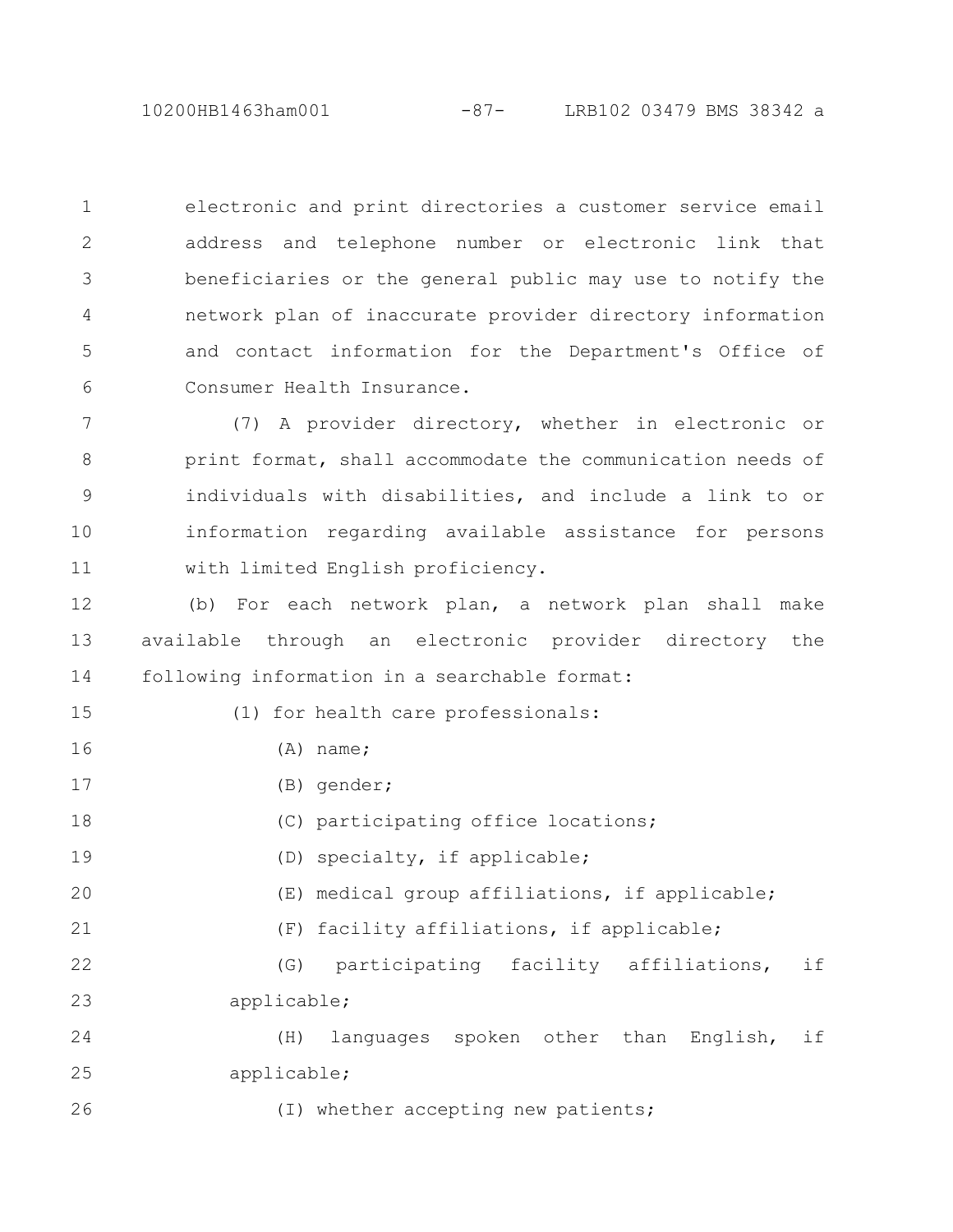electronic and print directories a customer service email address and telephone number or electronic link that beneficiaries or the general public may use to notify the network plan of inaccurate provider directory information and contact information for the Department's Office of Consumer Health Insurance.

(7) A provider directory, whether in electronic or print format, shall accommodate the communication needs of individuals with disabilities, and include a link to or information regarding available assistance for persons with limited English proficiency.

(b) For each network plan, a network plan shall make available through an electronic provider directory the following information in a searchable format:

(1) for health care professionals:

(A) name;

(B) gender;

(C) participating office locations;

(D) specialty, if applicable;

(E) medical group affiliations, if applicable;

(F) facility affiliations, if applicable;

(G) participating facility affiliations, if applicable;

(H) languages spoken other than English, if applicable;

(I) whether accepting new patients;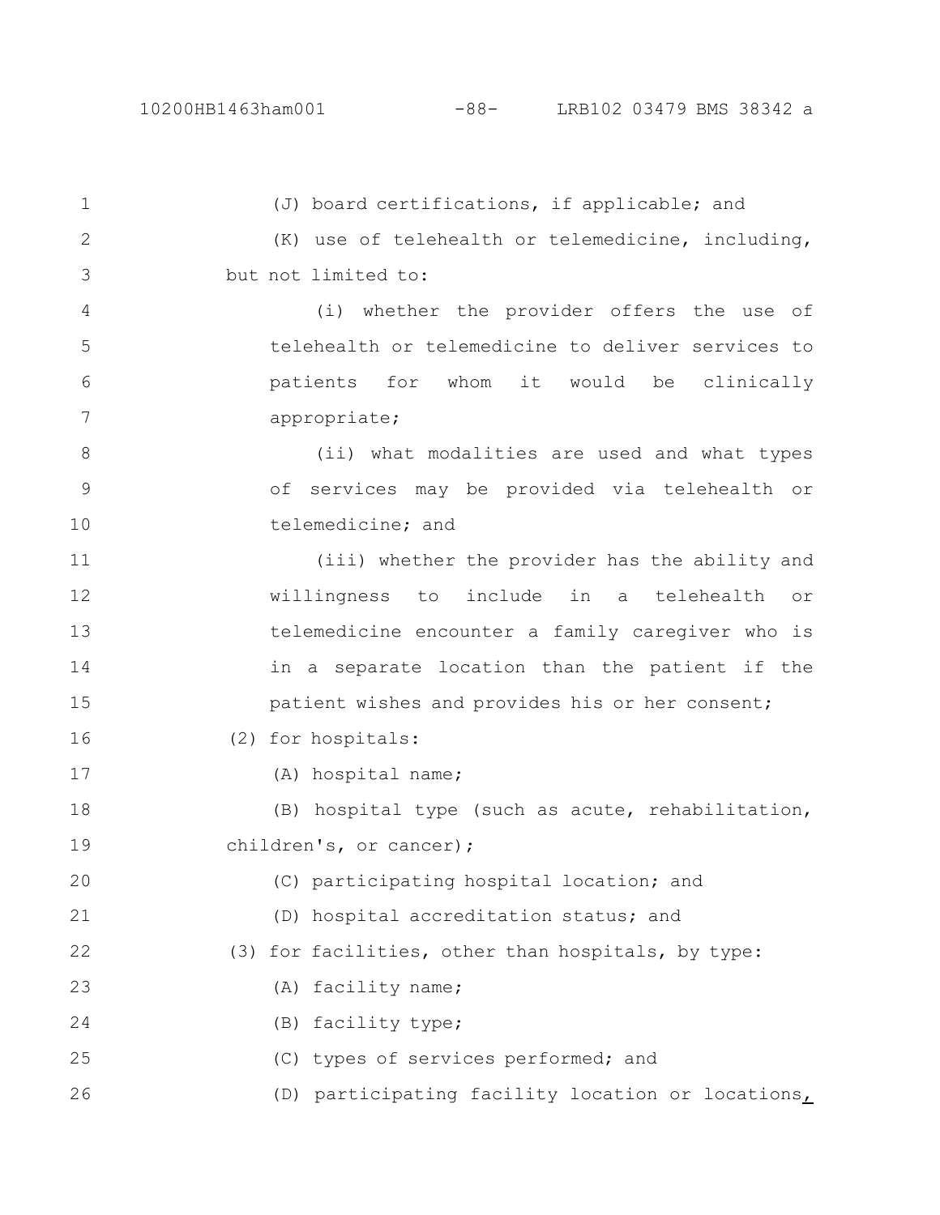(J) board certifications, if applicable; and

(K) use of telehealth or telemedicine, including, but not limited to:

(i) whether the provider offers the use of telehealth or telemedicine to deliver services to patients for whom it would be clinically appropriate;

(ii) what modalities are used and what types of services may be provided via telehealth or telemedicine; and

(iii) whether the provider has the ability and willingness to include in a telehealth or telemedicine encounter a family caregiver who is in a separate location than the patient if the patient wishes and provides his or her consent;

(2) for hospitals:

(A) hospital name;

(B) hospital type (such as acute, rehabilitation, children's, or cancer);

(C) participating hospital location; and

(D) hospital accreditation status; and

(3) for facilities, other than hospitals, by type:

(A) facility name;

(B) facility type;

(C) types of services performed; and

(D) participating facility location or locations,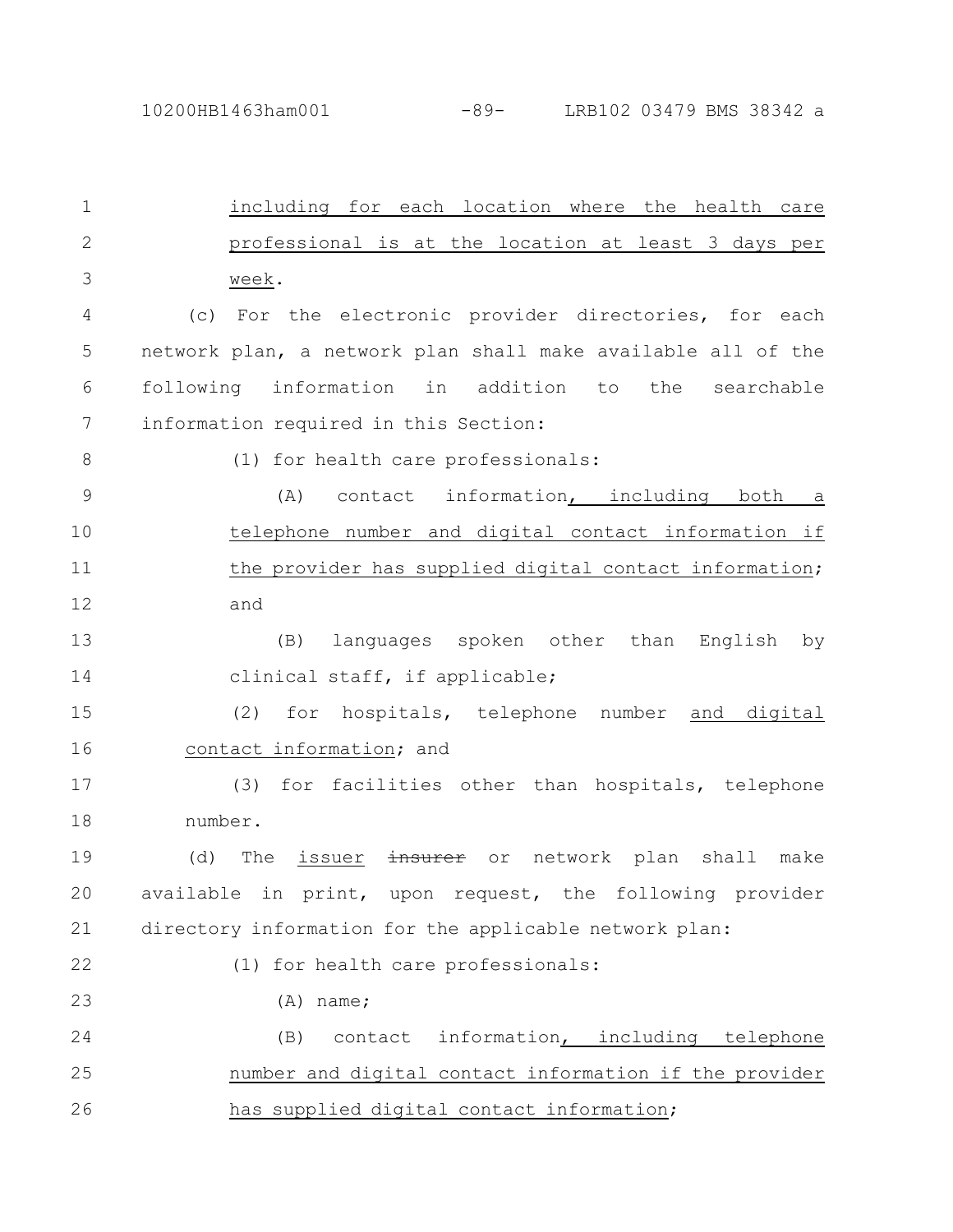including for each location where the health care professional is at the location at least 3 days per week.

(c) For the electronic provider directories, for each network plan, a network plan shall make available all of the following information in addition to the searchable information required in this Section:

(1) for health care professionals:

(A) contact information, including both a telephone number and digital contact information if the provider has supplied digital contact information; and

(B) languages spoken other than English by clinical staff, if applicable;

(2) for hospitals, telephone number and digital contact information; and

(3) for facilities other than hospitals, telephone number.

(d) The issuer ~~insurer~~ or network plan shall make available in print, upon request, the following provider directory information for the applicable network plan:

(1) for health care professionals:

(A) name;

(B) contact information, including telephone number and digital contact information if the provider has supplied digital contact information;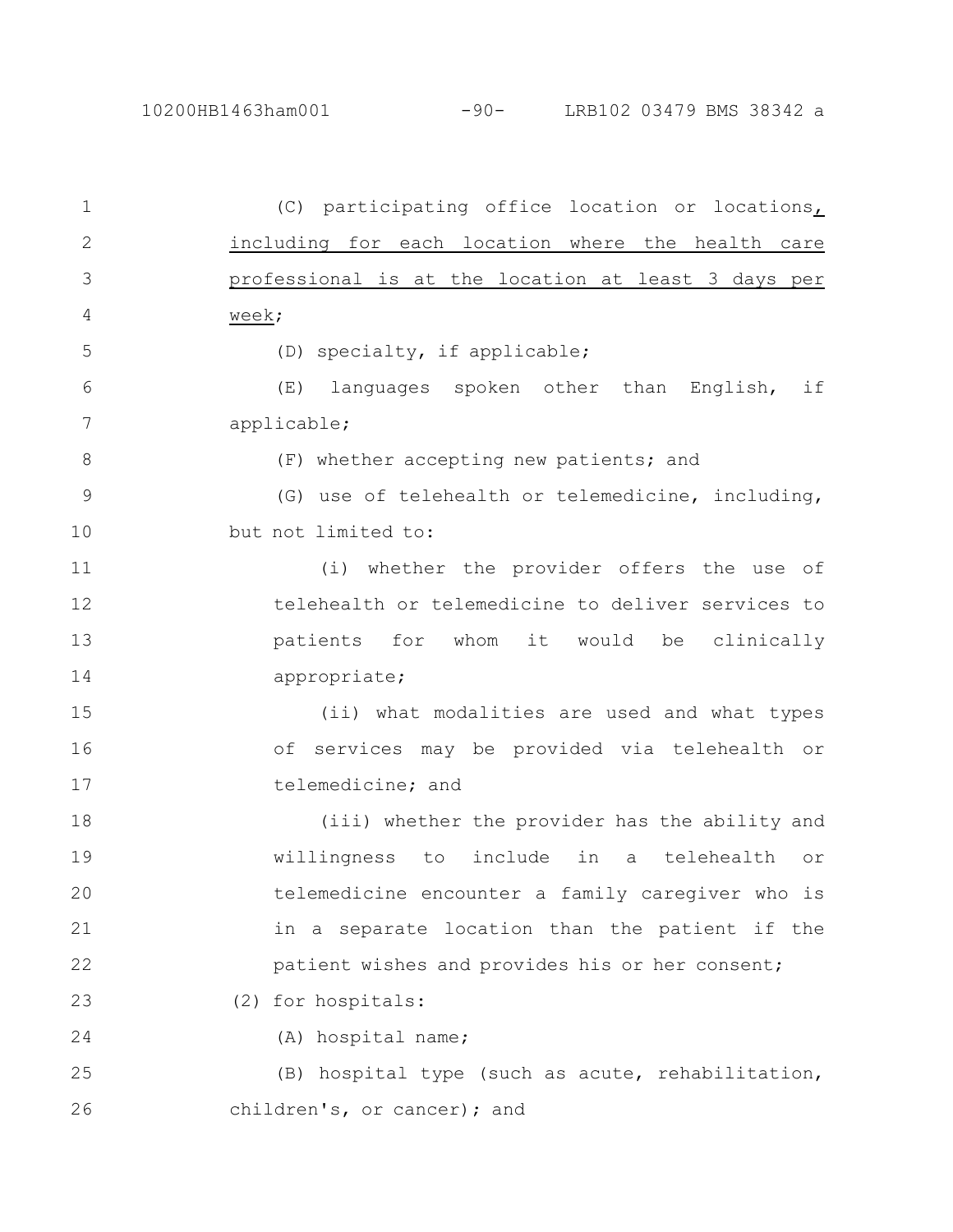(C) participating office location or locations, including for each location where the health care professional is at the location at least 3 days per week;

(D) specialty, if applicable;

(E) languages spoken other than English, if applicable;

(F) whether accepting new patients; and

(G) use of telehealth or telemedicine, including, but not limited to:

(i) whether the provider offers the use of telehealth or telemedicine to deliver services to patients for whom it would be clinically appropriate;

(ii) what modalities are used and what types of services may be provided via telehealth or telemedicine; and

(iii) whether the provider has the ability and willingness to include in a telehealth or telemedicine encounter a family caregiver who is in a separate location than the patient if the patient wishes and provides his or her consent;

(2) for hospitals:

(A) hospital name;

(B) hospital type (such as acute, rehabilitation, children's, or cancer); and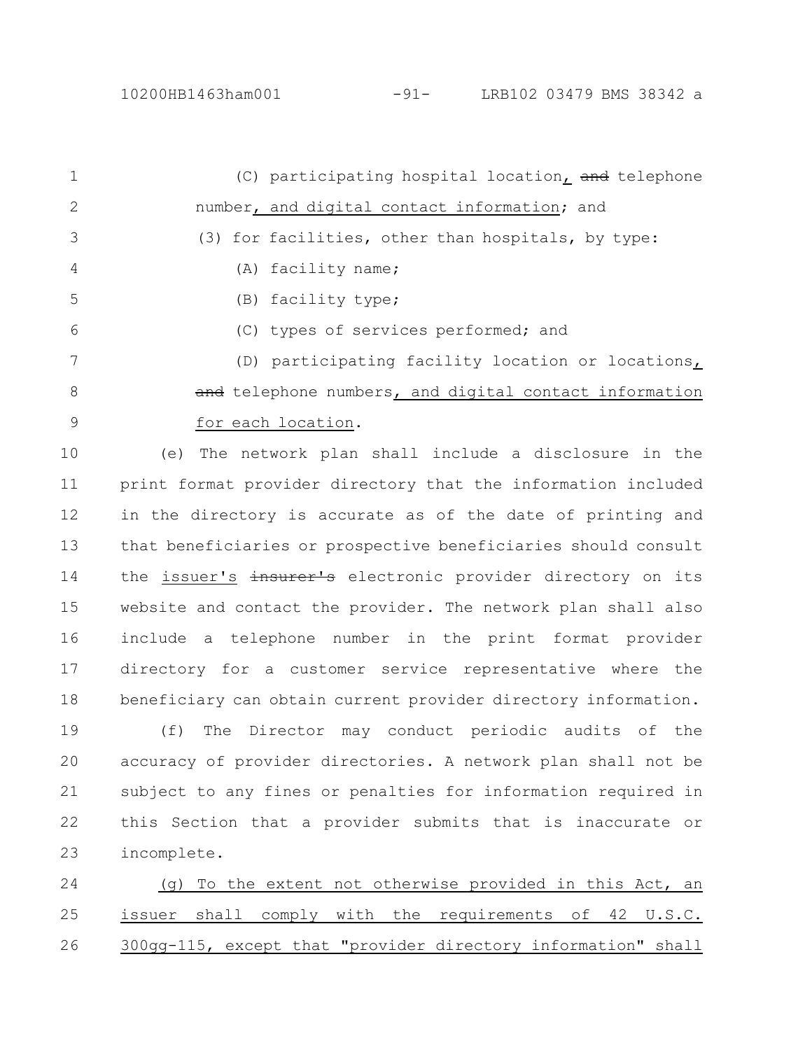(C) participating hospital location, ~~and~~ telephone number, and digital contact information; and

(3) for facilities, other than hospitals, by type:

(A) facility name;

(B) facility type;

(C) types of services performed; and

(D) participating facility location or locations, ~~and~~ telephone numbers, and digital contact information for each location.

(e) The network plan shall include a disclosure in the print format provider directory that the information included in the directory is accurate as of the date of printing and that beneficiaries or prospective beneficiaries should consult the issuer's ~~insurer's~~ electronic provider directory on its website and contact the provider. The network plan shall also include a telephone number in the print format provider directory for a customer service representative where the beneficiary can obtain current provider directory information.

(f) The Director may conduct periodic audits of the accuracy of provider directories. A network plan shall not be subject to any fines or penalties for information required in this Section that a provider submits that is inaccurate or incomplete.

(g) To the extent not otherwise provided in this Act, an issuer shall comply with the requirements of 42 U.S.C. 300gg-115, except that "provider directory information" shall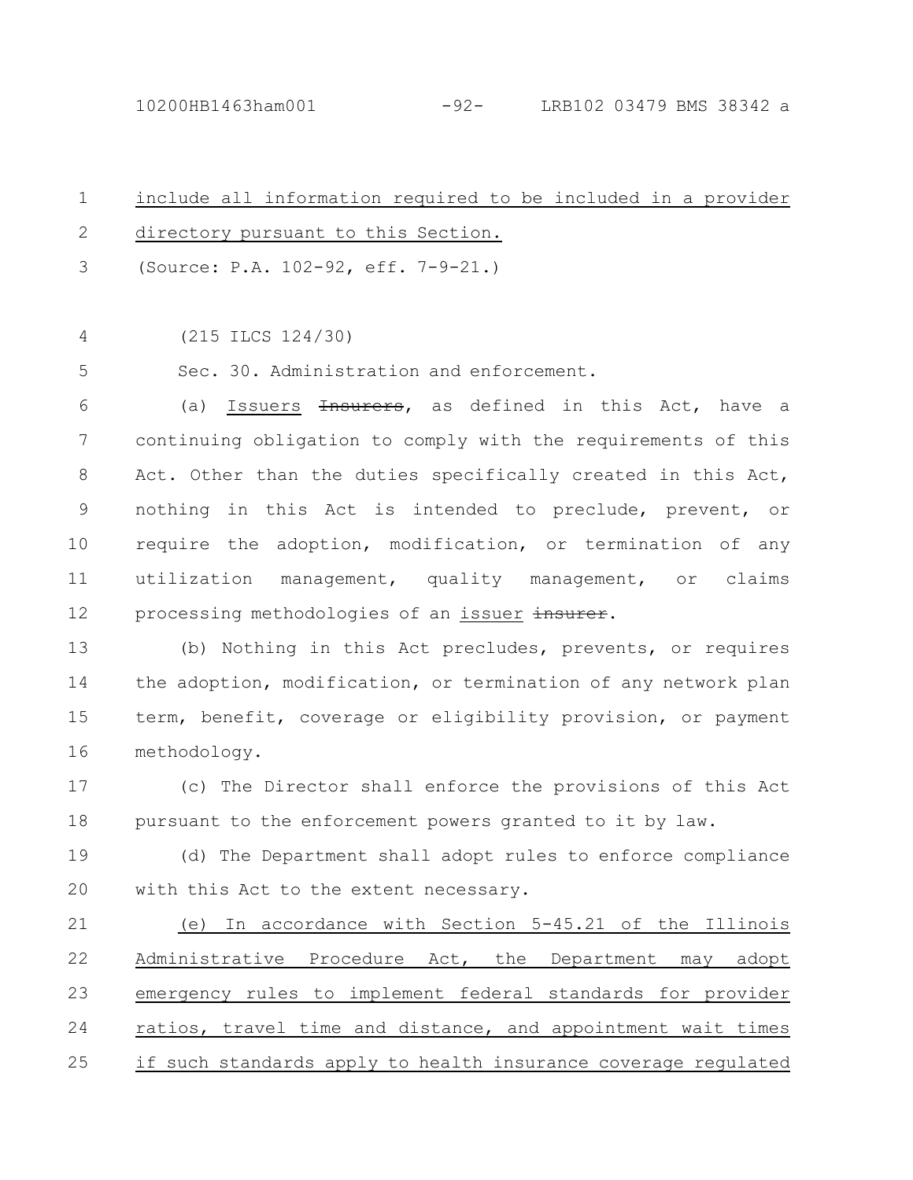include all information required to be included in a provider directory pursuant to this Section.

(Source: P.A. 102-92, eff. 7-9-21.)

(215 ILCS 124/30)

Sec. 30. Administration and enforcement.

(a) Issuers ~~Insurers~~, as defined in this Act, have a continuing obligation to comply with the requirements of this Act. Other than the duties specifically created in this Act, nothing in this Act is intended to preclude, prevent, or require the adoption, modification, or termination of any utilization management, quality management, or claims processing methodologies of an issuer ~~insurer~~.

(b) Nothing in this Act precludes, prevents, or requires the adoption, modification, or termination of any network plan term, benefit, coverage or eligibility provision, or payment methodology.

(c) The Director shall enforce the provisions of this Act pursuant to the enforcement powers granted to it by law.

(d) The Department shall adopt rules to enforce compliance with this Act to the extent necessary.

(e) In accordance with Section 5-45.21 of the Illinois Administrative Procedure Act, the Department may adopt emergency rules to implement federal standards for provider ratios, travel time and distance, and appointment wait times if such standards apply to health insurance coverage regulated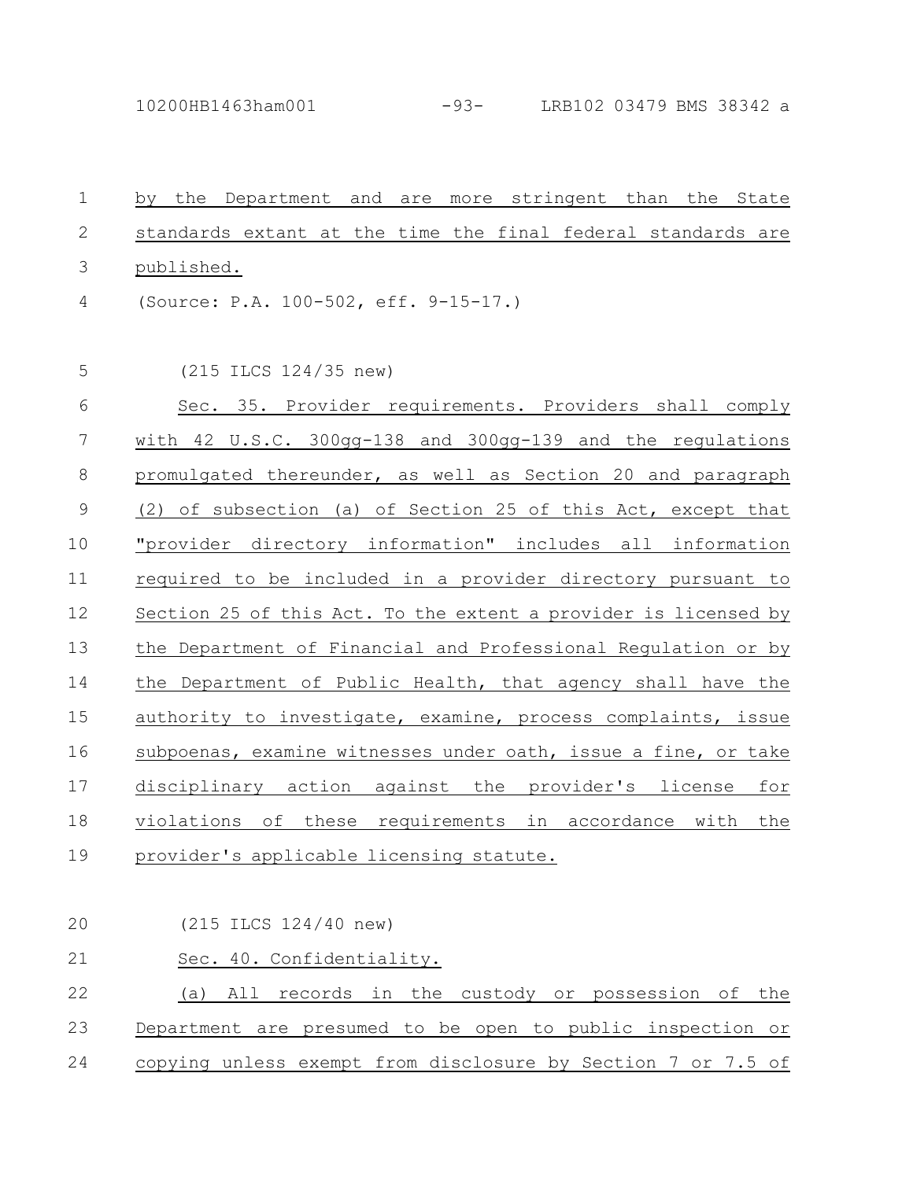by the Department and are more stringent than the State standards extant at the time the final federal standards are published.

(Source: P.A. 100-502, eff. 9-15-17.)

(215 ILCS 124/35 new)

Sec. 35. Provider requirements. Providers shall comply with 42 U.S.C. 300gg-138 and 300gg-139 and the regulations promulgated thereunder, as well as Section 20 and paragraph (2) of subsection (a) of Section 25 of this Act, except that "provider directory information" includes all information required to be included in a provider directory pursuant to Section 25 of this Act. To the extent a provider is licensed by the Department of Financial and Professional Regulation or by the Department of Public Health, that agency shall have the authority to investigate, examine, process complaints, issue subpoenas, examine witnesses under oath, issue a fine, or take disciplinary action against the provider's license for violations of these requirements in accordance with the provider's applicable licensing statute.

(215 ILCS 124/40 new)

Sec. 40. Confidentiality.

(a) All records in the custody or possession of the Department are presumed to be open to public inspection or copying unless exempt from disclosure by Section 7 or 7.5 of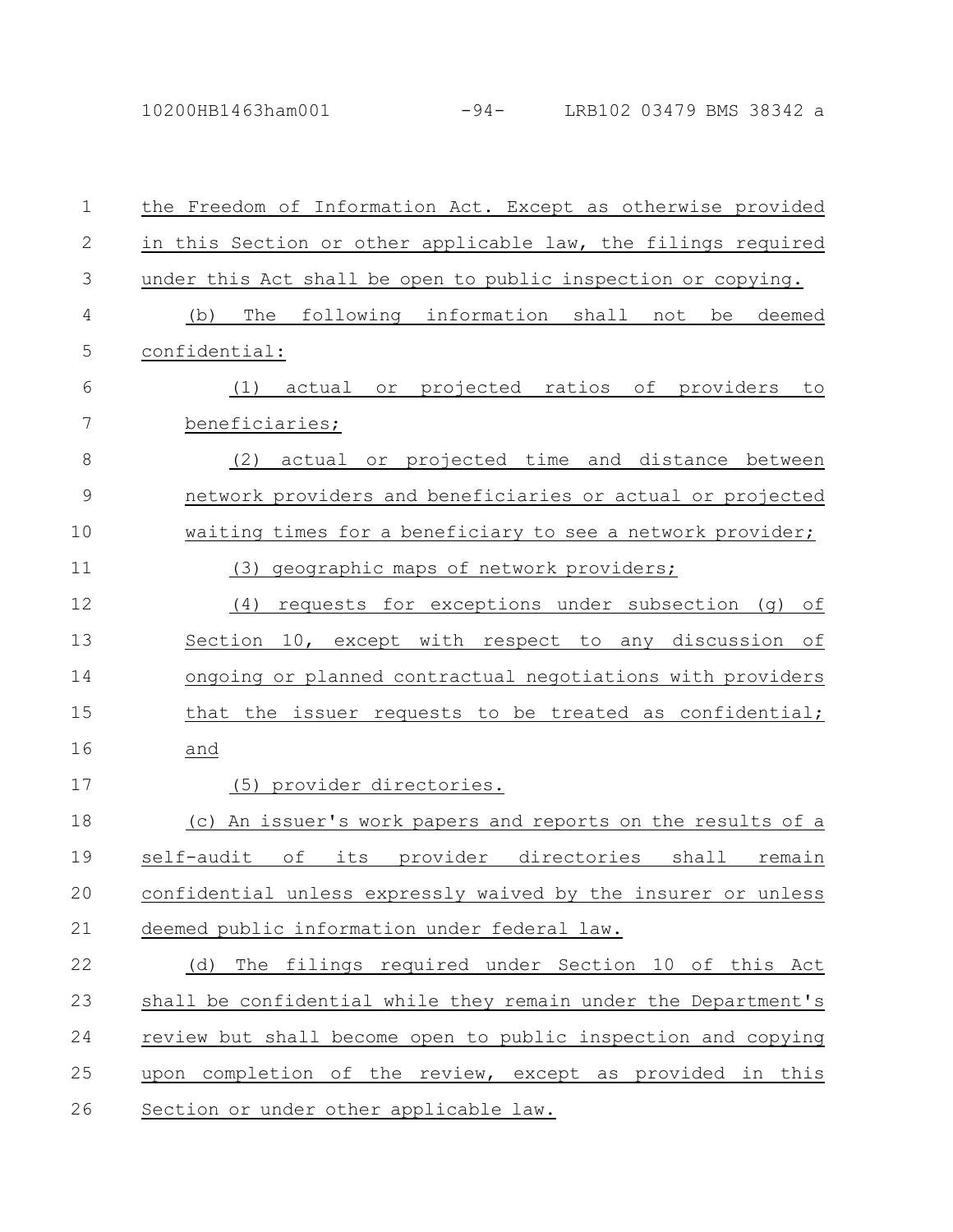the Freedom of Information Act. Except as otherwise provided in this Section or other applicable law, the filings required under this Act shall be open to public inspection or copying.

(b) The following information shall not be deemed confidential:

(1) actual or projected ratios of providers to beneficiaries;

(2) actual or projected time and distance between network providers and beneficiaries or actual or projected waiting times for a beneficiary to see a network provider;

(3) geographic maps of network providers;

(4) requests for exceptions under subsection (g) of Section 10, except with respect to any discussion of ongoing or planned contractual negotiations with providers that the issuer requests to be treated as confidential; and

(5) provider directories.

(c) An issuer's work papers and reports on the results of a self-audit of its provider directories shall remain confidential unless expressly waived by the insurer or unless deemed public information under federal law.

(d) The filings required under Section 10 of this Act shall be confidential while they remain under the Department's review but shall become open to public inspection and copying upon completion of the review, except as provided in this Section or under other applicable law.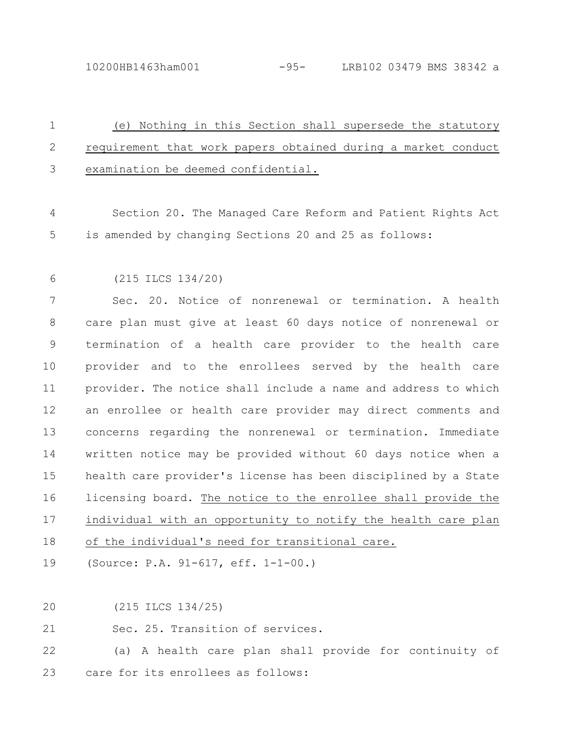(e) Nothing in this Section shall supersede the statutory requirement that work papers obtained during a market conduct examination be deemed confidential.

Section 20. The Managed Care Reform and Patient Rights Act is amended by changing Sections 20 and 25 as follows:

(215 ILCS 134/20)

Sec. 20. Notice of nonrenewal or termination. A health care plan must give at least 60 days notice of nonrenewal or termination of a health care provider to the health care provider and to the enrollees served by the health care provider. The notice shall include a name and address to which an enrollee or health care provider may direct comments and concerns regarding the nonrenewal or termination. Immediate written notice may be provided without 60 days notice when a health care provider's license has been disciplined by a State licensing board. The notice to the enrollee shall provide the individual with an opportunity to notify the health care plan of the individual's need for transitional care.

(Source: P.A. 91-617, eff. 1-1-00.)

(215 ILCS 134/25)

Sec. 25. Transition of services.

(a) A health care plan shall provide for continuity of care for its enrollees as follows: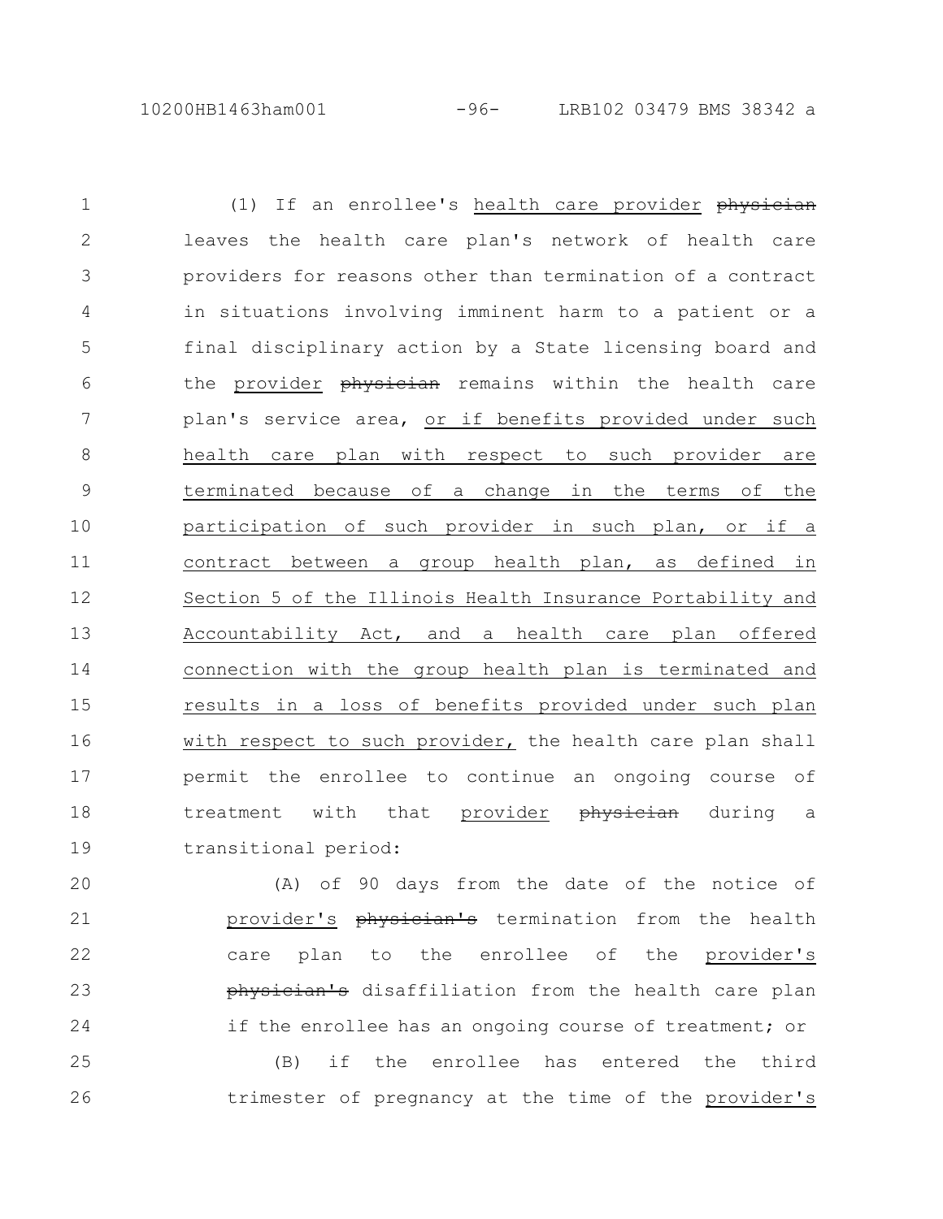(1) If an enrollee's health care provider ~~physician~~ leaves the health care plan's network of health care providers for reasons other than termination of a contract in situations involving imminent harm to a patient or a final disciplinary action by a State licensing board and the provider ~~physician~~ remains within the health care plan's service area, or if benefits provided under such health care plan with respect to such provider are terminated because of a change in the terms of the participation of such provider in such plan, or if a contract between a group health plan, as defined in Section 5 of the Illinois Health Insurance Portability and Accountability Act, and a health care plan offered connection with the group health plan is terminated and results in a loss of benefits provided under such plan with respect to such provider, the health care plan shall permit the enrollee to continue an ongoing course of treatment with that provider ~~physician~~ during a transitional period:

(A) of 90 days from the date of the notice of provider's ~~physician's~~ termination from the health care plan to the enrollee of the provider's ~~physician's~~ disaffiliation from the health care plan if the enrollee has an ongoing course of treatment; or

(B) if the enrollee has entered the third trimester of pregnancy at the time of the provider's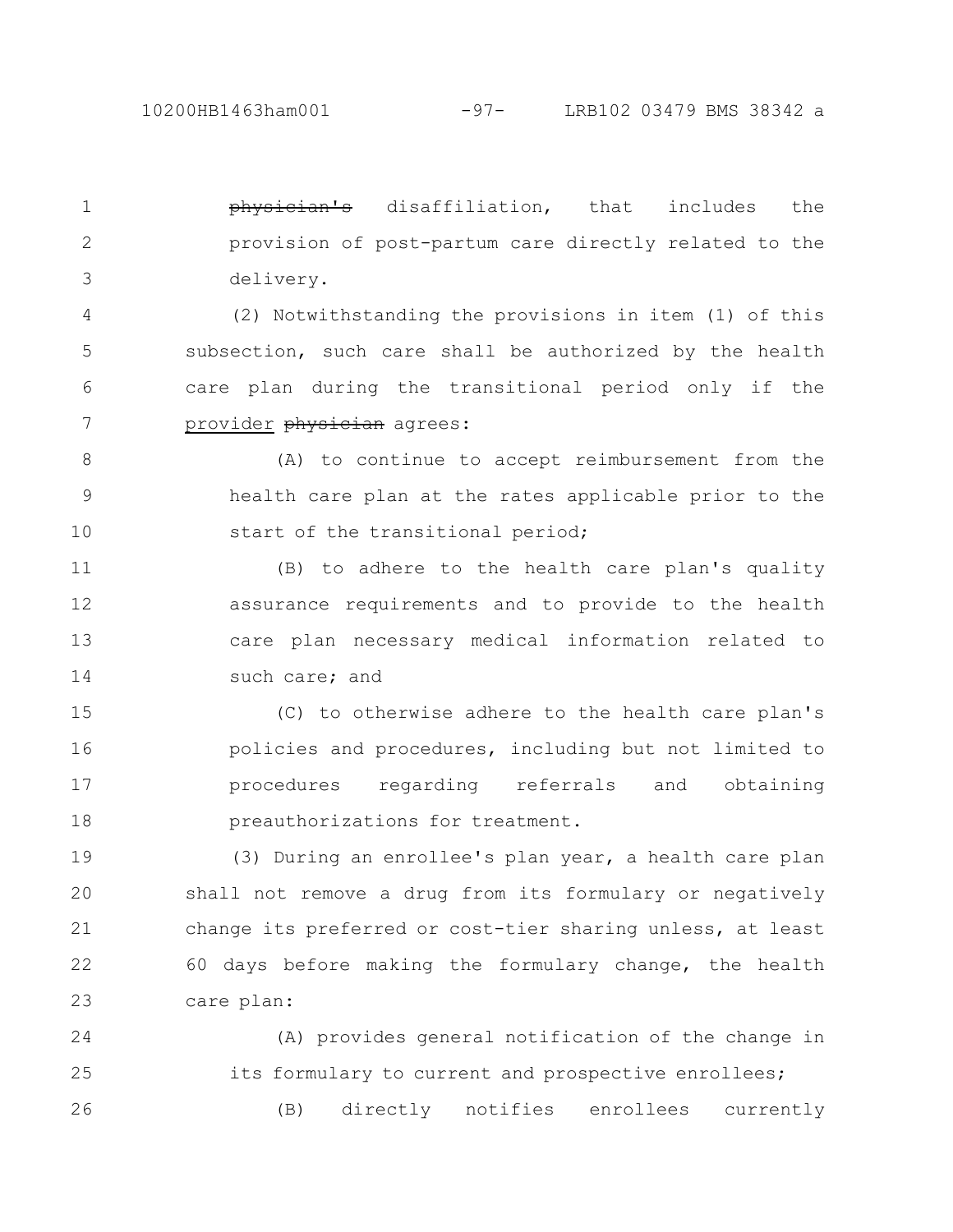~~physician's~~ disaffiliation, that includes the provision of post-partum care directly related to the delivery.

(2) Notwithstanding the provisions in item (1) of this subsection, such care shall be authorized by the health care plan during the transitional period only if the provider ~~physician~~ agrees:

(A) to continue to accept reimbursement from the health care plan at the rates applicable prior to the start of the transitional period;

(B) to adhere to the health care plan's quality assurance requirements and to provide to the health care plan necessary medical information related to such care; and

(C) to otherwise adhere to the health care plan's policies and procedures, including but not limited to procedures regarding referrals and obtaining preauthorizations for treatment.

(3) During an enrollee's plan year, a health care plan shall not remove a drug from its formulary or negatively change its preferred or cost-tier sharing unless, at least 60 days before making the formulary change, the health care plan:

(A) provides general notification of the change in its formulary to current and prospective enrollees;

(B) directly notifies enrollees currently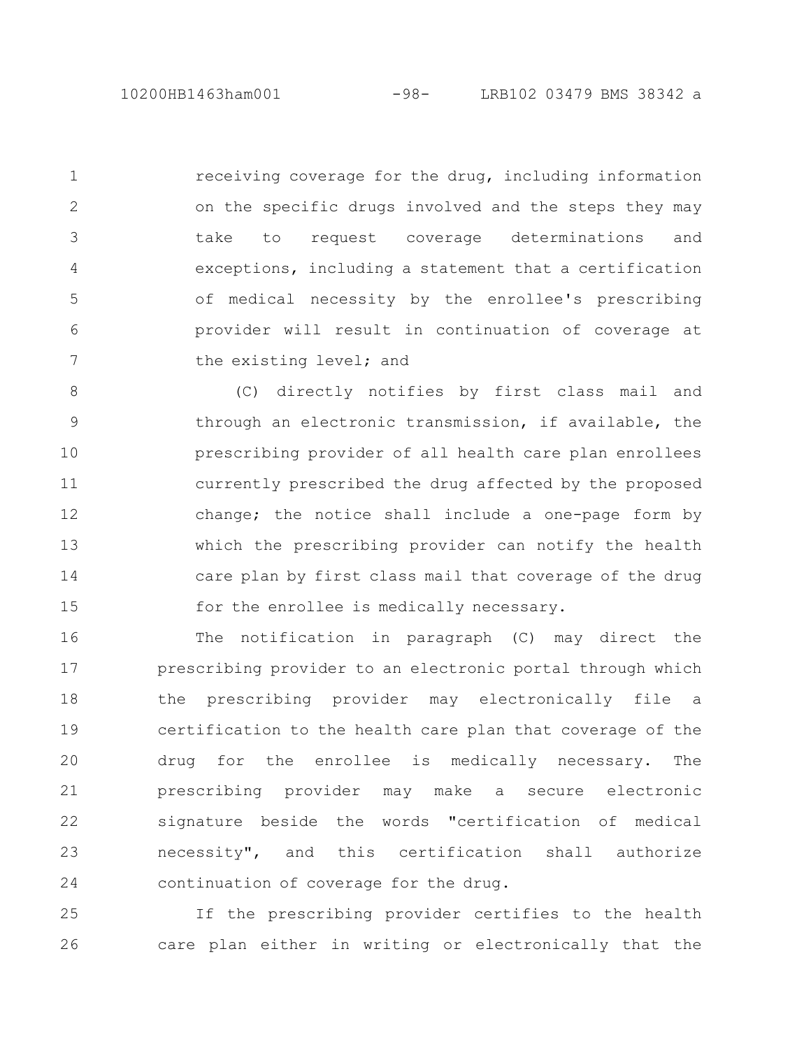receiving coverage for the drug, including information on the specific drugs involved and the steps they may take to request coverage determinations and exceptions, including a statement that a certification of medical necessity by the enrollee's prescribing provider will result in continuation of coverage at the existing level; and

(C) directly notifies by first class mail and through an electronic transmission, if available, the prescribing provider of all health care plan enrollees currently prescribed the drug affected by the proposed change; the notice shall include a one-page form by which the prescribing provider can notify the health care plan by first class mail that coverage of the drug for the enrollee is medically necessary.

The notification in paragraph (C) may direct the prescribing provider to an electronic portal through which the prescribing provider may electronically file a certification to the health care plan that coverage of the drug for the enrollee is medically necessary. The prescribing provider may make a secure electronic signature beside the words "certification of medical necessity", and this certification shall authorize continuation of coverage for the drug.

If the prescribing provider certifies to the health care plan either in writing or electronically that the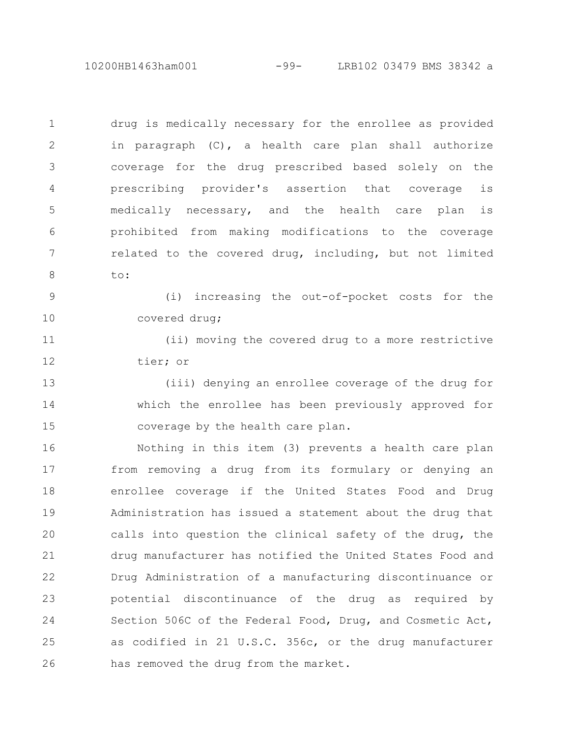drug is medically necessary for the enrollee as provided in paragraph (C), a health care plan shall authorize coverage for the drug prescribed based solely on the prescribing provider's assertion that coverage is medically necessary, and the health care plan is prohibited from making modifications to the coverage related to the covered drug, including, but not limited to:

(i) increasing the out-of-pocket costs for the covered drug;

(ii) moving the covered drug to a more restrictive tier; or

(iii) denying an enrollee coverage of the drug for which the enrollee has been previously approved for coverage by the health care plan.

Nothing in this item (3) prevents a health care plan from removing a drug from its formulary or denying an enrollee coverage if the United States Food and Drug Administration has issued a statement about the drug that calls into question the clinical safety of the drug, the drug manufacturer has notified the United States Food and Drug Administration of a manufacturing discontinuance or potential discontinuance of the drug as required by Section 506C of the Federal Food, Drug, and Cosmetic Act, as codified in 21 U.S.C. 356c, or the drug manufacturer has removed the drug from the market.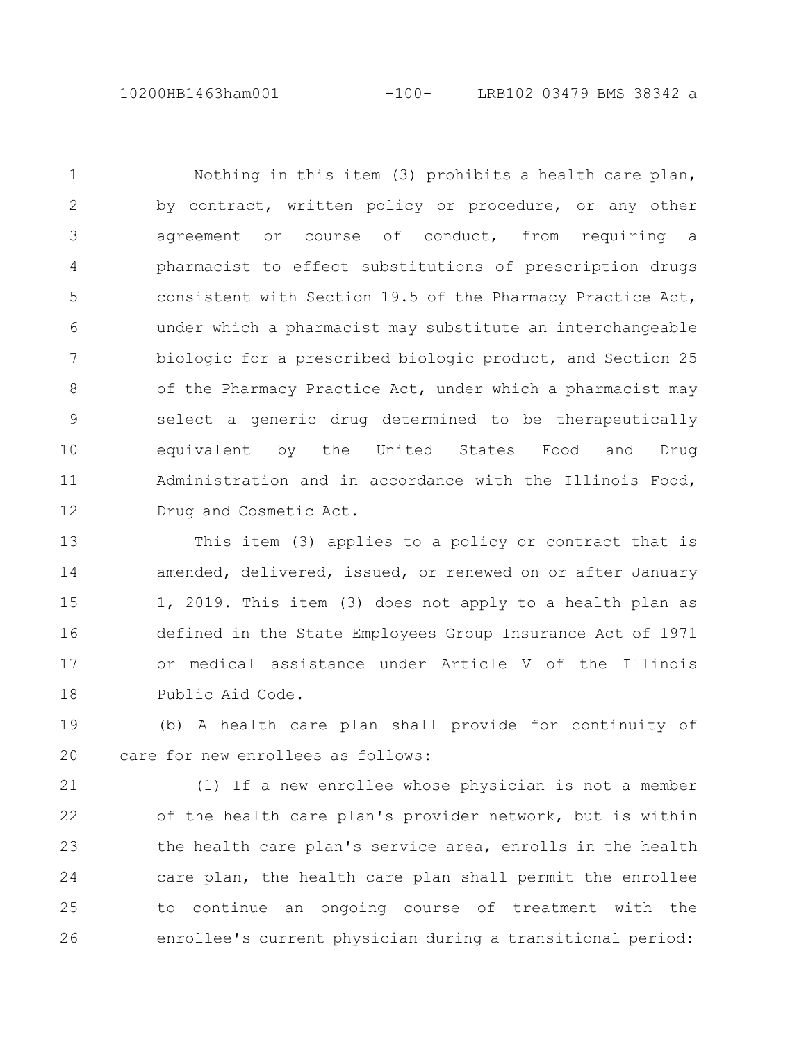Nothing in this item (3) prohibits a health care plan, by contract, written policy or procedure, or any other agreement or course of conduct, from requiring a pharmacist to effect substitutions of prescription drugs consistent with Section 19.5 of the Pharmacy Practice Act, under which a pharmacist may substitute an interchangeable biologic for a prescribed biologic product, and Section 25 of the Pharmacy Practice Act, under which a pharmacist may select a generic drug determined to be therapeutically equivalent by the United States Food and Drug Administration and in accordance with the Illinois Food, Drug and Cosmetic Act.

This item (3) applies to a policy or contract that is amended, delivered, issued, or renewed on or after January 1, 2019. This item (3) does not apply to a health plan as defined in the State Employees Group Insurance Act of 1971 or medical assistance under Article V of the Illinois Public Aid Code.

(b) A health care plan shall provide for continuity of care for new enrollees as follows:

(1) If a new enrollee whose physician is not a member of the health care plan's provider network, but is within the health care plan's service area, enrolls in the health care plan, the health care plan shall permit the enrollee to continue an ongoing course of treatment with the enrollee's current physician during a transitional period: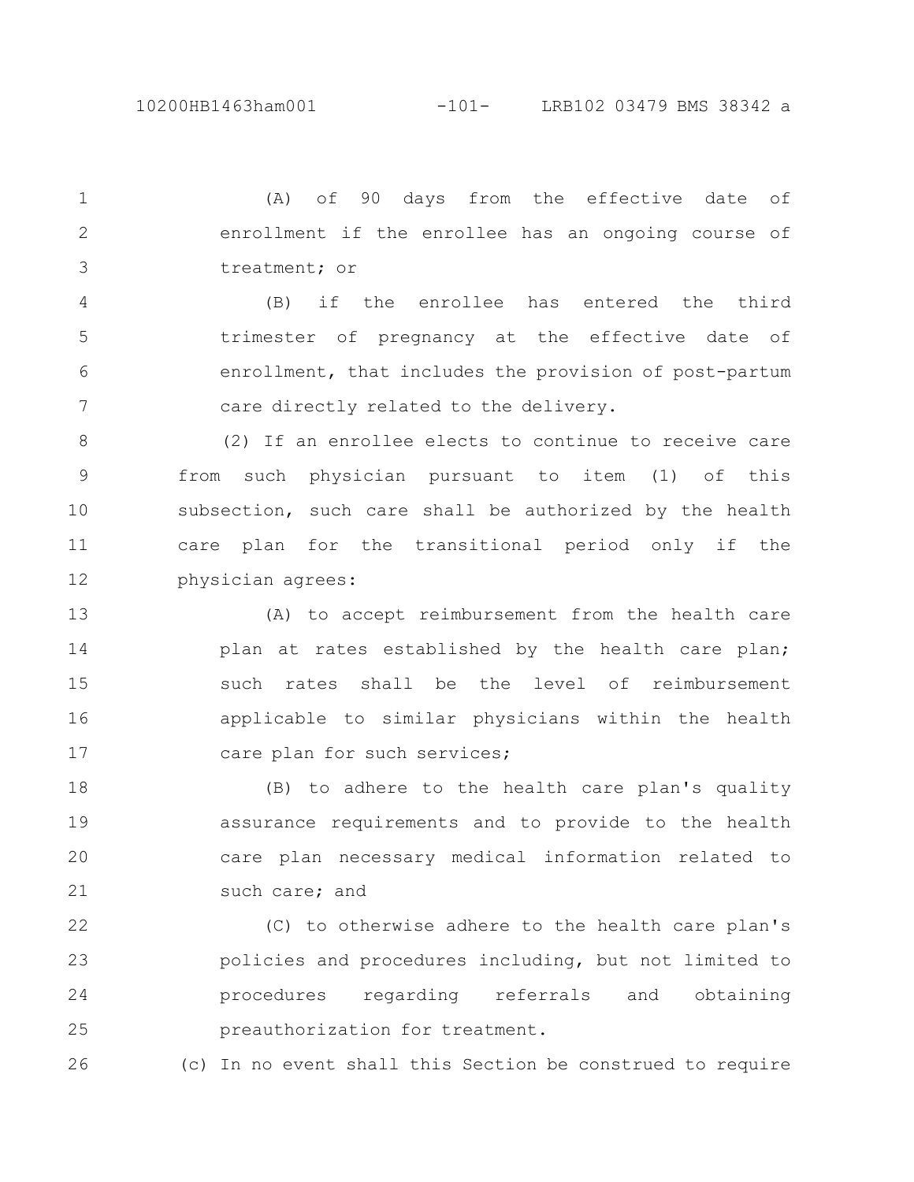(A) of 90 days from the effective date of enrollment if the enrollee has an ongoing course of treatment; or

(B) if the enrollee has entered the third trimester of pregnancy at the effective date of enrollment, that includes the provision of post-partum care directly related to the delivery.

(2) If an enrollee elects to continue to receive care from such physician pursuant to item (1) of this subsection, such care shall be authorized by the health care plan for the transitional period only if the physician agrees:

(A) to accept reimbursement from the health care plan at rates established by the health care plan; such rates shall be the level of reimbursement applicable to similar physicians within the health care plan for such services;

(B) to adhere to the health care plan's quality assurance requirements and to provide to the health care plan necessary medical information related to such care; and

(C) to otherwise adhere to the health care plan's policies and procedures including, but not limited to procedures regarding referrals and obtaining preauthorization for treatment.

(c) In no event shall this Section be construed to require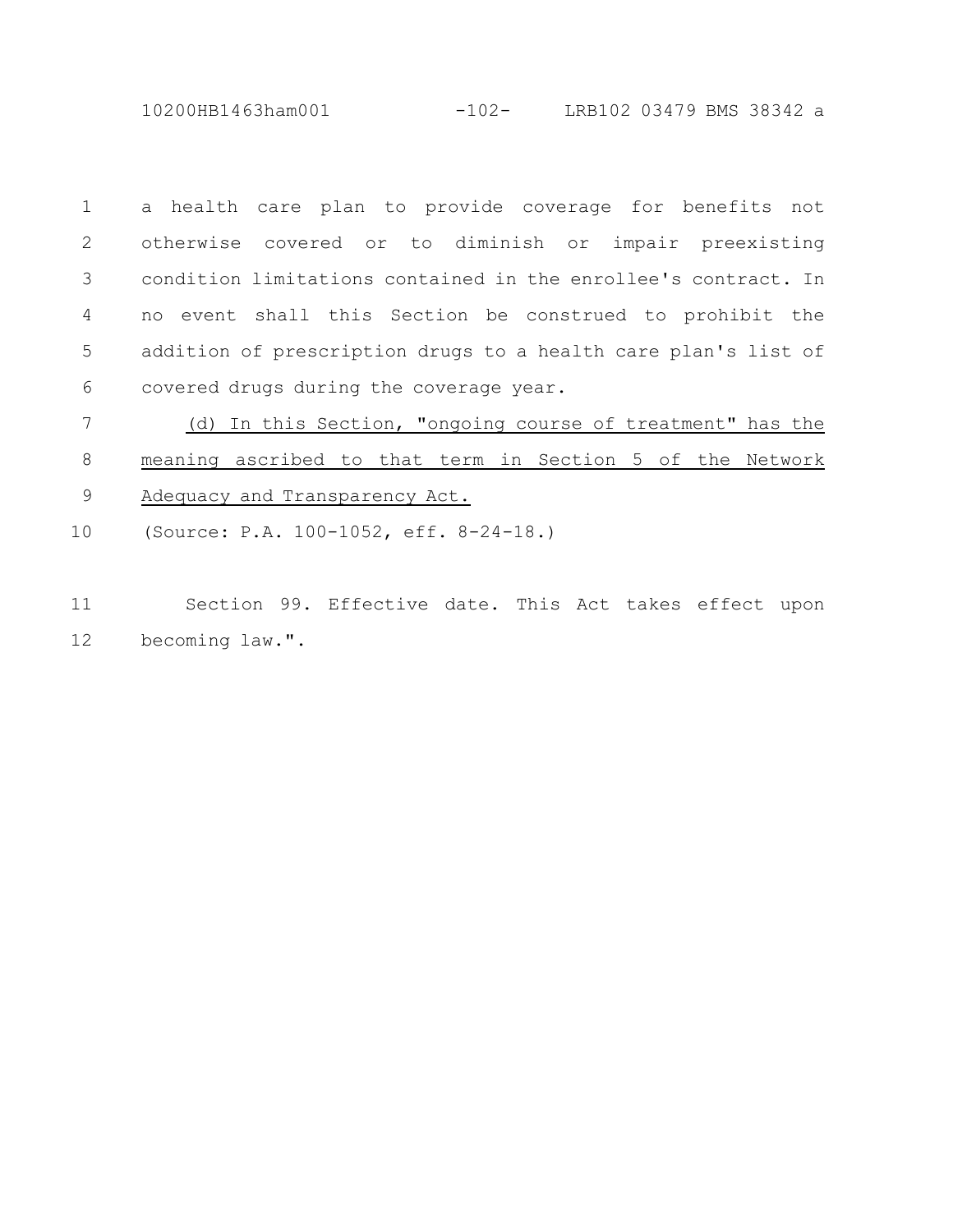a health care plan to provide coverage for benefits not otherwise covered or to diminish or impair preexisting condition limitations contained in the enrollee's contract. In no event shall this Section be construed to prohibit the addition of prescription drugs to a health care plan's list of covered drugs during the coverage year.

<u>(d) In this Section, "ongoing course of treatment" has the meaning ascribed to that term in Section 5 of the Network Adequacy and Transparency Act.</u>

(Source: P.A. 100-1052, eff. 8-24-18.)

Section 99. Effective date. This Act takes effect upon becoming law.".